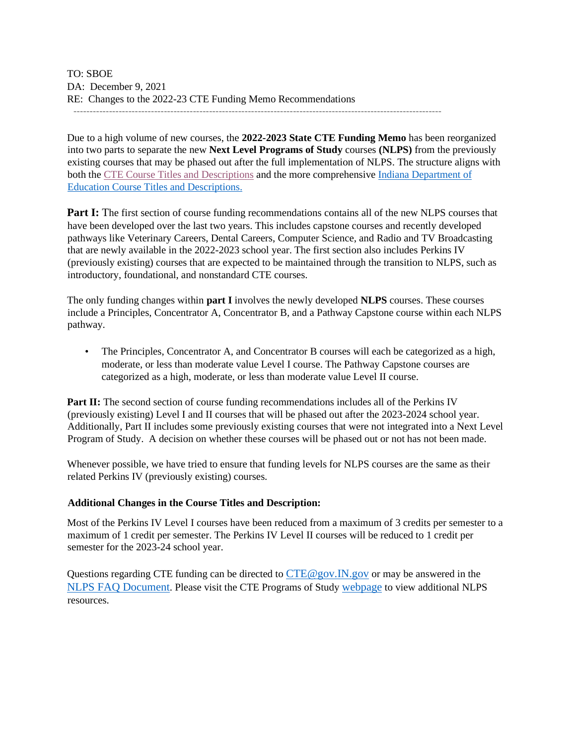TO: SBOE
DA: December 9, 2021
RE: Changes to the 2022-23 CTE Funding Memo Recommendations

---

Due to a high volume of new courses, the **2022-2023 State CTE Funding Memo** has been reorganized into two parts to separate the new **Next Level Programs of Study** courses **(NLPS)** from the previously existing courses that may be phased out after the full implementation of NLPS. The structure aligns with both the CTE Course Titles and Descriptions and the more comprehensive Indiana Department of Education Course Titles and Descriptions.

**Part I:** The first section of course funding recommendations contains all of the new NLPS courses that have been developed over the last two years. This includes capstone courses and recently developed pathways like Veterinary Careers, Dental Careers, Computer Science, and Radio and TV Broadcasting that are newly available in the 2022-2023 school year. The first section also includes Perkins IV (previously existing) courses that are expected to be maintained through the transition to NLPS, such as introductory, foundational, and nonstandard CTE courses.

The only funding changes within **part I** involves the newly developed **NLPS** courses. These courses include a Principles, Concentrator A, Concentrator B, and a Pathway Capstone course within each NLPS pathway.

- The Principles, Concentrator A, and Concentrator B courses will each be categorized as a high, moderate, or less than moderate value Level I course. The Pathway Capstone courses are categorized as a high, moderate, or less than moderate value Level II course.

**Part II:** The second section of course funding recommendations includes all of the Perkins IV (previously existing) Level I and II courses that will be phased out after the 2023-2024 school year. Additionally, Part II includes some previously existing courses that were not integrated into a Next Level Program of Study. A decision on whether these courses will be phased out or not has not been made.

Whenever possible, we have tried to ensure that funding levels for NLPS courses are the same as their related Perkins IV (previously existing) courses.

**Additional Changes in the Course Titles and Description:**

Most of the Perkins IV Level I courses have been reduced from a maximum of 3 credits per semester to a maximum of 1 credit per semester. The Perkins IV Level II courses will be reduced to 1 credit per semester for the 2023-24 school year.

Questions regarding CTE funding can be directed to CTE@gov.IN.gov or may be answered in the NLPS FAQ Document. Please visit the CTE Programs of Study webpage to view additional NLPS resources.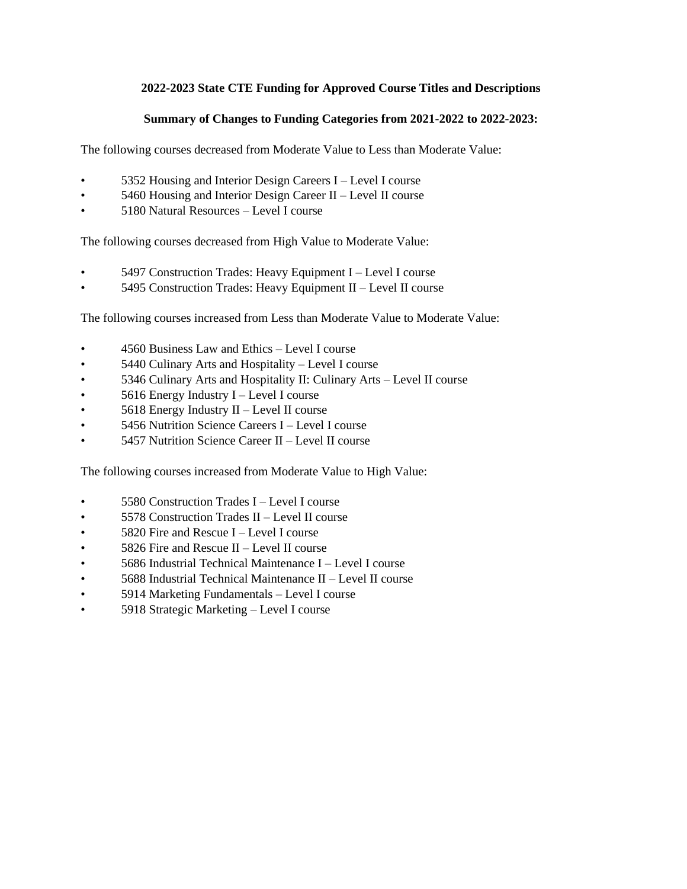**2022-2023 State CTE Funding for Approved Course Titles and Descriptions**

**Summary of Changes to Funding Categories from 2021-2022 to 2022-2023:**

The following courses decreased from Moderate Value to Less than Moderate Value:

- 5352 Housing and Interior Design Careers I – Level I course
- 5460 Housing and Interior Design Career II – Level II course
- 5180 Natural Resources – Level I course

The following courses decreased from High Value to Moderate Value:

- 5497 Construction Trades: Heavy Equipment I – Level I course
- 5495 Construction Trades: Heavy Equipment II – Level II course

The following courses increased from Less than Moderate Value to Moderate Value:

- 4560 Business Law and Ethics – Level I course
- 5440 Culinary Arts and Hospitality – Level I course
- 5346 Culinary Arts and Hospitality II: Culinary Arts – Level II course
- 5616 Energy Industry I – Level I course
- 5618 Energy Industry II – Level II course
- 5456 Nutrition Science Careers I – Level I course
- 5457 Nutrition Science Career II – Level II course

The following courses increased from Moderate Value to High Value:

- 5580 Construction Trades I – Level I course
- 5578 Construction Trades II – Level II course
- 5820 Fire and Rescue I – Level I course
- 5826 Fire and Rescue II – Level II course
- 5686 Industrial Technical Maintenance I – Level I course
- 5688 Industrial Technical Maintenance II – Level II course
- 5914 Marketing Fundamentals – Level I course
- 5918 Strategic Marketing – Level I course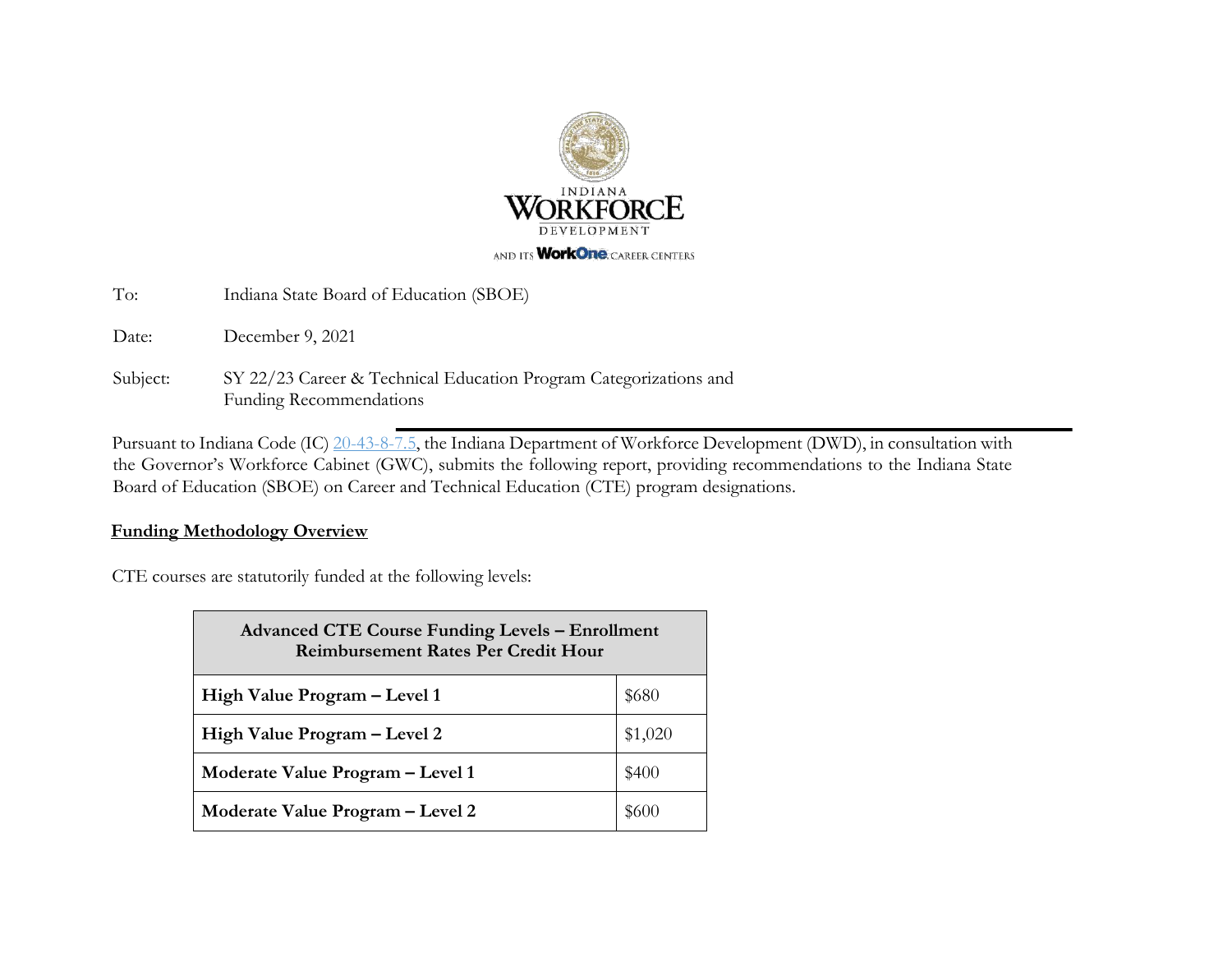INDIANA WORKFORCE DEVELOPMENT

AND ITS WorkOne CAREER CENTERS

To: Indiana State Board of Education (SBOE)

Date: December 9, 2021

Subject: SY 22/23 Career & Technical Education Program Categorizations and Funding Recommendations

Pursuant to Indiana Code (IC) 20-43-8-7.5, the Indiana Department of Workforce Development (DWD), in consultation with the Governor's Workforce Cabinet (GWC), submits the following report, providing recommendations to the Indiana State Board of Education (SBOE) on Career and Technical Education (CTE) program designations.

**Funding Methodology Overview**

CTE courses are statutorily funded at the following levels:

| Advanced CTE Course Funding Levels – Enrollment Reimbursement Rates Per Credit Hour | |
|---|---|
| **High Value Program – Level 1** | $680 |
| **High Value Program – Level 2** | $1,020 |
| **Moderate Value Program – Level 1** | $400 |
| **Moderate Value Program – Level 2** | $600 |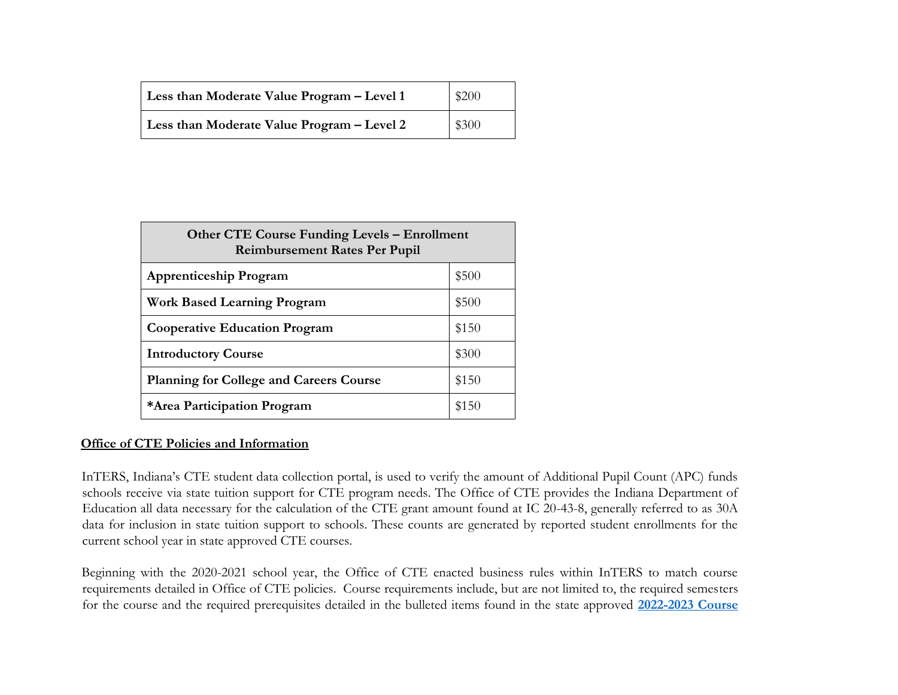| | |
|---|---|
| **Less than Moderate Value Program – Level 1** | $200 |
| **Less than Moderate Value Program – Level 2** | $300 |

| **Other CTE Course Funding Levels – Enrollment Reimbursement Rates Per Pupil** | |
|---|---|
| **Apprenticeship Program** | $500 |
| **Work Based Learning Program** | $500 |
| **Cooperative Education Program** | $150 |
| **Introductory Course** | $300 |
| **Planning for College and Careers Course** | $150 |
| **\*Area Participation Program** | $150 |

**Office of CTE Policies and Information**

InTERS, Indiana's CTE student data collection portal, is used to verify the amount of Additional Pupil Count (APC) funds schools receive via state tuition support for CTE program needs. The Office of CTE provides the Indiana Department of Education all data necessary for the calculation of the CTE grant amount found at IC 20-43-8, generally referred to as 30A data for inclusion in state tuition support to schools. These counts are generated by reported student enrollments for the current school year in state approved CTE courses.

Beginning with the 2020-2021 school year, the Office of CTE enacted business rules within InTERS to match course requirements detailed in Office of CTE policies. Course requirements include, but are not limited to, the required semesters for the course and the required prerequisites detailed in the bulleted items found in the state approved **2022-2023 Course**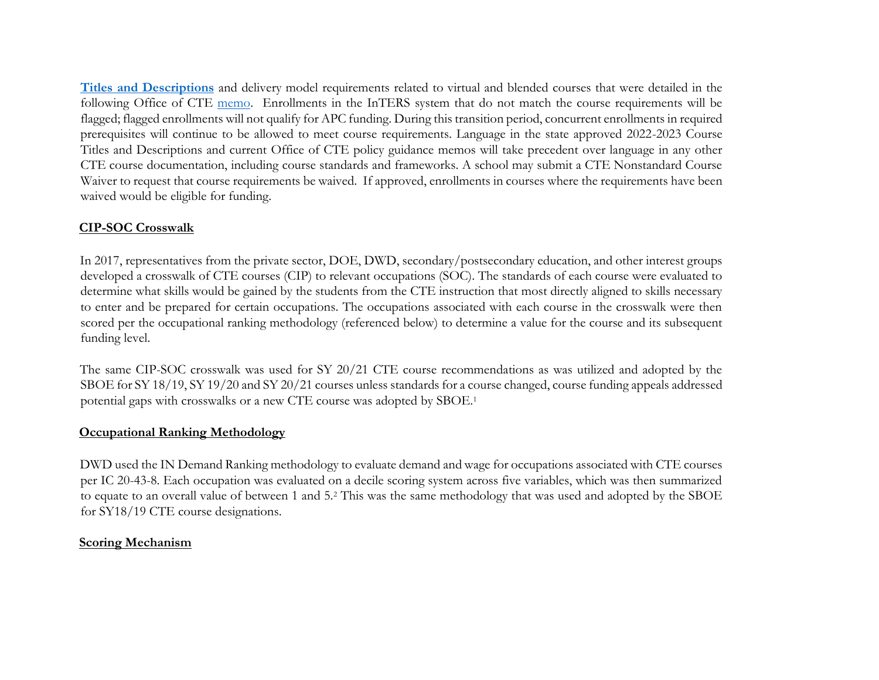**Titles and Descriptions** and delivery model requirements related to virtual and blended courses that were detailed in the following Office of CTE memo. Enrollments in the InTERS system that do not match the course requirements will be flagged; flagged enrollments will not qualify for APC funding. During this transition period, concurrent enrollments in required prerequisites will continue to be allowed to meet course requirements. Language in the state approved 2022-2023 Course Titles and Descriptions and current Office of CTE policy guidance memos will take precedent over language in any other CTE course documentation, including course standards and frameworks. A school may submit a CTE Nonstandard Course Waiver to request that course requirements be waived. If approved, enrollments in courses where the requirements have been waived would be eligible for funding.

## CIP-SOC Crosswalk

In 2017, representatives from the private sector, DOE, DWD, secondary/postsecondary education, and other interest groups developed a crosswalk of CTE courses (CIP) to relevant occupations (SOC). The standards of each course were evaluated to determine what skills would be gained by the students from the CTE instruction that most directly aligned to skills necessary to enter and be prepared for certain occupations. The occupations associated with each course in the crosswalk were then scored per the occupational ranking methodology (referenced below) to determine a value for the course and its subsequent funding level.

The same CIP-SOC crosswalk was used for SY 20/21 CTE course recommendations as was utilized and adopted by the SBOE for SY 18/19, SY 19/20 and SY 20/21 courses unless standards for a course changed, course funding appeals addressed potential gaps with crosswalks or a new CTE course was adopted by SBOE.[1]

## Occupational Ranking Methodology

DWD used the IN Demand Ranking methodology to evaluate demand and wage for occupations associated with CTE courses per IC 20-43-8. Each occupation was evaluated on a decile scoring system across five variables, which was then summarized to equate to an overall value of between 1 and 5.[2] This was the same methodology that was used and adopted by the SBOE for SY18/19 CTE course designations.

## Scoring Mechanism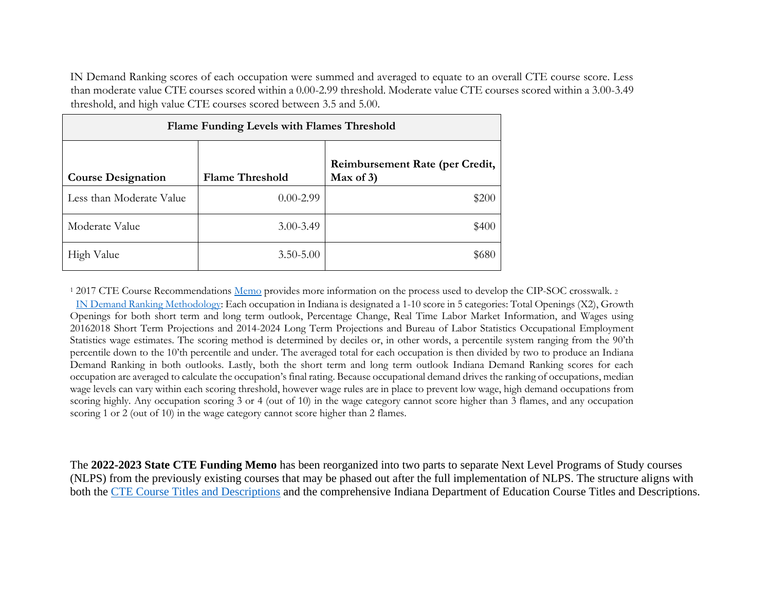IN Demand Ranking scores of each occupation were summed and averaged to equate to an overall CTE course score. Less than moderate value CTE courses scored within a 0.00-2.99 threshold. Moderate value CTE courses scored within a 3.00-3.49 threshold, and high value CTE courses scored between 3.5 and 5.00.

| Flame Funding Levels with Flames Threshold | | |
|---|---|---|
| **Course Designation** | **Flame Threshold** | **Reimbursement Rate (per Credit, Max of 3)** |
| Less than Moderate Value | 0.00-2.99 | $200 |
| Moderate Value | 3.00-3.49 | $400 |
| High Value | 3.50-5.00 | $680 |

[1] 2017 CTE Course Recommendations Memo provides more information on the process used to develop the CIP-SOC crosswalk. [2] IN Demand Ranking Methodology: Each occupation in Indiana is designated a 1-10 score in 5 categories: Total Openings (X2), Growth Openings for both short term and long term outlook, Percentage Change, Real Time Labor Market Information, and Wages using 20162018 Short Term Projections and 2014-2024 Long Term Projections and Bureau of Labor Statistics Occupational Employment Statistics wage estimates. The scoring method is determined by deciles or, in other words, a percentile system ranging from the 90'th percentile down to the 10'th percentile and under. The averaged total for each occupation is then divided by two to produce an Indiana Demand Ranking in both outlooks. Lastly, both the short term and long term outlook Indiana Demand Ranking scores for each occupation are averaged to calculate the occupation's final rating. Because occupational demand drives the ranking of occupations, median wage levels can vary within each scoring threshold, however wage rules are in place to prevent low wage, high demand occupations from scoring highly. Any occupation scoring 3 or 4 (out of 10) in the wage category cannot score higher than 3 flames, and any occupation scoring 1 or 2 (out of 10) in the wage category cannot score higher than 2 flames.

The **2022-2023 State CTE Funding Memo** has been reorganized into two parts to separate Next Level Programs of Study courses (NLPS) from the previously existing courses that may be phased out after the full implementation of NLPS. The structure aligns with both the CTE Course Titles and Descriptions and the comprehensive Indiana Department of Education Course Titles and Descriptions.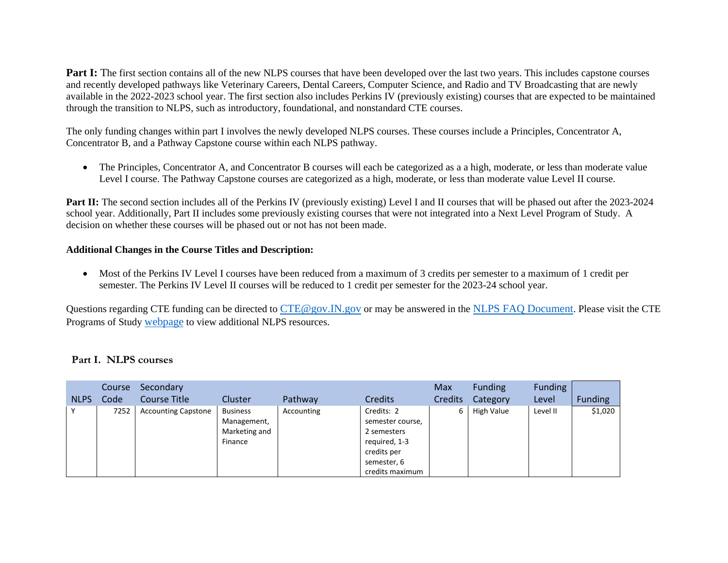**Part I:** The first section contains all of the new NLPS courses that have been developed over the last two years. This includes capstone courses and recently developed pathways like Veterinary Careers, Dental Careers, Computer Science, and Radio and TV Broadcasting that are newly available in the 2022-2023 school year. The first section also includes Perkins IV (previously existing) courses that are expected to be maintained through the transition to NLPS, such as introductory, foundational, and nonstandard CTE courses.

The only funding changes within part I involves the newly developed NLPS courses. These courses include a Principles, Concentrator A, Concentrator B, and a Pathway Capstone course within each NLPS pathway.

- The Principles, Concentrator A, and Concentrator B courses will each be categorized as a a high, moderate, or less than moderate value Level I course. The Pathway Capstone courses are categorized as a high, moderate, or less than moderate value Level II course.

**Part II:** The second section includes all of the Perkins IV (previously existing) Level I and II courses that will be phased out after the 2023-2024 school year. Additionally, Part II includes some previously existing courses that were not integrated into a Next Level Program of Study. A decision on whether these courses will be phased out or not has not been made.

**Additional Changes in the Course Titles and Description:**

- Most of the Perkins IV Level I courses have been reduced from a maximum of 3 credits per semester to a maximum of 1 credit per semester. The Perkins IV Level II courses will be reduced to 1 credit per semester for the 2023-24 school year.

Questions regarding CTE funding can be directed to CTE@gov.IN.gov or may be answered in the NLPS FAQ Document. Please visit the CTE Programs of Study webpage to view additional NLPS resources.

## Part I. NLPS courses

| NLPS | Course Code | Secondary Course Title | Cluster | Pathway | Credits | Max Credits | Funding Category | Funding Level | Funding |
|---|---|---|---|---|---|---|---|---|---|
| Y | 7252 | Accounting Capstone | Business Management, Marketing and Finance | Accounting | Credits: 2 semester course, 2 semesters required, 1-3 credits per semester, 6 credits maximum | 6 | High Value | Level II | $1,020 |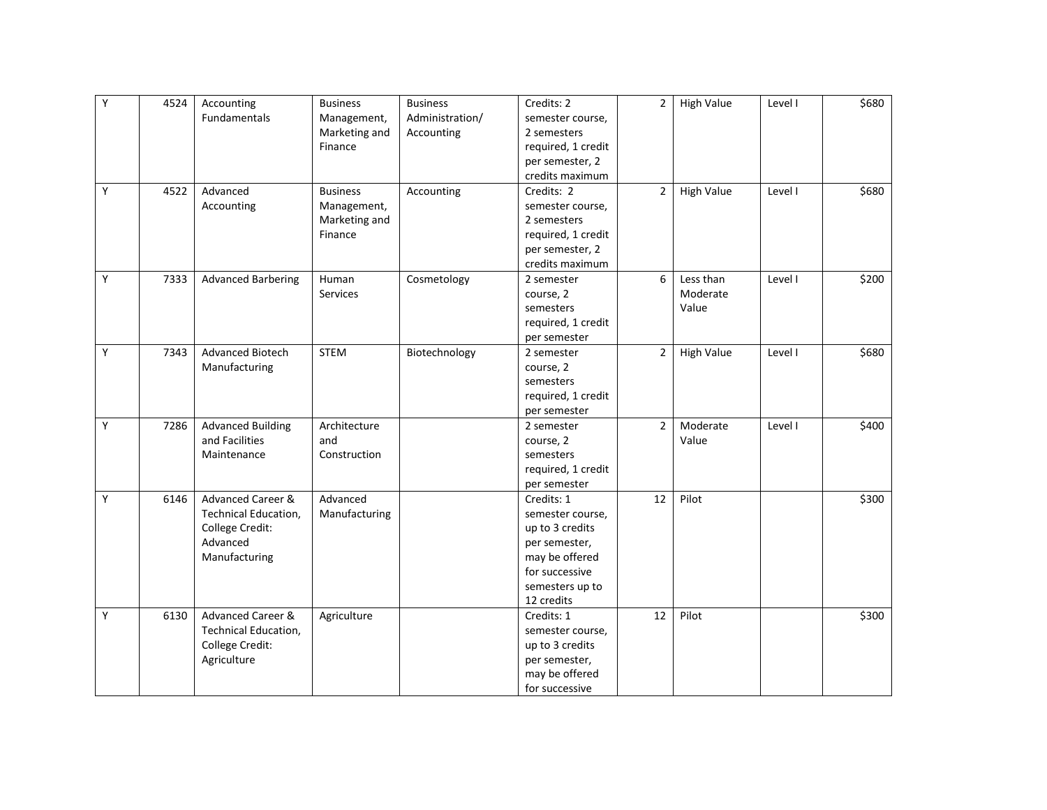| | | | | | | | | | |
|---|---|---|---|---|---|---|---|---|---|
| Y | 4524 | Accounting Fundamentals | Business Management, Marketing and Finance | Business Administration/ Accounting | Credits: 2 semester course, 2 semesters required, 1 credit per semester, 2 credits maximum | 2 | High Value | Level I | $680 |
| Y | 4522 | Advanced Accounting | Business Management, Marketing and Finance | Accounting | Credits: 2 semester course, 2 semesters required, 1 credit per semester, 2 credits maximum | 2 | High Value | Level I | $680 |
| Y | 7333 | Advanced Barbering | Human Services | Cosmetology | 2 semester course, 2 semesters required, 1 credit per semester | 6 | Less than Moderate Value | Level I | $200 |
| Y | 7343 | Advanced Biotech Manufacturing | STEM | Biotechnology | 2 semester course, 2 semesters required, 1 credit per semester | 2 | High Value | Level I | $680 |
| Y | 7286 | Advanced Building and Facilities Maintenance | Architecture and Construction | | 2 semester course, 2 semesters required, 1 credit per semester | 2 | Moderate Value | Level I | $400 |
| Y | 6146 | Advanced Career & Technical Education, College Credit: Advanced Manufacturing | Advanced Manufacturing | | Credits: 1 semester course, up to 3 credits per semester, may be offered for successive semesters up to 12 credits | 12 | Pilot | | $300 |
| Y | 6130 | Advanced Career & Technical Education, College Credit: Agriculture | Agriculture | | Credits: 1 semester course, up to 3 credits per semester, may be offered for successive | 12 | Pilot | | $300 |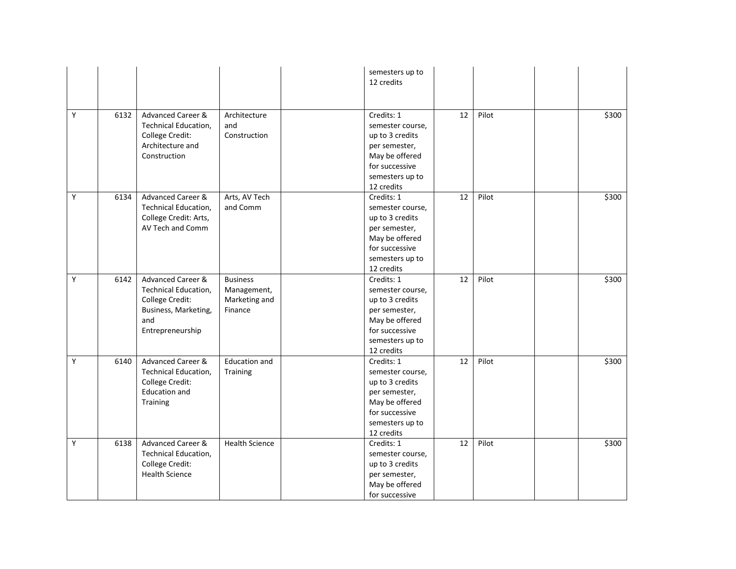| | | | | | | | | | |
|---|---|---|---|---|---|---|---|---|---|
| | | | | | semesters up to 12 credits | | | | |
| Y | 6132 | Advanced Career & Technical Education, College Credit: Architecture and Construction | Architecture and Construction | | Credits: 1 semester course, up to 3 credits per semester, May be offered for successive semesters up to 12 credits | 12 | Pilot | | $300 |
| Y | 6134 | Advanced Career & Technical Education, College Credit: Arts, AV Tech and Comm | Arts, AV Tech and Comm | | Credits: 1 semester course, up to 3 credits per semester, May be offered for successive semesters up to 12 credits | 12 | Pilot | | $300 |
| Y | 6142 | Advanced Career & Technical Education, College Credit: Business, Marketing, and Entrepreneurship | Business Management, Marketing and Finance | | Credits: 1 semester course, up to 3 credits per semester, May be offered for successive semesters up to 12 credits | 12 | Pilot | | $300 |
| Y | 6140 | Advanced Career & Technical Education, College Credit: Education and Training | Education and Training | | Credits: 1 semester course, up to 3 credits per semester, May be offered for successive semesters up to 12 credits | 12 | Pilot | | $300 |
| Y | 6138 | Advanced Career & Technical Education, College Credit: Health Science | Health Science | | Credits: 1 semester course, up to 3 credits per semester, May be offered for successive | 12 | Pilot | | $300 |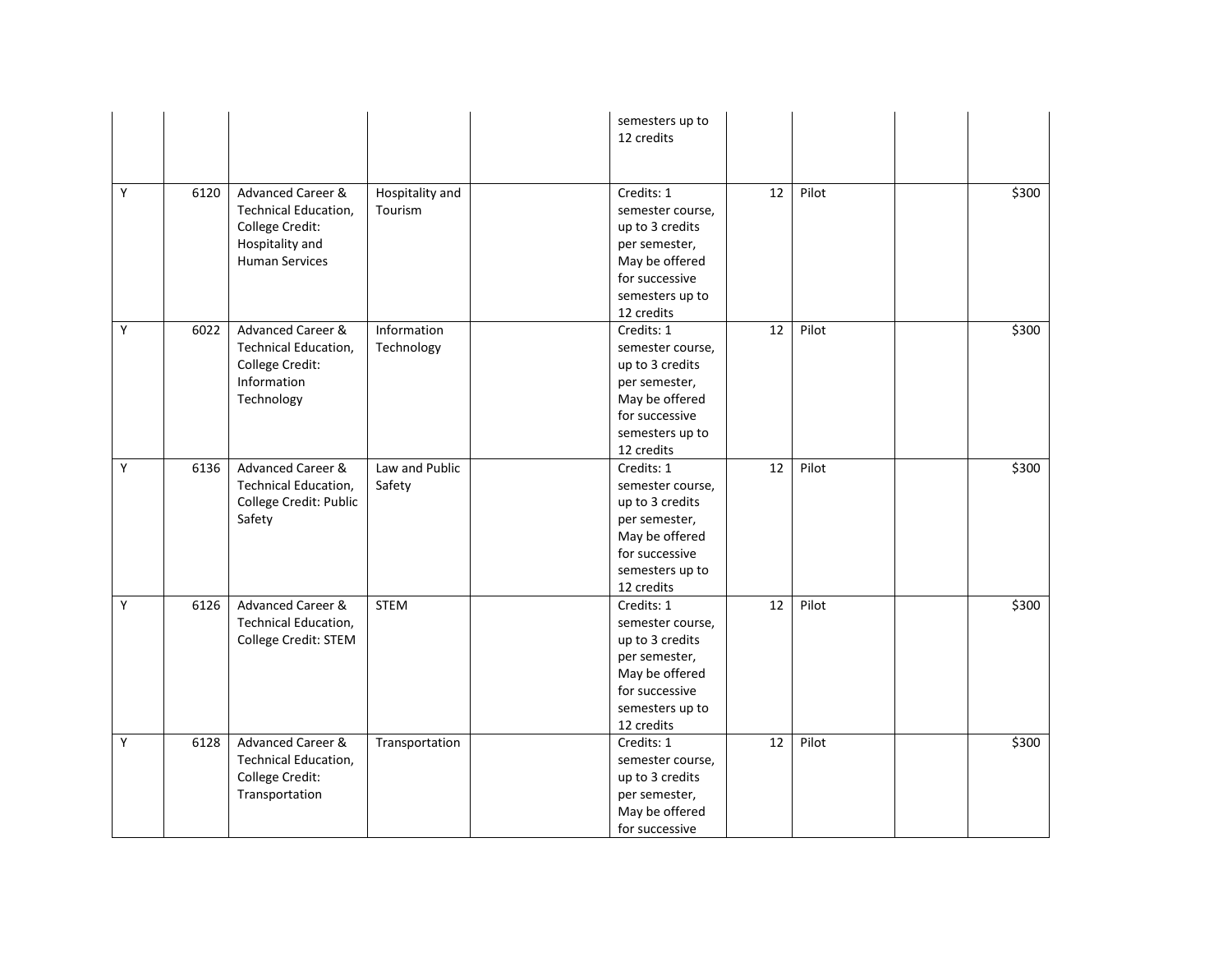| | | | | | | | | | |
|---|---|---|---|---|---|---|---|---|---|
| | | | | | semesters up to 12 credits | | | | |
| Y | 6120 | Advanced Career & Technical Education, College Credit: Hospitality and Human Services | Hospitality and Tourism | | Credits: 1 semester course, up to 3 credits per semester, May be offered for successive semesters up to 12 credits | 12 | Pilot | | $300 |
| Y | 6022 | Advanced Career & Technical Education, College Credit: Information Technology | Information Technology | | Credits: 1 semester course, up to 3 credits per semester, May be offered for successive semesters up to 12 credits | 12 | Pilot | | $300 |
| Y | 6136 | Advanced Career & Technical Education, College Credit: Public Safety | Law and Public Safety | | Credits: 1 semester course, up to 3 credits per semester, May be offered for successive semesters up to 12 credits | 12 | Pilot | | $300 |
| Y | 6126 | Advanced Career & Technical Education, College Credit: STEM | STEM | | Credits: 1 semester course, up to 3 credits per semester, May be offered for successive semesters up to 12 credits | 12 | Pilot | | $300 |
| Y | 6128 | Advanced Career & Technical Education, College Credit: Transportation | Transportation | | Credits: 1 semester course, up to 3 credits per semester, May be offered for successive | 12 | Pilot | | $300 |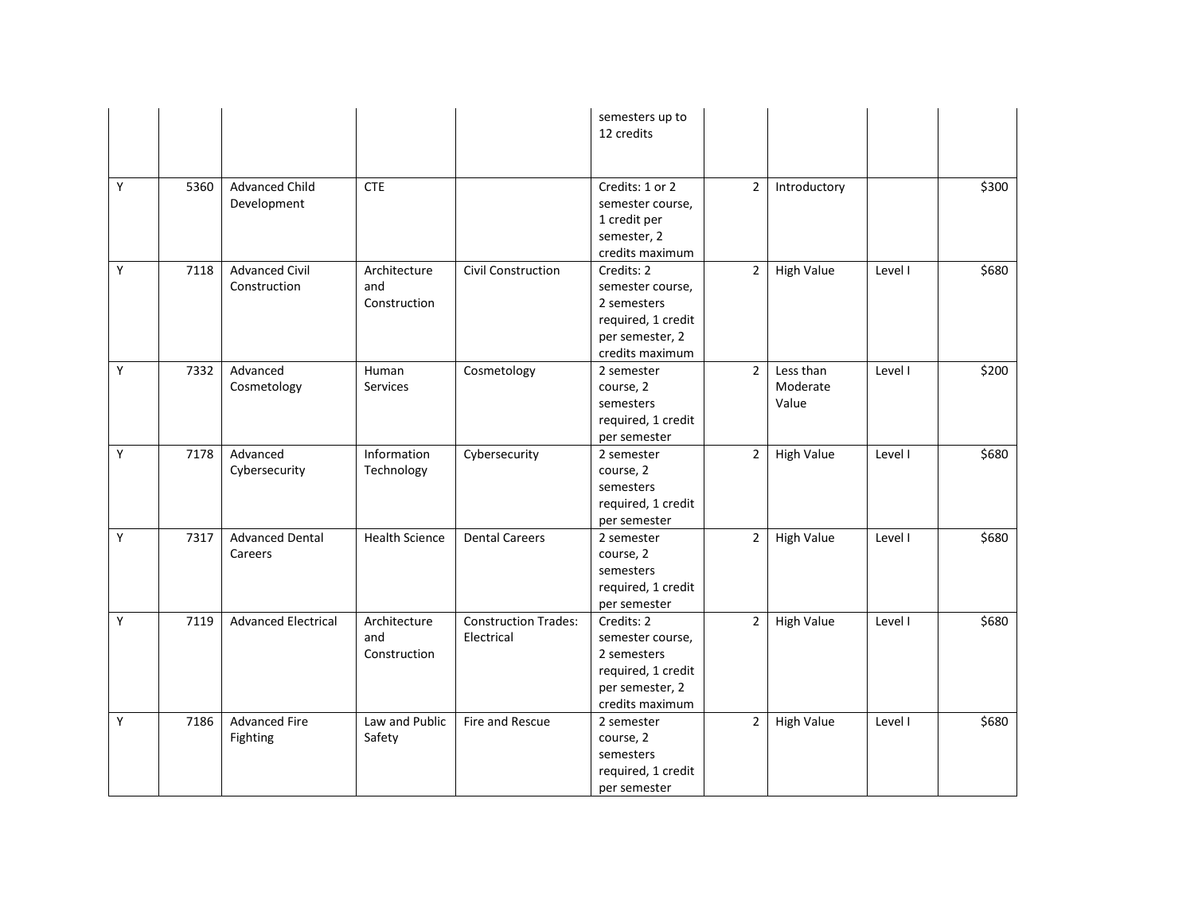| | | | | | | | | | |
|---|---|---|---|---|---|---|---|---|---|
| | | | | | semesters up to 12 credits | | | | |
| Y | 5360 | Advanced Child Development | CTE | | Credits: 1 or 2 semester course, 1 credit per semester, 2 credits maximum | 2 | Introductory | | $300 |
| Y | 7118 | Advanced Civil Construction | Architecture and Construction | Civil Construction | Credits: 2 semester course, 2 semesters required, 1 credit per semester, 2 credits maximum | 2 | High Value | Level I | $680 |
| Y | 7332 | Advanced Cosmetology | Human Services | Cosmetology | 2 semester course, 2 semesters required, 1 credit per semester | 2 | Less than Moderate Value | Level I | $200 |
| Y | 7178 | Advanced Cybersecurity | Information Technology | Cybersecurity | 2 semester course, 2 semesters required, 1 credit per semester | 2 | High Value | Level I | $680 |
| Y | 7317 | Advanced Dental Careers | Health Science | Dental Careers | 2 semester course, 2 semesters required, 1 credit per semester | 2 | High Value | Level I | $680 |
| Y | 7119 | Advanced Electrical | Architecture and Construction | Construction Trades: Electrical | Credits: 2 semester course, 2 semesters required, 1 credit per semester, 2 credits maximum | 2 | High Value | Level I | $680 |
| Y | 7186 | Advanced Fire Fighting | Law and Public Safety | Fire and Rescue | 2 semester course, 2 semesters required, 1 credit per semester | 2 | High Value | Level I | $680 |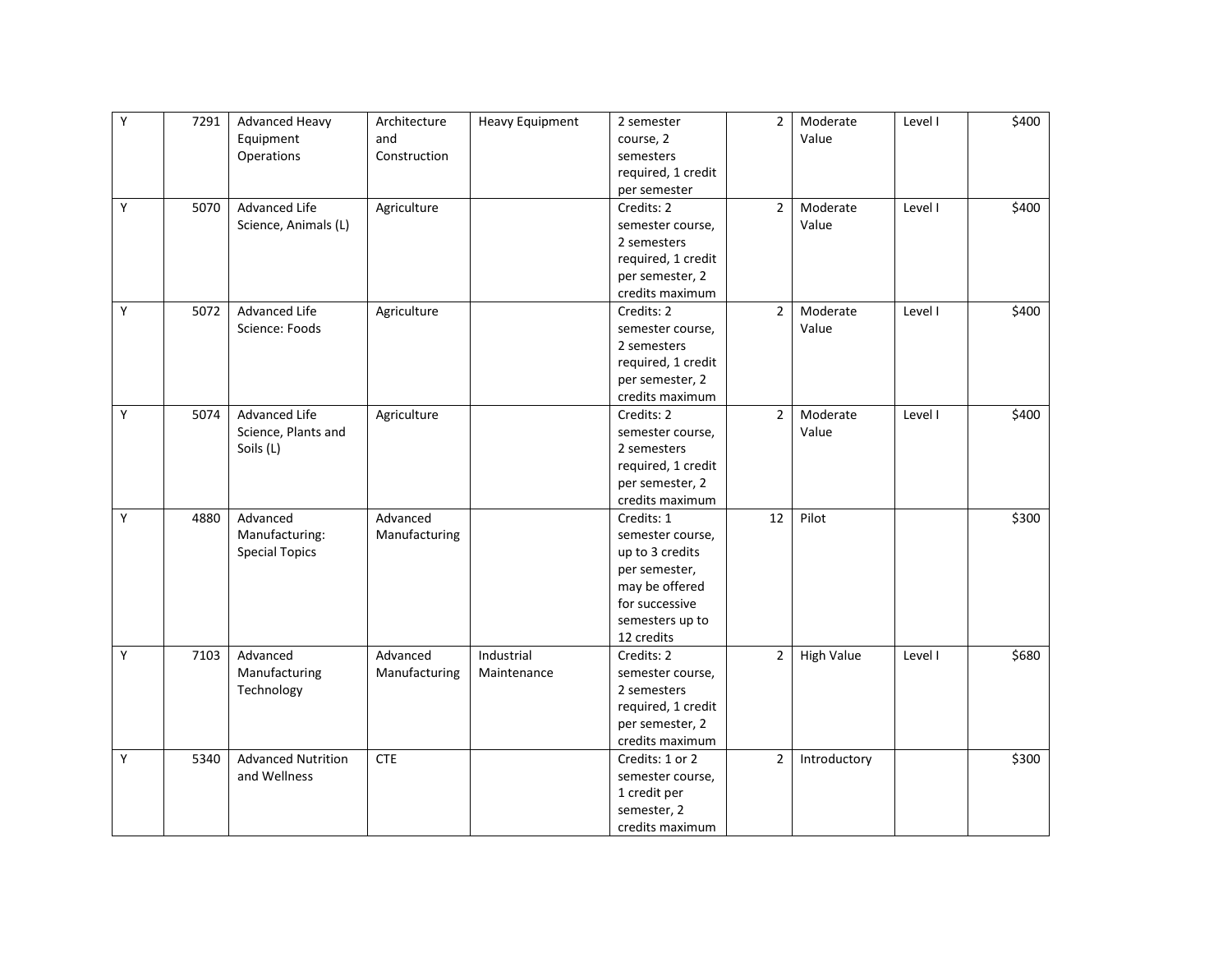| | | | | | | | | | |
|---|---|---|---|---|---|---|---|---|---|
| Y | 7291 | Advanced Heavy Equipment Operations | Architecture and Construction | Heavy Equipment | 2 semester course, 2 semesters required, 1 credit per semester | 2 | Moderate Value | Level I | $400 |
| Y | 5070 | Advanced Life Science, Animals (L) | Agriculture | | Credits: 2 semester course, 2 semesters required, 1 credit per semester, 2 credits maximum | 2 | Moderate Value | Level I | $400 |
| Y | 5072 | Advanced Life Science: Foods | Agriculture | | Credits: 2 semester course, 2 semesters required, 1 credit per semester, 2 credits maximum | 2 | Moderate Value | Level I | $400 |
| Y | 5074 | Advanced Life Science, Plants and Soils (L) | Agriculture | | Credits: 2 semester course, 2 semesters required, 1 credit per semester, 2 credits maximum | 2 | Moderate Value | Level I | $400 |
| Y | 4880 | Advanced Manufacturing: Special Topics | Advanced Manufacturing | | Credits: 1 semester course, up to 3 credits per semester, may be offered for successive semesters up to 12 credits | 12 | Pilot | | $300 |
| Y | 7103 | Advanced Manufacturing Technology | Advanced Manufacturing | Industrial Maintenance | Credits: 2 semester course, 2 semesters required, 1 credit per semester, 2 credits maximum | 2 | High Value | Level I | $680 |
| Y | 5340 | Advanced Nutrition and Wellness | CTE | | Credits: 1 or 2 semester course, 1 credit per semester, 2 credits maximum | 2 | Introductory | | $300 |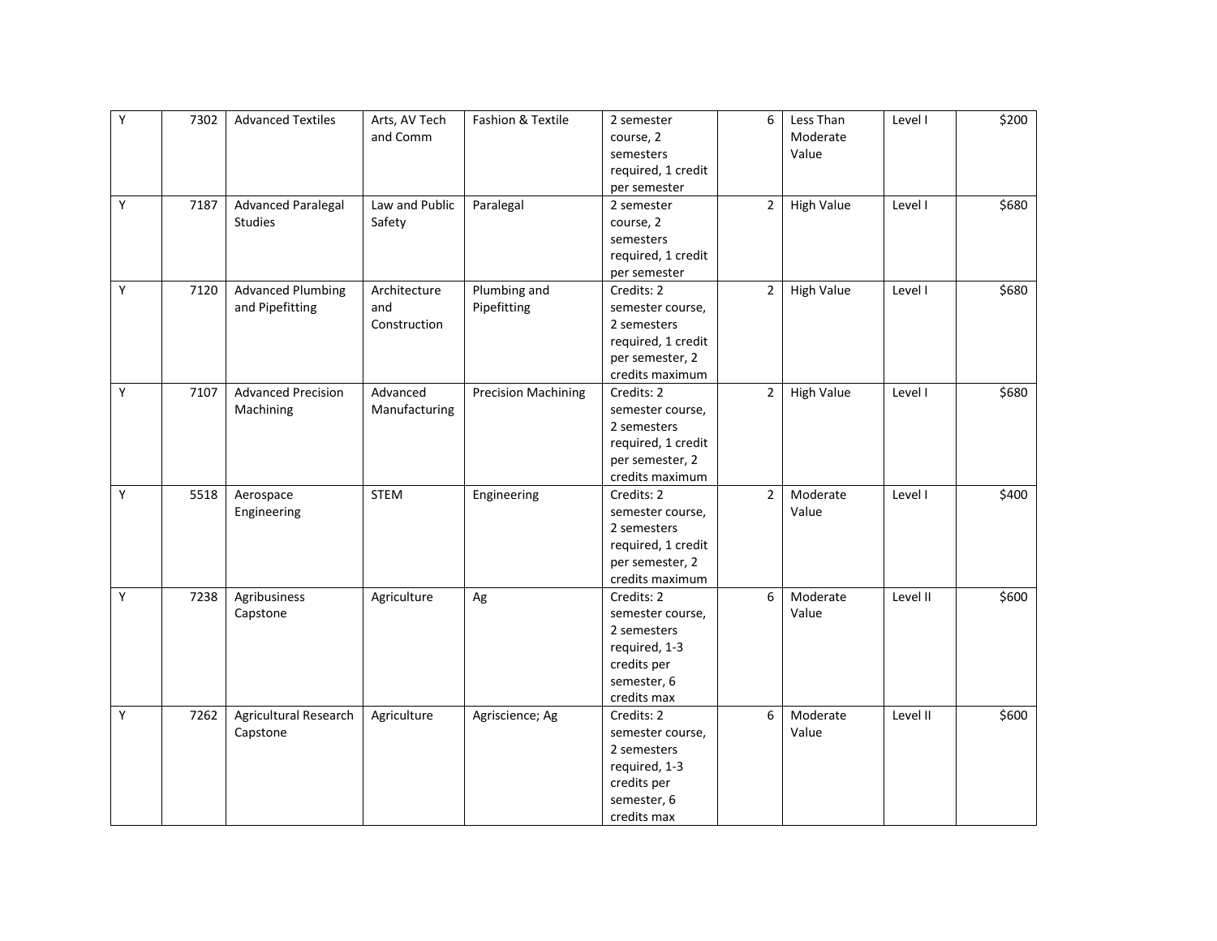|  |  |  |  |  |  |  |  |  |  |
|---|---|---|---|---|---|---|---|---|---|
| Y | 7302 | Advanced Textiles | Arts, AV Tech and Comm | Fashion & Textile | 2 semester course, 2 semesters required, 1 credit per semester | 6 | Less Than Moderate Value | Level I | $200 |
| Y | 7187 | Advanced Paralegal Studies | Law and Public Safety | Paralegal | 2 semester course, 2 semesters required, 1 credit per semester | 2 | High Value | Level I | $680 |
| Y | 7120 | Advanced Plumbing and Pipefitting | Architecture and Construction | Plumbing and Pipefitting | Credits: 2 semester course, 2 semesters required, 1 credit per semester, 2 credits maximum | 2 | High Value | Level I | $680 |
| Y | 7107 | Advanced Precision Machining | Advanced Manufacturing | Precision Machining | Credits: 2 semester course, 2 semesters required, 1 credit per semester, 2 credits maximum | 2 | High Value | Level I | $680 |
| Y | 5518 | Aerospace Engineering | STEM | Engineering | Credits: 2 semester course, 2 semesters required, 1 credit per semester, 2 credits maximum | 2 | Moderate Value | Level I | $400 |
| Y | 7238 | Agribusiness Capstone | Agriculture | Ag | Credits: 2 semester course, 2 semesters required, 1-3 credits per semester, 6 credits max | 6 | Moderate Value | Level II | $600 |
| Y | 7262 | Agricultural Research Capstone | Agriculture | Agriscience; Ag | Credits: 2 semester course, 2 semesters required, 1-3 credits per semester, 6 credits max | 6 | Moderate Value | Level II | $600 |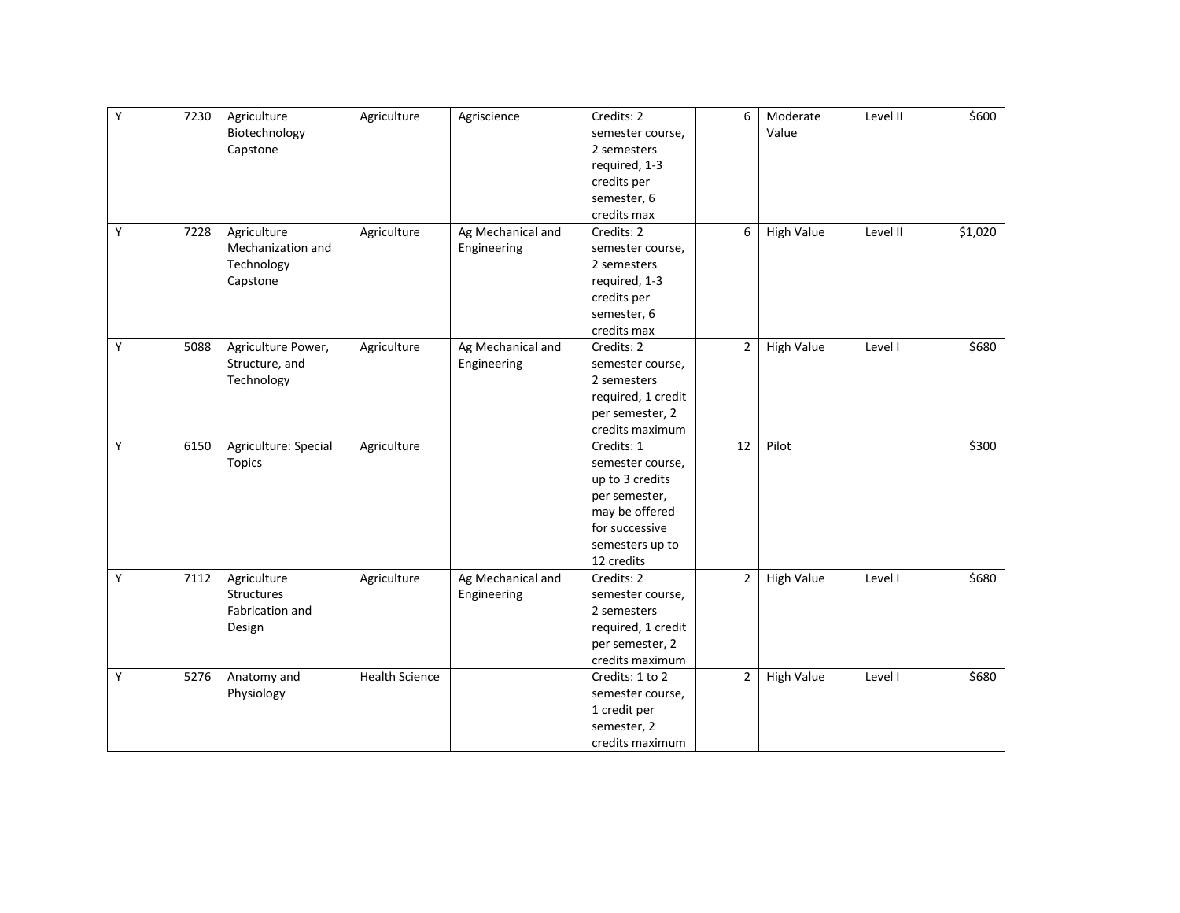| | | | | | | | | | |
|---|---|---|---|---|---|---|---|---|---|
| Y | 7230 | Agriculture Biotechnology Capstone | Agriculture | Agriscience | Credits: 2 semester course, 2 semesters required, 1-3 credits per semester, 6 credits max | 6 | Moderate Value | Level II | $600 |
| Y | 7228 | Agriculture Mechanization and Technology Capstone | Agriculture | Ag Mechanical and Engineering | Credits: 2 semester course, 2 semesters required, 1-3 credits per semester, 6 credits max | 6 | High Value | Level II | $1,020 |
| Y | 5088 | Agriculture Power, Structure, and Technology | Agriculture | Ag Mechanical and Engineering | Credits: 2 semester course, 2 semesters required, 1 credit per semester, 2 credits maximum | 2 | High Value | Level I | $680 |
| Y | 6150 | Agriculture: Special Topics | Agriculture | | Credits: 1 semester course, up to 3 credits per semester, may be offered for successive semesters up to 12 credits | 12 | Pilot | | $300 |
| Y | 7112 | Agriculture Structures Fabrication and Design | Agriculture | Ag Mechanical and Engineering | Credits: 2 semester course, 2 semesters required, 1 credit per semester, 2 credits maximum | 2 | High Value | Level I | $680 |
| Y | 5276 | Anatomy and Physiology | Health Science | | Credits: 1 to 2 semester course, 1 credit per semester, 2 credits maximum | 2 | High Value | Level I | $680 |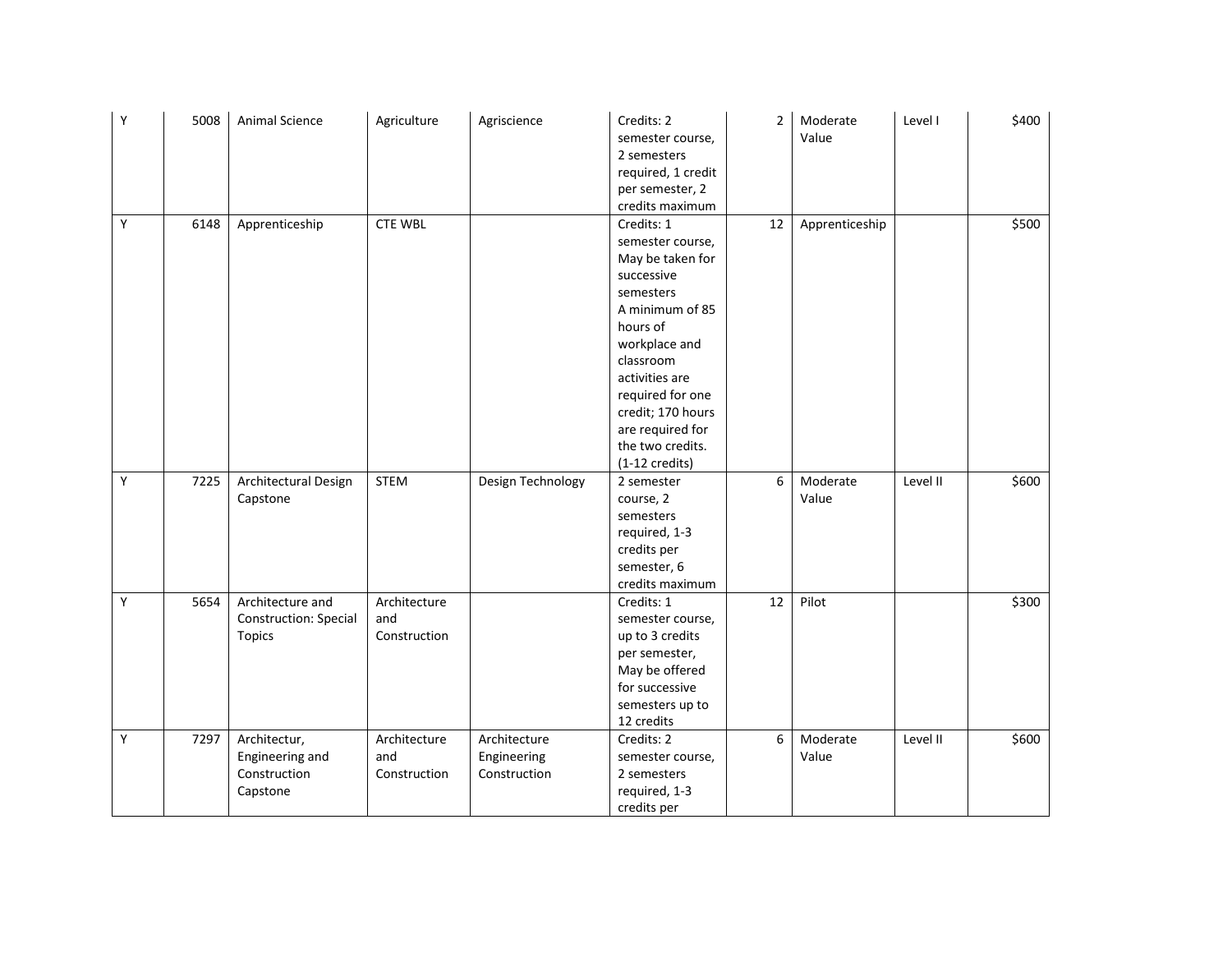| | | | | | | | | | |
|---|---|---|---|---|---|---|---|---|---|
| Y | 5008 | Animal Science | Agriculture | Agriscience | Credits: 2 semester course, 2 semesters required, 1 credit per semester, 2 credits maximum | 2 | Moderate Value | Level I | $400 |
| Y | 6148 | Apprenticeship | CTE WBL | | Credits: 1 semester course, May be taken for successive semesters A minimum of 85 hours of workplace and classroom activities are required for one credit; 170 hours are required for the two credits. (1-12 credits) | 12 | Apprenticeship | | $500 |
| Y | 7225 | Architectural Design Capstone | STEM | Design Technology | 2 semester course, 2 semesters required, 1-3 credits per semester, 6 credits maximum | 6 | Moderate Value | Level II | $600 |
| Y | 5654 | Architecture and Construction: Special Topics | Architecture and Construction | | Credits: 1 semester course, up to 3 credits per semester, May be offered for successive semesters up to 12 credits | 12 | Pilot | | $300 |
| Y | 7297 | Architectur, Engineering and Construction Capstone | Architecture and Construction | Architecture Engineering Construction | Credits: 2 semester course, 2 semesters required, 1-3 credits per | 6 | Moderate Value | Level II | $600 |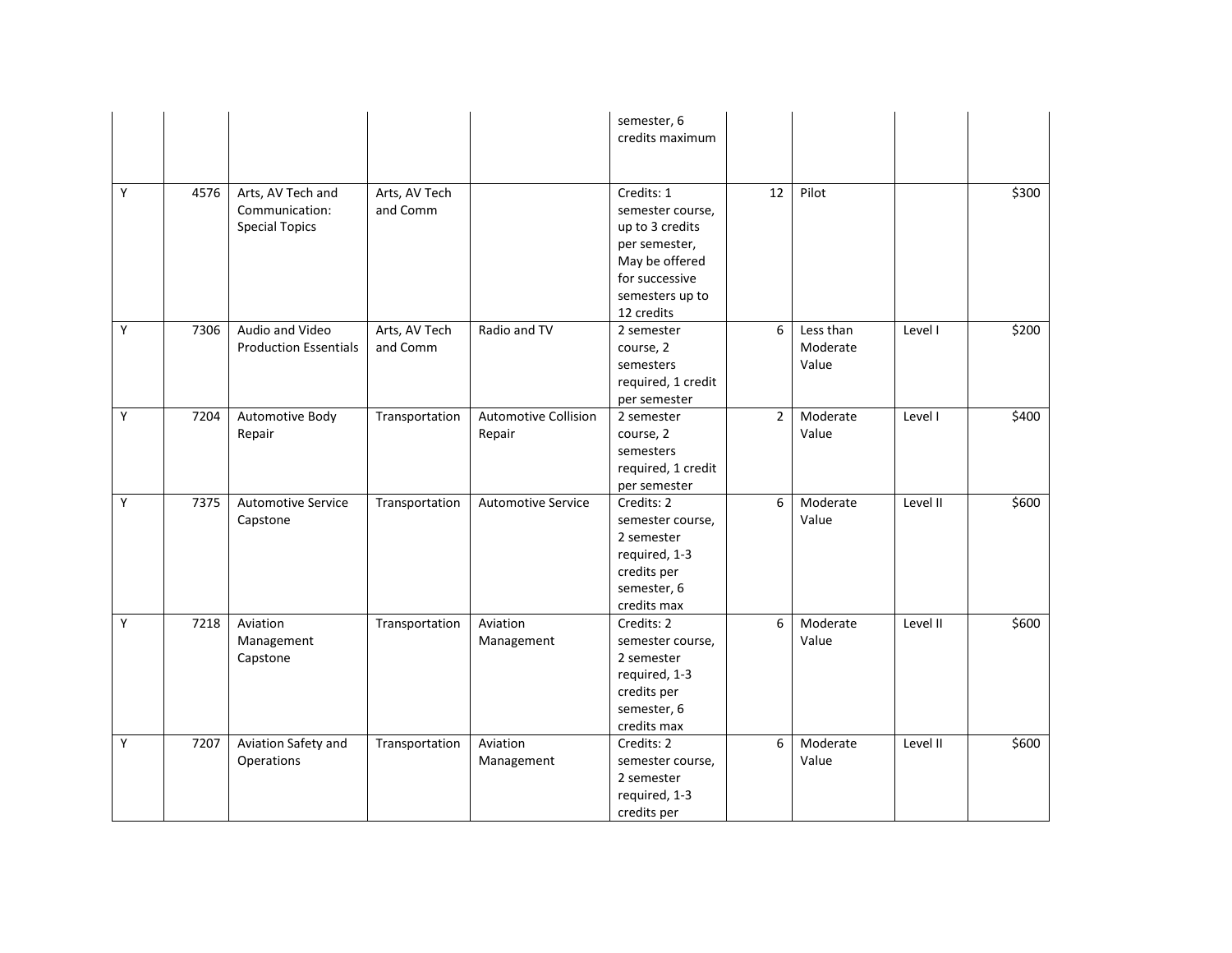|  |  |  |  |  | semester, 6 credits maximum |  |  |  |  |
|---|---|---|---|---|---|---|---|---|---|
| Y | 4576 | Arts, AV Tech and Communication: Special Topics | Arts, AV Tech and Comm |  | Credits: 1 semester course, up to 3 credits per semester, May be offered for successive semesters up to 12 credits | 12 | Pilot |  | $300 |
| Y | 7306 | Audio and Video Production Essentials | Arts, AV Tech and Comm | Radio and TV | 2 semester course, 2 semesters required, 1 credit per semester | 6 | Less than Moderate Value | Level I | $200 |
| Y | 7204 | Automotive Body Repair | Transportation | Automotive Collision Repair | 2 semester course, 2 semesters required, 1 credit per semester | 2 | Moderate Value | Level I | $400 |
| Y | 7375 | Automotive Service Capstone | Transportation | Automotive Service | Credits: 2 semester course, 2 semester required, 1-3 credits per semester, 6 credits max | 6 | Moderate Value | Level II | $600 |
| Y | 7218 | Aviation Management Capstone | Transportation | Aviation Management | Credits: 2 semester course, 2 semester required, 1-3 credits per semester, 6 credits max | 6 | Moderate Value | Level II | $600 |
| Y | 7207 | Aviation Safety and Operations | Transportation | Aviation Management | Credits: 2 semester course, 2 semester required, 1-3 credits per | 6 | Moderate Value | Level II | $600 |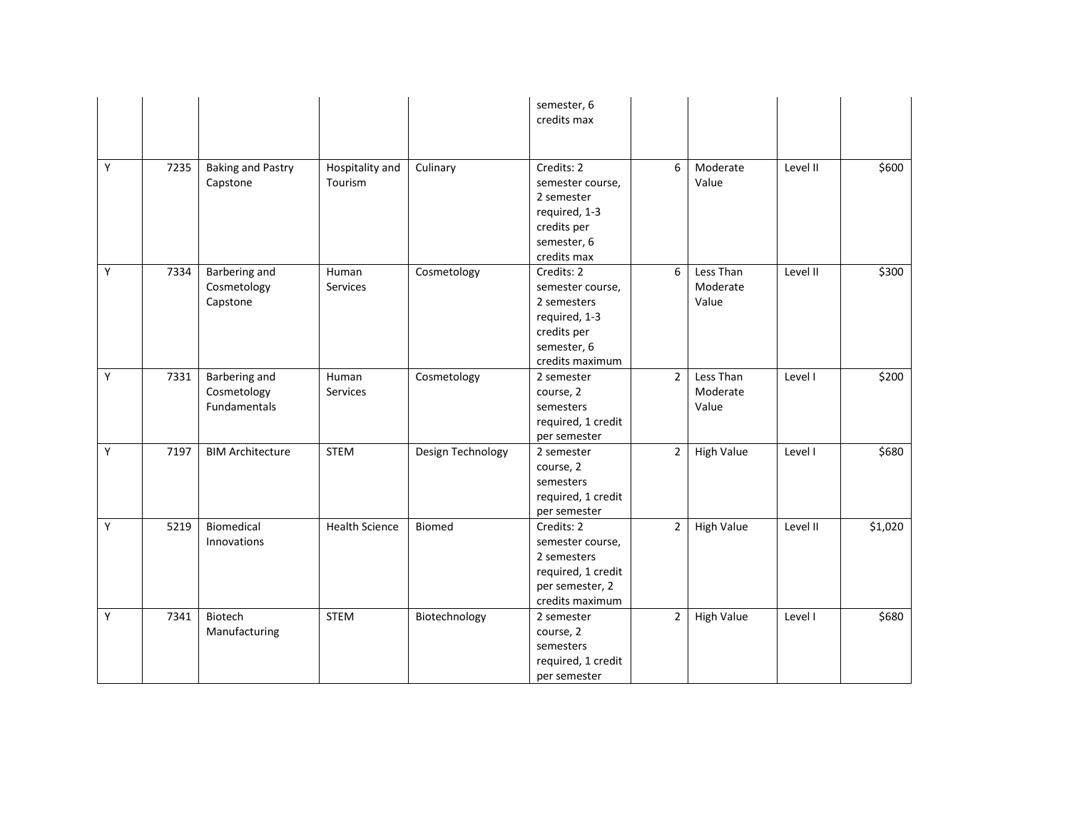| | | | | | | | | |
|---|---|---|---|---|---|---|---|---|
| | | | | | semester, 6 credits max | | | |
| Y | 7235 | Baking and Pastry Capstone | Hospitality and Tourism | Culinary | Credits: 2 semester course, 2 semester required, 1-3 credits per semester, 6 credits max | 6 | Moderate Value | Level II | $600 |
| Y | 7334 | Barbering and Cosmetology Capstone | Human Services | Cosmetology | Credits: 2 semester course, 2 semesters required, 1-3 credits per semester, 6 credits maximum | 6 | Less Than Moderate Value | Level II | $300 |
| Y | 7331 | Barbering and Cosmetology Fundamentals | Human Services | Cosmetology | 2 semester course, 2 semesters required, 1 credit per semester | 2 | Less Than Moderate Value | Level I | $200 |
| Y | 7197 | BIM Architecture | STEM | Design Technology | 2 semester course, 2 semesters required, 1 credit per semester | 2 | High Value | Level I | $680 |
| Y | 5219 | Biomedical Innovations | Health Science | Biomed | Credits: 2 semester course, 2 semesters required, 1 credit per semester, 2 credits maximum | 2 | High Value | Level II | $1,020 |
| Y | 7341 | Biotech Manufacturing | STEM | Biotechnology | 2 semester course, 2 semesters required, 1 credit per semester | 2 | High Value | Level I | $680 |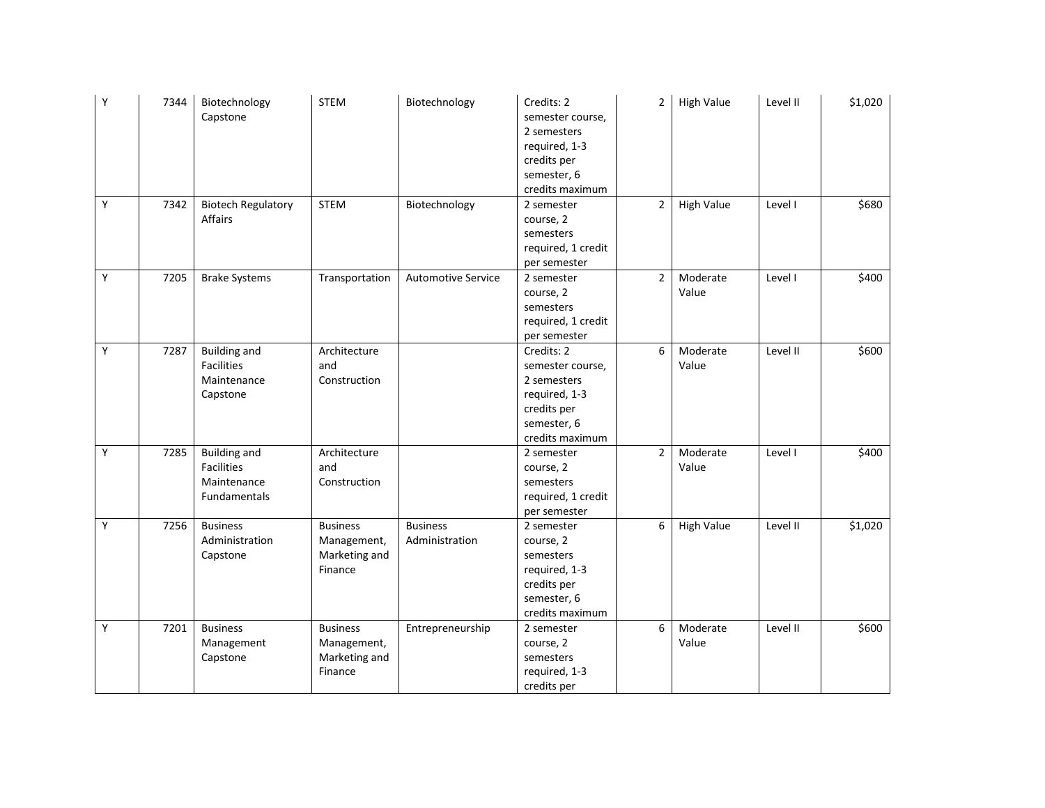| | | | | | | | | | |
|---|---|---|---|---|---|---|---|---|---|
| Y | 7344 | Biotechnology Capstone | STEM | Biotechnology | Credits: 2 semester course, 2 semesters required, 1-3 credits per semester, 6 credits maximum | 2 | High Value | Level II | $1,020 |
| Y | 7342 | Biotech Regulatory Affairs | STEM | Biotechnology | 2 semester course, 2 semesters required, 1 credit per semester | 2 | High Value | Level I | $680 |
| Y | 7205 | Brake Systems | Transportation | Automotive Service | 2 semester course, 2 semesters required, 1 credit per semester | 2 | Moderate Value | Level I | $400 |
| Y | 7287 | Building and Facilities Maintenance Capstone | Architecture and Construction | | Credits: 2 semester course, 2 semesters required, 1-3 credits per semester, 6 credits maximum | 6 | Moderate Value | Level II | $600 |
| Y | 7285 | Building and Facilities Maintenance Fundamentals | Architecture and Construction | | 2 semester course, 2 semesters required, 1 credit per semester | 2 | Moderate Value | Level I | $400 |
| Y | 7256 | Business Administration Capstone | Business Management, Marketing and Finance | Business Administration | 2 semester course, 2 semesters required, 1-3 credits per semester, 6 credits maximum | 6 | High Value | Level II | $1,020 |
| Y | 7201 | Business Management Capstone | Business Management, Marketing and Finance | Entrepreneurship | 2 semester course, 2 semesters required, 1-3 credits per | 6 | Moderate Value | Level II | $600 |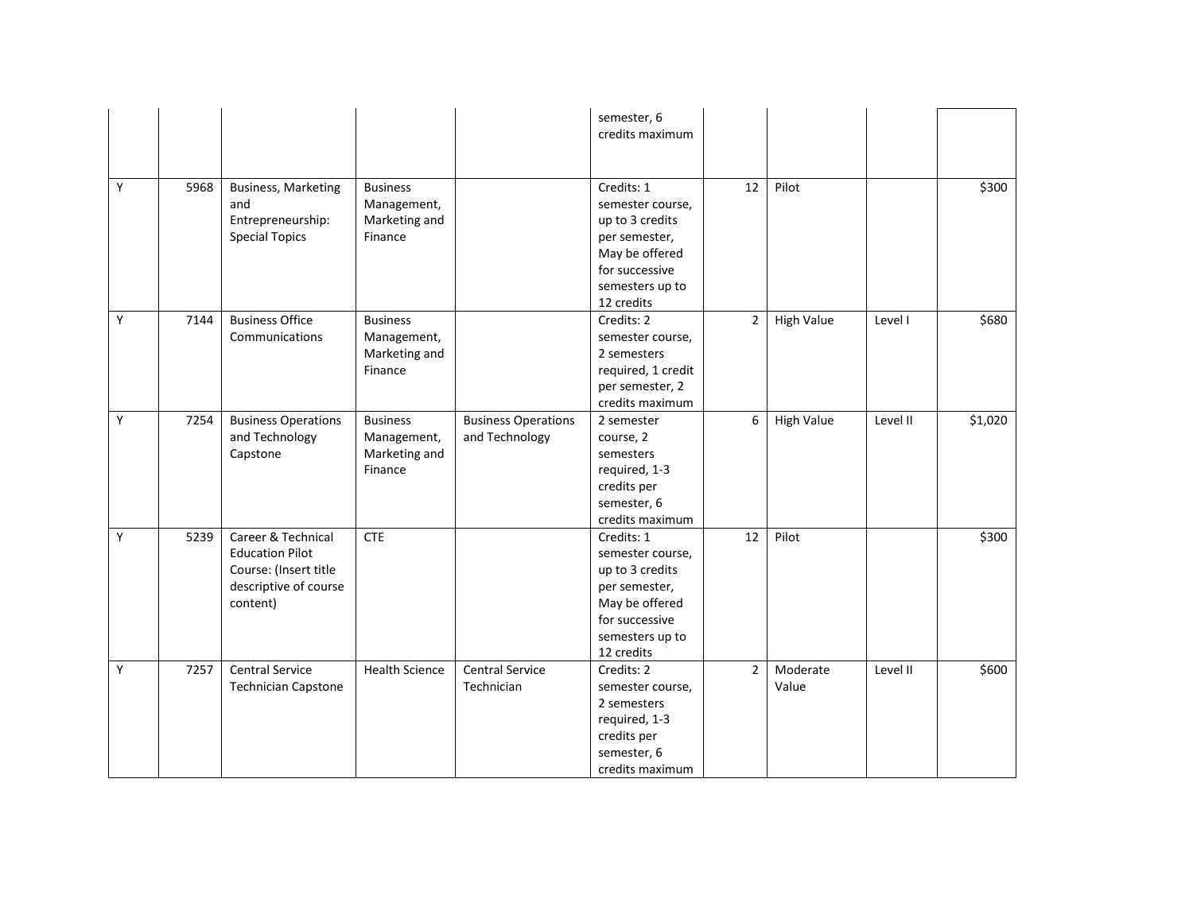| | | | | | | | | | |
|---|---|---|---|---|---|---|---|---|---|
| | | | | | semester, 6 credits maximum | | | | |
| Y | 5968 | Business, Marketing and Entrepreneurship: Special Topics | Business Management, Marketing and Finance | | Credits: 1 semester course, up to 3 credits per semester, May be offered for successive semesters up to 12 credits | 12 | Pilot | | $300 |
| Y | 7144 | Business Office Communications | Business Management, Marketing and Finance | | Credits: 2 semester course, 2 semesters required, 1 credit per semester, 2 credits maximum | 2 | High Value | Level I | $680 |
| Y | 7254 | Business Operations and Technology Capstone | Business Management, Marketing and Finance | Business Operations and Technology | 2 semester course, 2 semesters required, 1-3 credits per semester, 6 credits maximum | 6 | High Value | Level II | $1,020 |
| Y | 5239 | Career & Technical Education Pilot Course: (Insert title descriptive of course content) | CTE | | Credits: 1 semester course, up to 3 credits per semester, May be offered for successive semesters up to 12 credits | 12 | Pilot | | $300 |
| Y | 7257 | Central Service Technician Capstone | Health Science | Central Service Technician | Credits: 2 semester course, 2 semesters required, 1-3 credits per semester, 6 credits maximum | 2 | Moderate Value | Level II | $600 |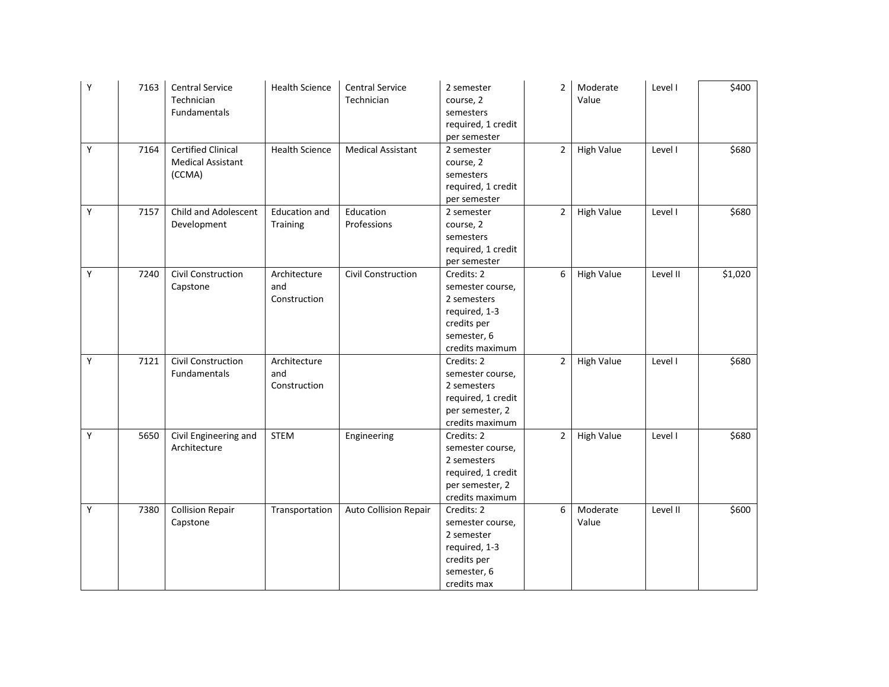| | | | | | | | | | |
|---|---|---|---|---|---|---|---|---|---|
| Y | 7163 | Central Service Technician Fundamentals | Health Science | Central Service Technician | 2 semester course, 2 semesters required, 1 credit per semester | 2 | Moderate Value | Level I | $400 |
| Y | 7164 | Certified Clinical Medical Assistant (CCMA) | Health Science | Medical Assistant | 2 semester course, 2 semesters required, 1 credit per semester | 2 | High Value | Level I | $680 |
| Y | 7157 | Child and Adolescent Development | Education and Training | Education Professions | 2 semester course, 2 semesters required, 1 credit per semester | 2 | High Value | Level I | $680 |
| Y | 7240 | Civil Construction Capstone | Architecture and Construction | Civil Construction | Credits: 2 semester course, 2 semesters required, 1-3 credits per semester, 6 credits maximum | 6 | High Value | Level II | $1,020 |
| Y | 7121 | Civil Construction Fundamentals | Architecture and Construction | | Credits: 2 semester course, 2 semesters required, 1 credit per semester, 2 credits maximum | 2 | High Value | Level I | $680 |
| Y | 5650 | Civil Engineering and Architecture | STEM | Engineering | Credits: 2 semester course, 2 semesters required, 1 credit per semester, 2 credits maximum | 2 | High Value | Level I | $680 |
| Y | 7380 | Collision Repair Capstone | Transportation | Auto Collision Repair | Credits: 2 semester course, 2 semester required, 1-3 credits per semester, 6 credits max | 6 | Moderate Value | Level II | $600 |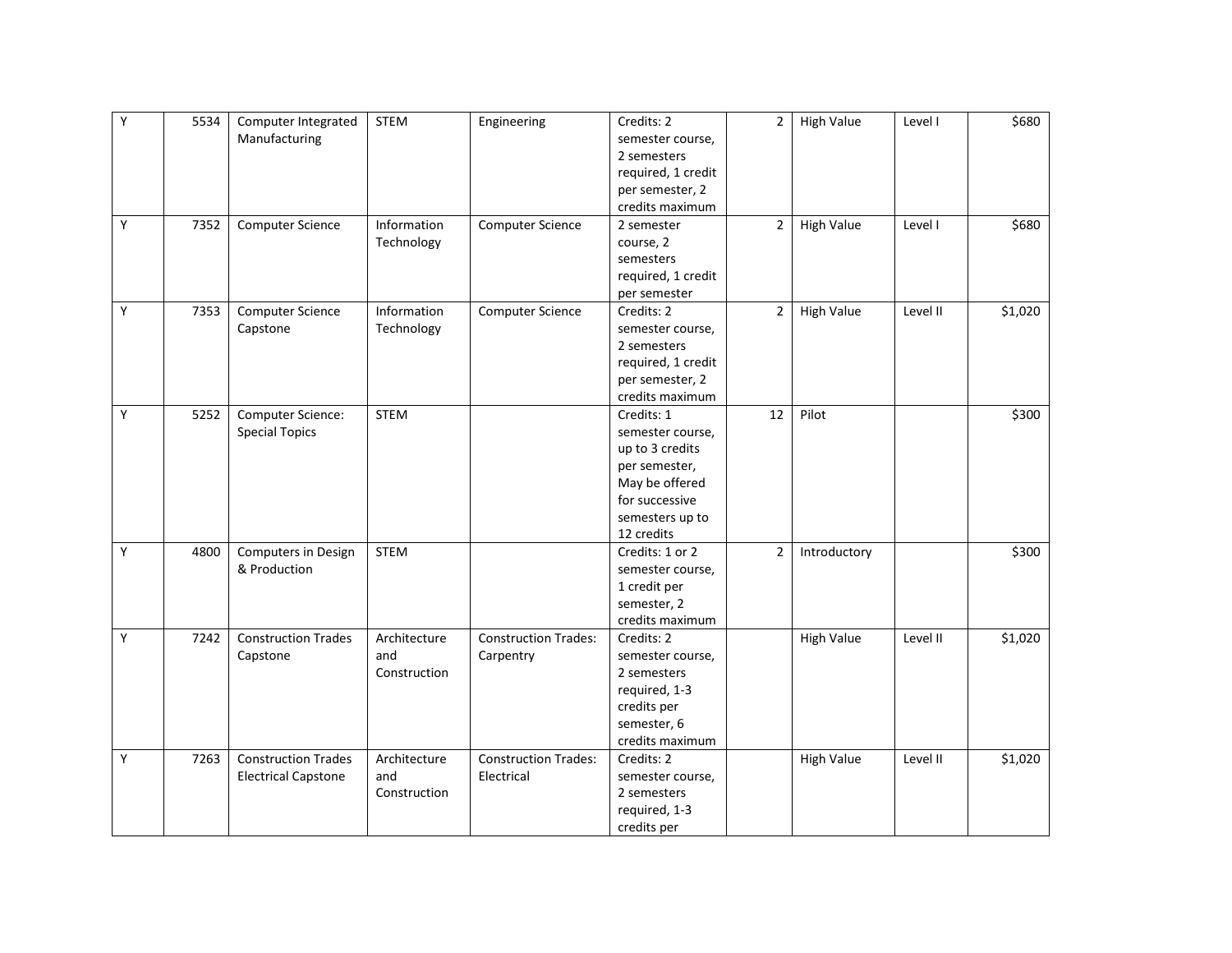| | | | | | | | | | |
|---|---|---|---|---|---|---|---|---|---|
| Y | 5534 | Computer Integrated Manufacturing | STEM | Engineering | Credits: 2 semester course, 2 semesters required, 1 credit per semester, 2 credits maximum | 2 | High Value | Level I | $680 |
| Y | 7352 | Computer Science | Information Technology | Computer Science | 2 semester course, 2 semesters required, 1 credit per semester | 2 | High Value | Level I | $680 |
| Y | 7353 | Computer Science Capstone | Information Technology | Computer Science | Credits: 2 semester course, 2 semesters required, 1 credit per semester, 2 credits maximum | 2 | High Value | Level II | $1,020 |
| Y | 5252 | Computer Science: Special Topics | STEM | | Credits: 1 semester course, up to 3 credits per semester, May be offered for successive semesters up to 12 credits | 12 | Pilot | | $300 |
| Y | 4800 | Computers in Design & Production | STEM | | Credits: 1 or 2 semester course, 1 credit per semester, 2 credits maximum | 2 | Introductory | | $300 |
| Y | 7242 | Construction Trades Capstone | Architecture and Construction | Construction Trades: Carpentry | Credits: 2 semester course, 2 semesters required, 1-3 credits per semester, 6 credits maximum | | High Value | Level II | $1,020 |
| Y | 7263 | Construction Trades Electrical Capstone | Architecture and Construction | Construction Trades: Electrical | Credits: 2 semester course, 2 semesters required, 1-3 credits per | | High Value | Level II | $1,020 |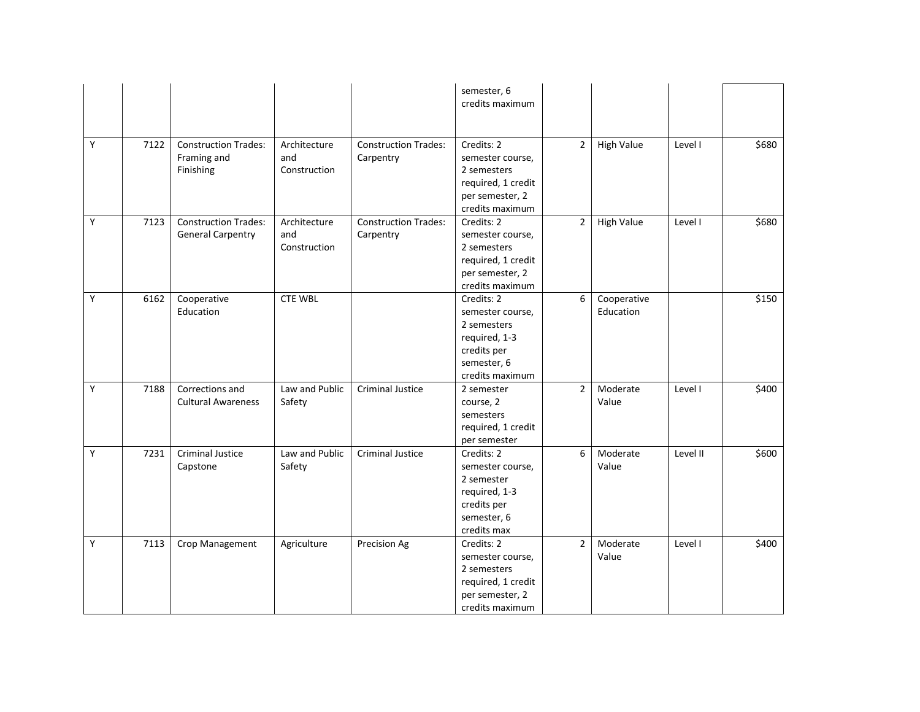| | | | | | | | | | |
|---|---|---|---|---|---|---|---|---|---|
| | | | | | semester, 6 credits maximum | | | | |
| Y | 7122 | Construction Trades: Framing and Finishing | Architecture and Construction | Construction Trades: Carpentry | Credits: 2 semester course, 2 semesters required, 1 credit per semester, 2 credits maximum | 2 | High Value | Level I | $680 |
| Y | 7123 | Construction Trades: General Carpentry | Architecture and Construction | Construction Trades: Carpentry | Credits: 2 semester course, 2 semesters required, 1 credit per semester, 2 credits maximum | 2 | High Value | Level I | $680 |
| Y | 6162 | Cooperative Education | CTE WBL | | Credits: 2 semester course, 2 semesters required, 1-3 credits per semester, 6 credits maximum | 6 | Cooperative Education | | $150 |
| Y | 7188 | Corrections and Cultural Awareness | Law and Public Safety | Criminal Justice | 2 semester course, 2 semesters required, 1 credit per semester | 2 | Moderate Value | Level I | $400 |
| Y | 7231 | Criminal Justice Capstone | Law and Public Safety | Criminal Justice | Credits: 2 semester course, 2 semester required, 1-3 credits per semester, 6 credits max | 6 | Moderate Value | Level II | $600 |
| Y | 7113 | Crop Management | Agriculture | Precision Ag | Credits: 2 semester course, 2 semesters required, 1 credit per semester, 2 credits maximum | 2 | Moderate Value | Level I | $400 |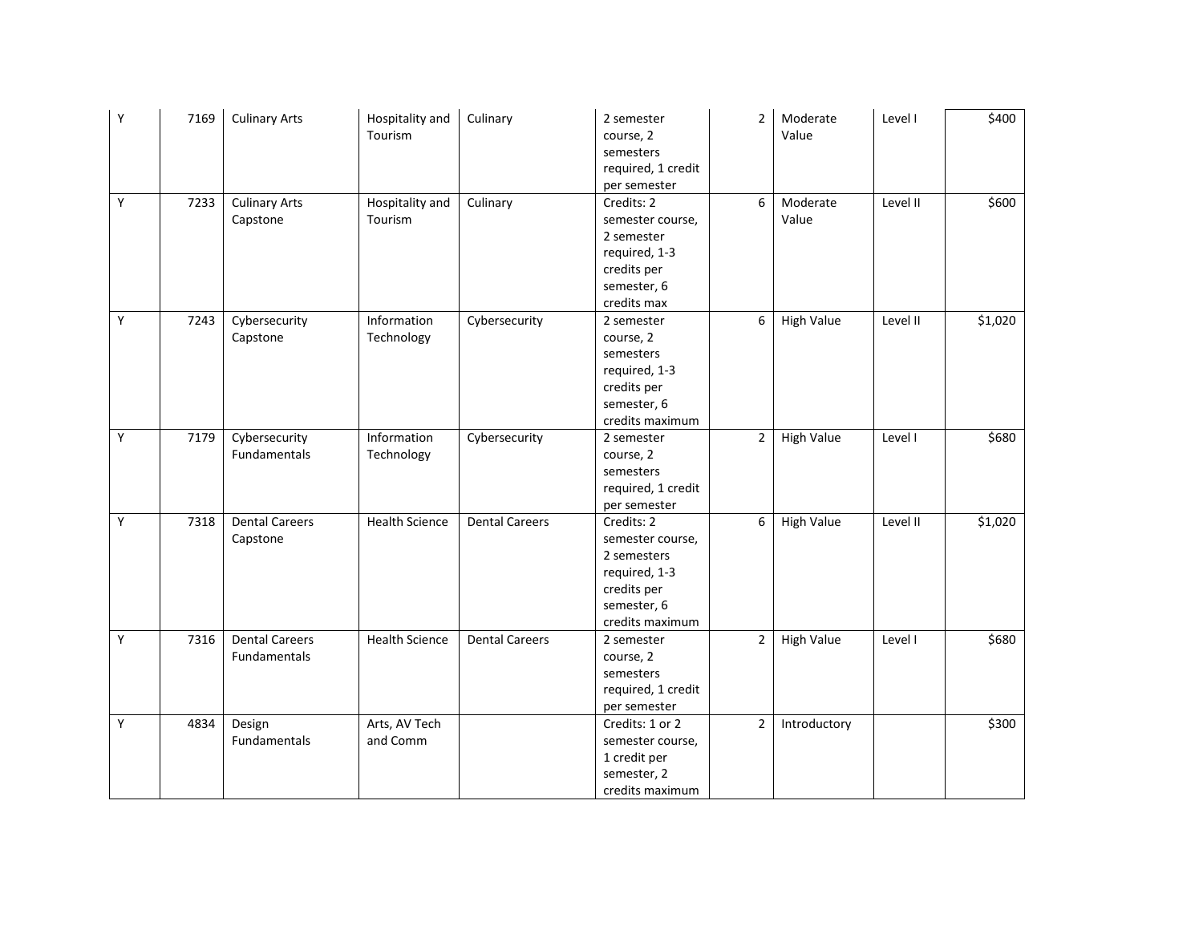| | | | | | | | | | |
|---|---|---|---|---|---|---|---|---|---|
| Y | 7169 | Culinary Arts | Hospitality and Tourism | Culinary | 2 semester course, 2 semesters required, 1 credit per semester | 2 | Moderate Value | Level I | $400 |
| Y | 7233 | Culinary Arts Capstone | Hospitality and Tourism | Culinary | Credits: 2 semester course, 2 semester required, 1-3 credits per semester, 6 credits max | 6 | Moderate Value | Level II | $600 |
| Y | 7243 | Cybersecurity Capstone | Information Technology | Cybersecurity | 2 semester course, 2 semesters required, 1-3 credits per semester, 6 credits maximum | 6 | High Value | Level II | $1,020 |
| Y | 7179 | Cybersecurity Fundamentals | Information Technology | Cybersecurity | 2 semester course, 2 semesters required, 1 credit per semester | 2 | High Value | Level I | $680 |
| Y | 7318 | Dental Careers Capstone | Health Science | Dental Careers | Credits: 2 semester course, 2 semesters required, 1-3 credits per semester, 6 credits maximum | 6 | High Value | Level II | $1,020 |
| Y | 7316 | Dental Careers Fundamentals | Health Science | Dental Careers | 2 semester course, 2 semesters required, 1 credit per semester | 2 | High Value | Level I | $680 |
| Y | 4834 | Design Fundamentals | Arts, AV Tech and Comm | | Credits: 1 or 2 semester course, 1 credit per semester, 2 credits maximum | 2 | Introductory | | $300 |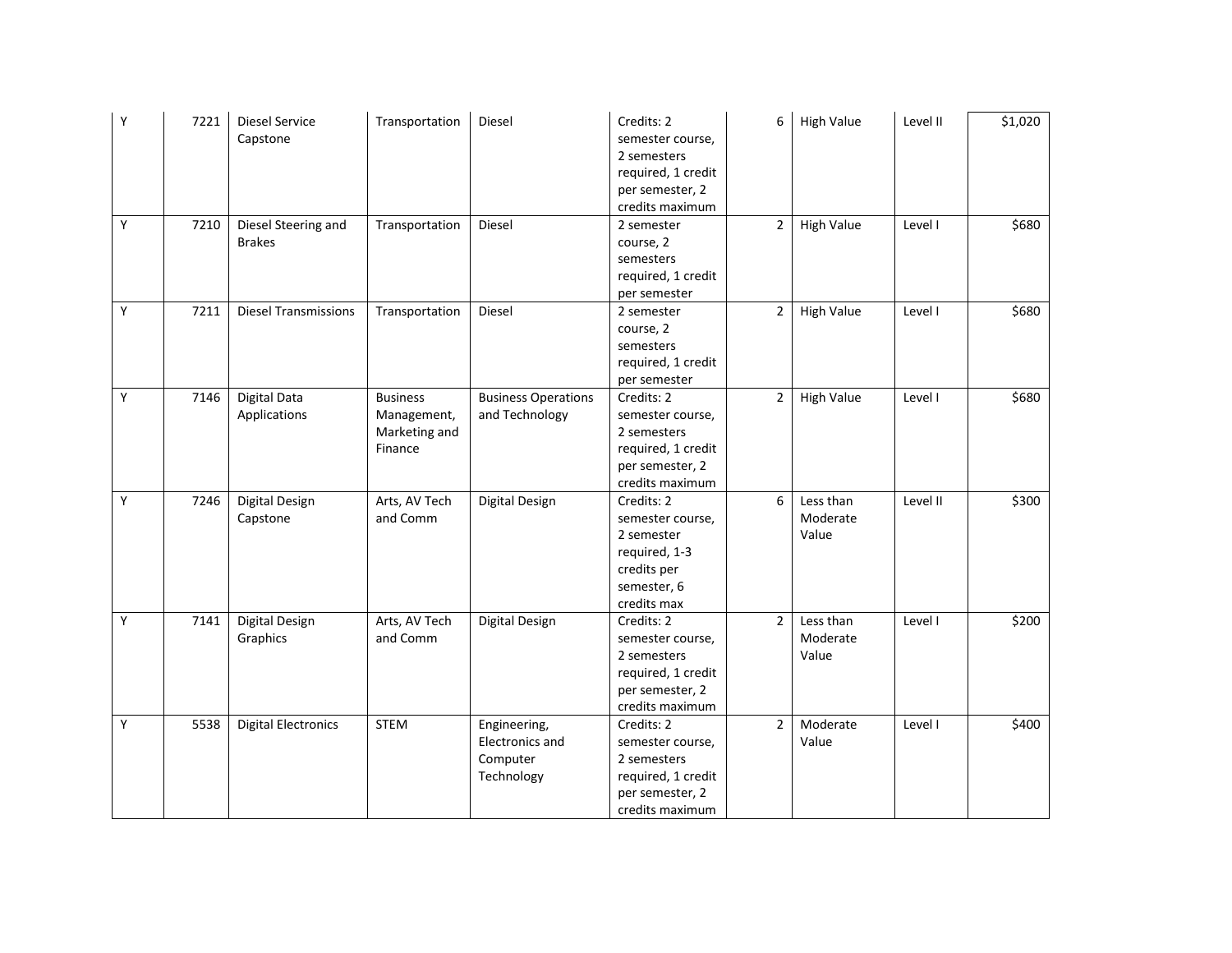| | | | | | | | | | |
|---|---|---|---|---|---|---|---|---|---|
| Y | 7221 | Diesel Service Capstone | Transportation | Diesel | Credits: 2 semester course, 2 semesters required, 1 credit per semester, 2 credits maximum | 6 | High Value | Level II | $1,020 |
| Y | 7210 | Diesel Steering and Brakes | Transportation | Diesel | 2 semester course, 2 semesters required, 1 credit per semester | 2 | High Value | Level I | $680 |
| Y | 7211 | Diesel Transmissions | Transportation | Diesel | 2 semester course, 2 semesters required, 1 credit per semester | 2 | High Value | Level I | $680 |
| Y | 7146 | Digital Data Applications | Business Management, Marketing and Finance | Business Operations and Technology | Credits: 2 semester course, 2 semesters required, 1 credit per semester, 2 credits maximum | 2 | High Value | Level I | $680 |
| Y | 7246 | Digital Design Capstone | Arts, AV Tech and Comm | Digital Design | Credits: 2 semester course, 2 semester required, 1-3 credits per semester, 6 credits max | 6 | Less than Moderate Value | Level II | $300 |
| Y | 7141 | Digital Design Graphics | Arts, AV Tech and Comm | Digital Design | Credits: 2 semester course, 2 semesters required, 1 credit per semester, 2 credits maximum | 2 | Less than Moderate Value | Level I | $200 |
| Y | 5538 | Digital Electronics | STEM | Engineering, Electronics and Computer Technology | Credits: 2 semester course, 2 semesters required, 1 credit per semester, 2 credits maximum | 2 | Moderate Value | Level I | $400 |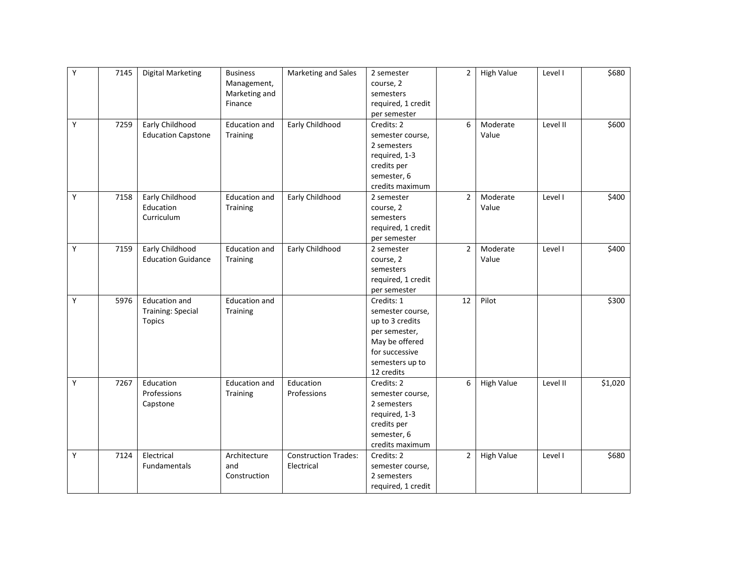| | | | | | | | | | |
|---|---|---|---|---|---|---|---|---|---|
| Y | 7145 | Digital Marketing | Business Management, Marketing and Finance | Marketing and Sales | 2 semester course, 2 semesters required, 1 credit per semester | 2 | High Value | Level I | $680 |
| Y | 7259 | Early Childhood Education Capstone | Education and Training | Early Childhood | Credits: 2 semester course, 2 semesters required, 1-3 credits per semester, 6 credits maximum | 6 | Moderate Value | Level II | $600 |
| Y | 7158 | Early Childhood Education Curriculum | Education and Training | Early Childhood | 2 semester course, 2 semesters required, 1 credit per semester | 2 | Moderate Value | Level I | $400 |
| Y | 7159 | Early Childhood Education Guidance | Education and Training | Early Childhood | 2 semester course, 2 semesters required, 1 credit per semester | 2 | Moderate Value | Level I | $400 |
| Y | 5976 | Education and Training: Special Topics | Education and Training | | Credits: 1 semester course, up to 3 credits per semester, May be offered for successive semesters up to 12 credits | 12 | Pilot | | $300 |
| Y | 7267 | Education Professions Capstone | Education and Training | Education Professions | Credits: 2 semester course, 2 semesters required, 1-3 credits per semester, 6 credits maximum | 6 | High Value | Level II | $1,020 |
| Y | 7124 | Electrical Fundamentals | Architecture and Construction | Construction Trades: Electrical | Credits: 2 semester course, 2 semesters required, 1 credit | 2 | High Value | Level I | $680 |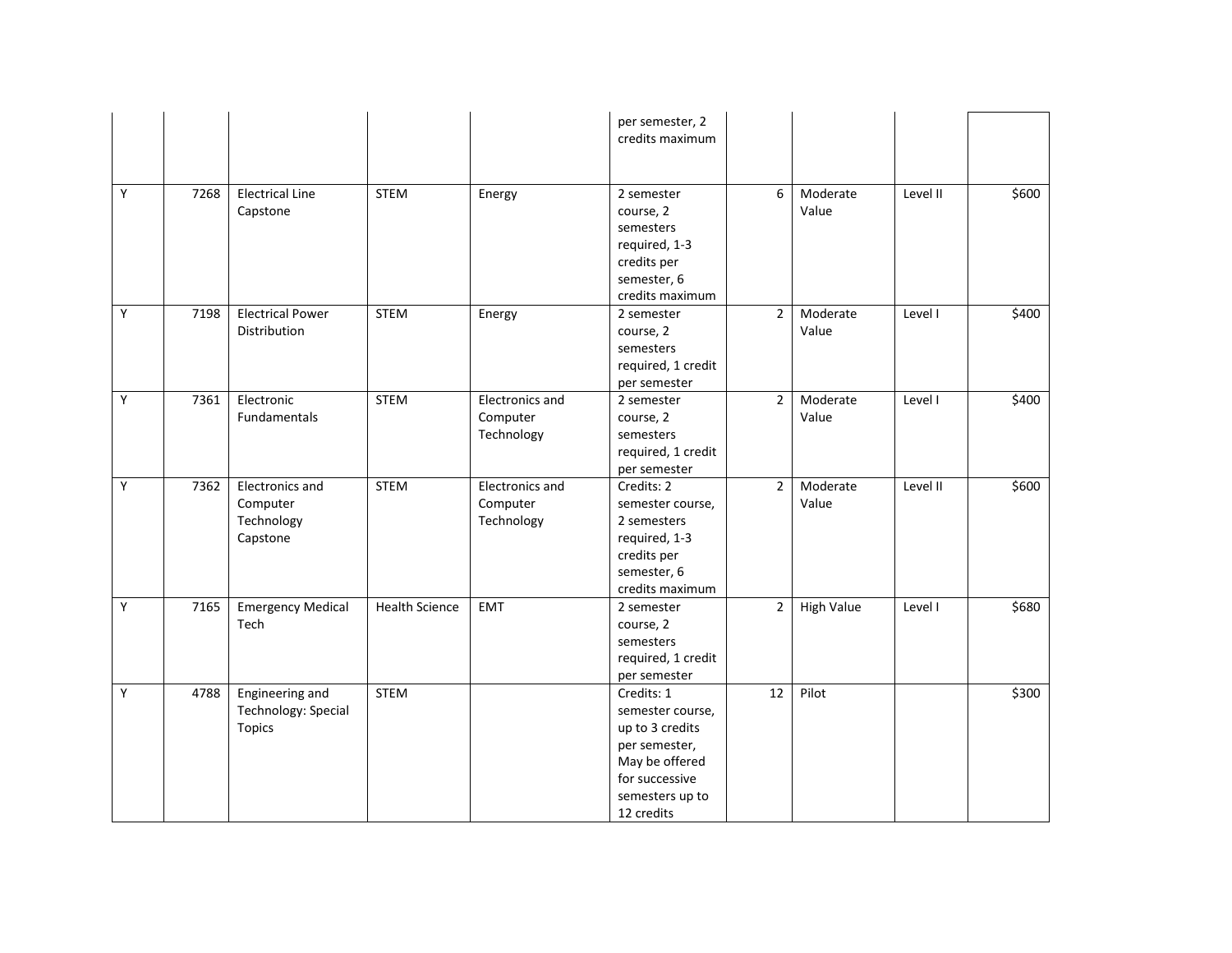| | | | | | | | | | |
|---|---|---|---|---|---|---|---|---|---|
| | | | | | per semester, 2 credits maximum | | | | |
| Y | 7268 | Electrical Line Capstone | STEM | Energy | 2 semester course, 2 semesters required, 1-3 credits per semester, 6 credits maximum | 6 | Moderate Value | Level II | $600 |
| Y | 7198 | Electrical Power Distribution | STEM | Energy | 2 semester course, 2 semesters required, 1 credit per semester | 2 | Moderate Value | Level I | $400 |
| Y | 7361 | Electronic Fundamentals | STEM | Electronics and Computer Technology | 2 semester course, 2 semesters required, 1 credit per semester | 2 | Moderate Value | Level I | $400 |
| Y | 7362 | Electronics and Computer Technology Capstone | STEM | Electronics and Computer Technology | Credits: 2 semester course, 2 semesters required, 1-3 credits per semester, 6 credits maximum | 2 | Moderate Value | Level II | $600 |
| Y | 7165 | Emergency Medical Tech | Health Science | EMT | 2 semester course, 2 semesters required, 1 credit per semester | 2 | High Value | Level I | $680 |
| Y | 4788 | Engineering and Technology: Special Topics | STEM | | Credits: 1 semester course, up to 3 credits per semester, May be offered for successive semesters up to 12 credits | 12 | Pilot | | $300 |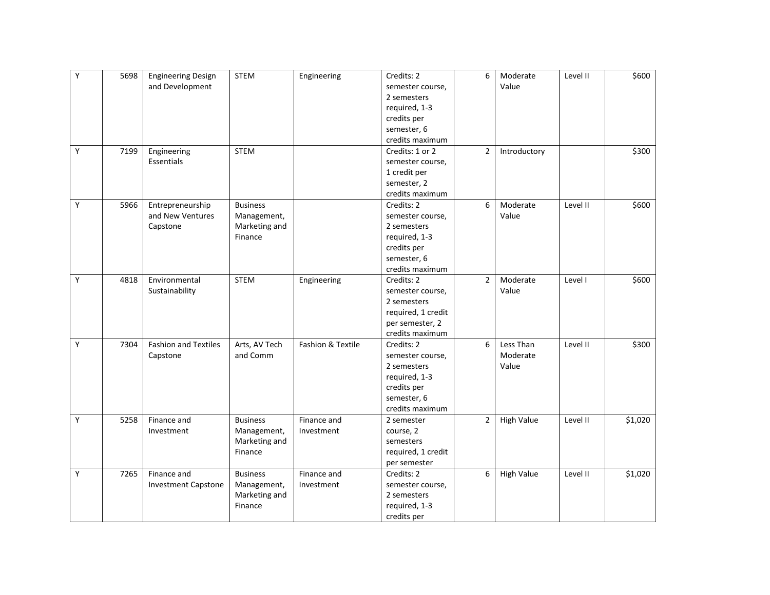| Y | 5698 | Engineering Design and Development | STEM | Engineering | Credits: 2 semester course, 2 semesters required, 1-3 credits per semester, 6 credits maximum | 6 | Moderate Value | Level II | $600 |
|---|---|---|---|---|---|---|---|---|---|
| Y | 7199 | Engineering Essentials | STEM | | Credits: 1 or 2 semester course, 1 credit per semester, 2 credits maximum | 2 | Introductory | | $300 |
| Y | 5966 | Entrepreneurship and New Ventures Capstone | Business Management, Marketing and Finance | | Credits: 2 semester course, 2 semesters required, 1-3 credits per semester, 6 credits maximum | 6 | Moderate Value | Level II | $600 |
| Y | 4818 | Environmental Sustainability | STEM | Engineering | Credits: 2 semester course, 2 semesters required, 1 credit per semester, 2 credits maximum | 2 | Moderate Value | Level I | $600 |
| Y | 7304 | Fashion and Textiles Capstone | Arts, AV Tech and Comm | Fashion & Textile | Credits: 2 semester course, 2 semesters required, 1-3 credits per semester, 6 credits maximum | 6 | Less Than Moderate Value | Level II | $300 |
| Y | 5258 | Finance and Investment | Business Management, Marketing and Finance | Finance and Investment | 2 semester course, 2 semesters required, 1 credit per semester | 2 | High Value | Level II | $1,020 |
| Y | 7265 | Finance and Investment Capstone | Business Management, Marketing and Finance | Finance and Investment | Credits: 2 semester course, 2 semesters required, 1-3 credits per | 6 | High Value | Level II | $1,020 |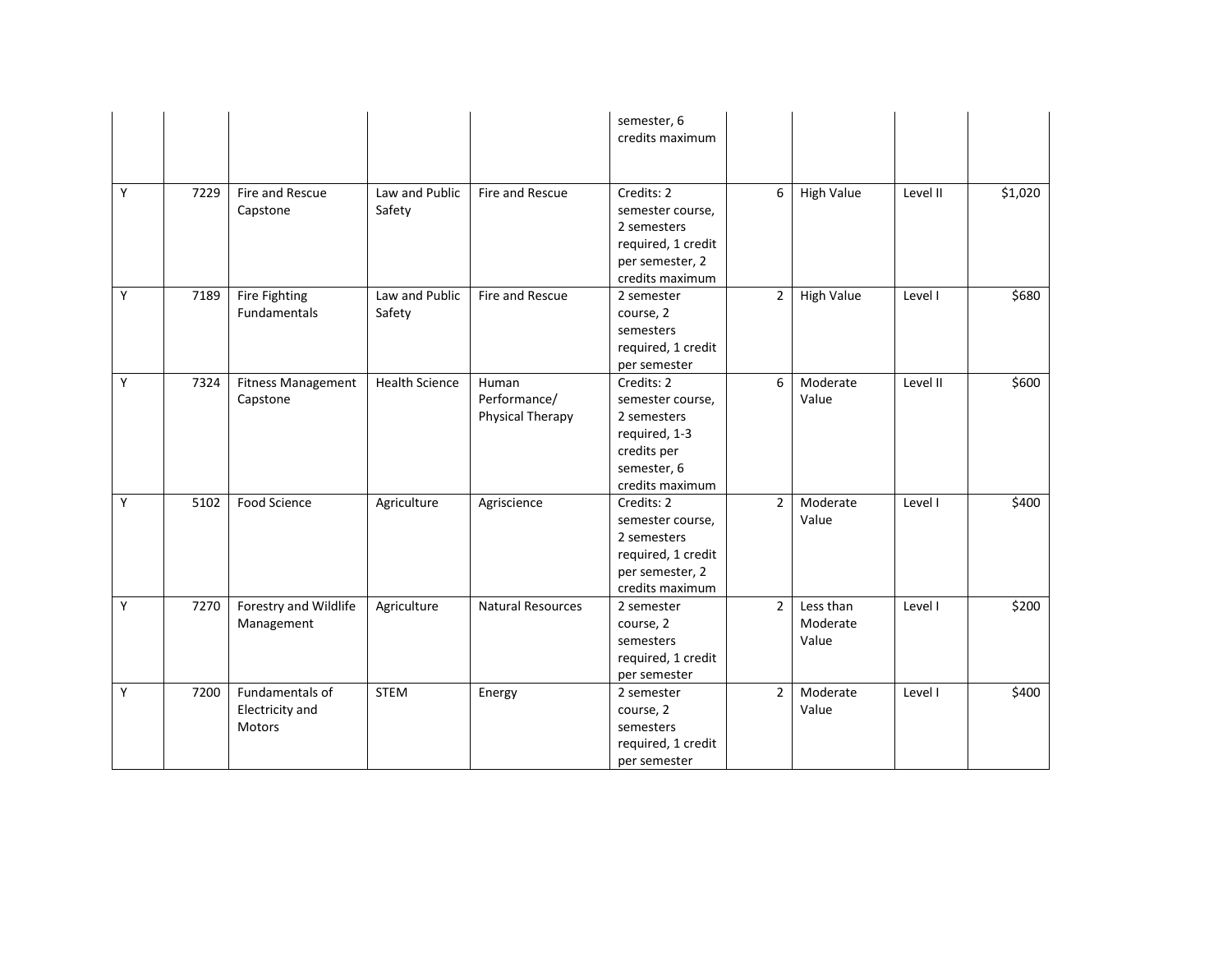| | | | | | | | | | |
|---|---|---|---|---|---|---|---|---|---|
| | | | | | semester, 6 credits maximum | | | | |
| Y | 7229 | Fire and Rescue Capstone | Law and Public Safety | Fire and Rescue | Credits: 2 semester course, 2 semesters required, 1 credit per semester, 2 credits maximum | 6 | High Value | Level II | $1,020 |
| Y | 7189 | Fire Fighting Fundamentals | Law and Public Safety | Fire and Rescue | 2 semester course, 2 semesters required, 1 credit per semester | 2 | High Value | Level I | $680 |
| Y | 7324 | Fitness Management Capstone | Health Science | Human Performance/ Physical Therapy | Credits: 2 semester course, 2 semesters required, 1-3 credits per semester, 6 credits maximum | 6 | Moderate Value | Level II | $600 |
| Y | 5102 | Food Science | Agriculture | Agriscience | Credits: 2 semester course, 2 semesters required, 1 credit per semester, 2 credits maximum | 2 | Moderate Value | Level I | $400 |
| Y | 7270 | Forestry and Wildlife Management | Agriculture | Natural Resources | 2 semester course, 2 semesters required, 1 credit per semester | 2 | Less than Moderate Value | Level I | $200 |
| Y | 7200 | Fundamentals of Electricity and Motors | STEM | Energy | 2 semester course, 2 semesters required, 1 credit per semester | 2 | Moderate Value | Level I | $400 |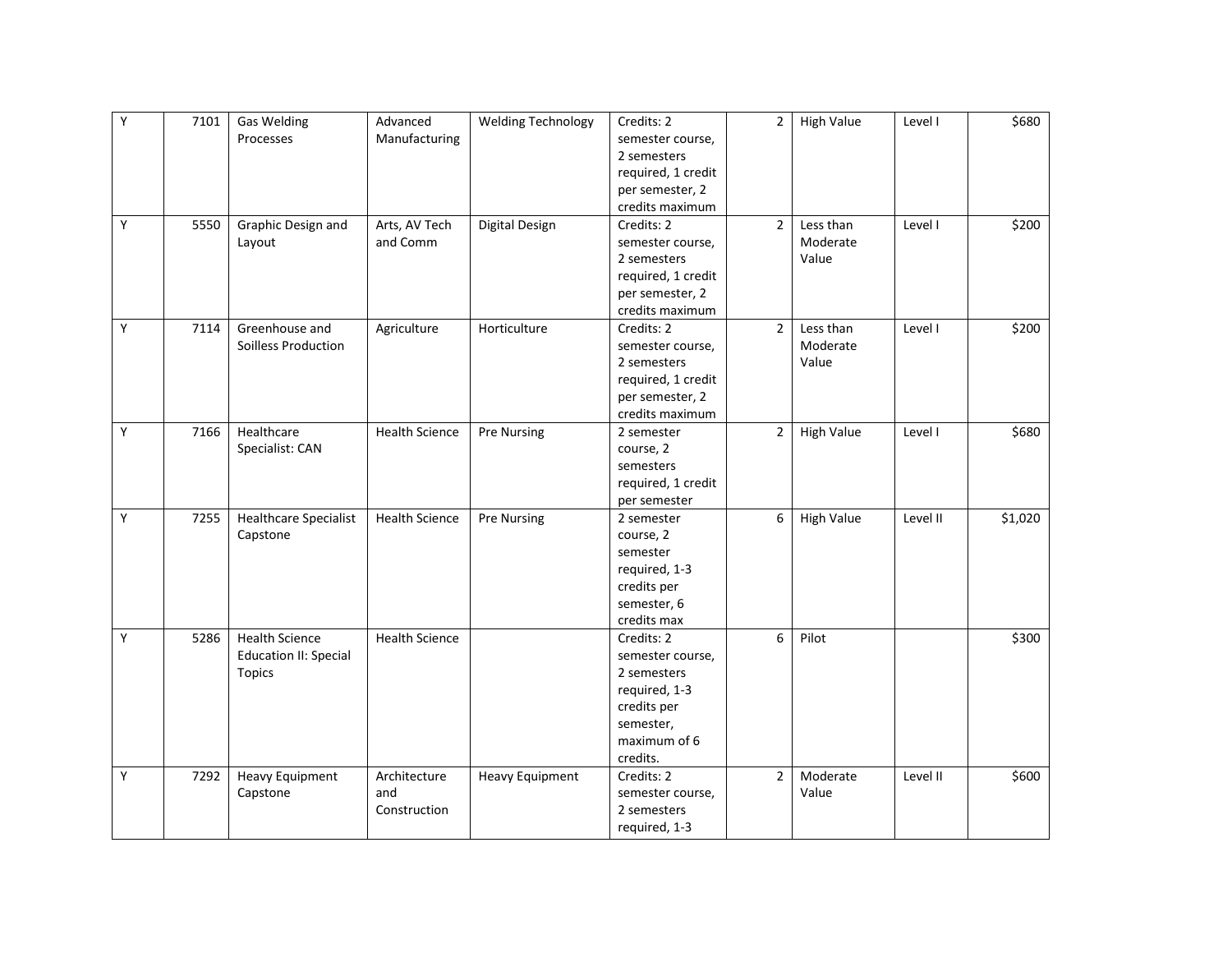| | | | | | | | | | |
|---|---|---|---|---|---|---|---|---|---|
| Y | 7101 | Gas Welding Processes | Advanced Manufacturing | Welding Technology | Credits: 2 semester course, 2 semesters required, 1 credit per semester, 2 credits maximum | 2 | High Value | Level I | $680 |
| Y | 5550 | Graphic Design and Layout | Arts, AV Tech and Comm | Digital Design | Credits: 2 semester course, 2 semesters required, 1 credit per semester, 2 credits maximum | 2 | Less than Moderate Value | Level I | $200 |
| Y | 7114 | Greenhouse and Soilless Production | Agriculture | Horticulture | Credits: 2 semester course, 2 semesters required, 1 credit per semester, 2 credits maximum | 2 | Less than Moderate Value | Level I | $200 |
| Y | 7166 | Healthcare Specialist: CAN | Health Science | Pre Nursing | 2 semester course, 2 semesters required, 1 credit per semester | 2 | High Value | Level I | $680 |
| Y | 7255 | Healthcare Specialist Capstone | Health Science | Pre Nursing | 2 semester course, 2 semester required, 1-3 credits per semester, 6 credits max | 6 | High Value | Level II | $1,020 |
| Y | 5286 | Health Science Education II: Special Topics | Health Science | | Credits: 2 semester course, 2 semesters required, 1-3 credits per semester, maximum of 6 credits. | 6 | Pilot | | $300 |
| Y | 7292 | Heavy Equipment Capstone | Architecture and Construction | Heavy Equipment | Credits: 2 semester course, 2 semesters required, 1-3 | 2 | Moderate Value | Level II | $600 |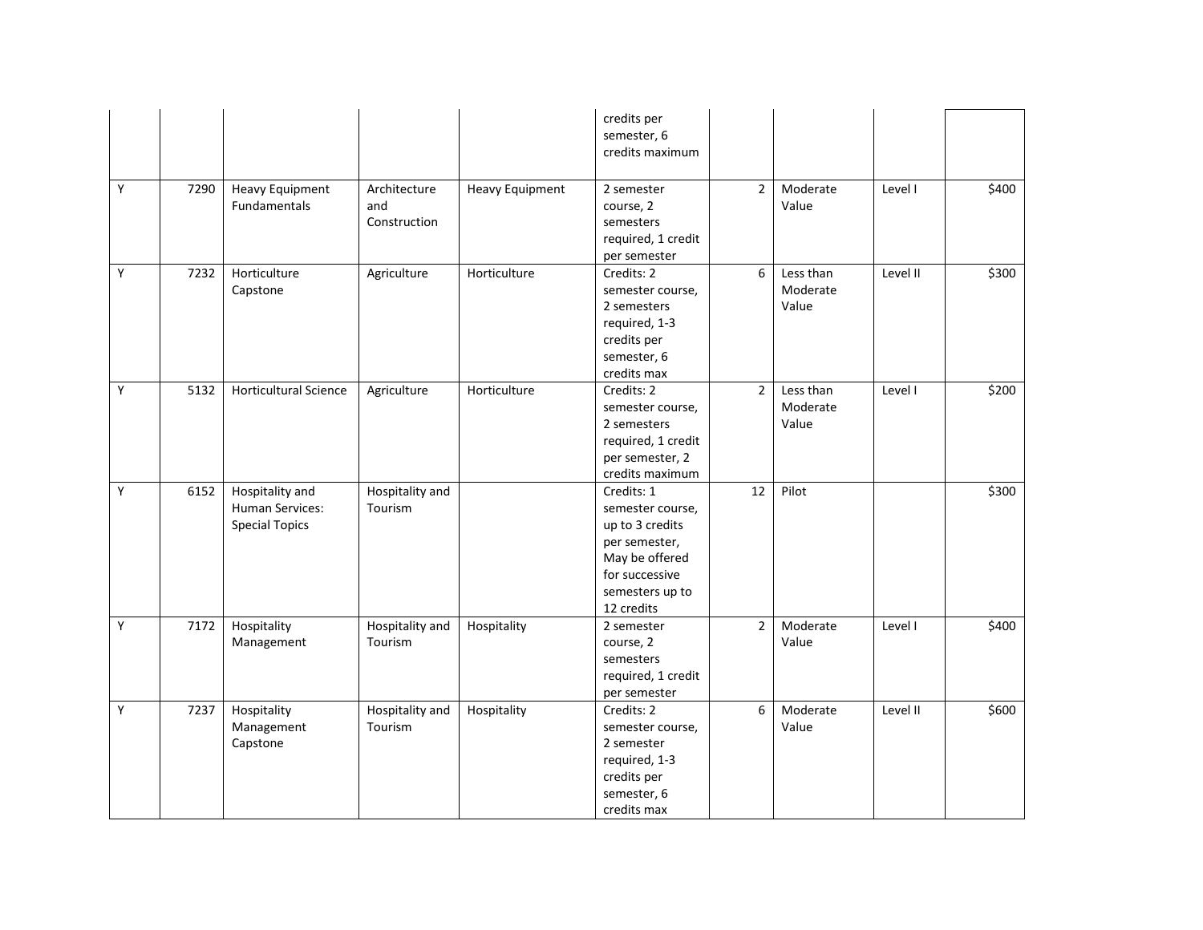| | | | | | | | | | |
|---|---|---|---|---|---|---|---|---|---|
| | | | | | credits per semester, 6 credits maximum | | | | |
| Y | 7290 | Heavy Equipment Fundamentals | Architecture and Construction | Heavy Equipment | 2 semester course, 2 semesters required, 1 credit per semester | 2 | Moderate Value | Level I | $400 |
| Y | 7232 | Horticulture Capstone | Agriculture | Horticulture | Credits: 2 semester course, 2 semesters required, 1-3 credits per semester, 6 credits max | 6 | Less than Moderate Value | Level II | $300 |
| Y | 5132 | Horticultural Science | Agriculture | Horticulture | Credits: 2 semester course, 2 semesters required, 1 credit per semester, 2 credits maximum | 2 | Less than Moderate Value | Level I | $200 |
| Y | 6152 | Hospitality and Human Services: Special Topics | Hospitality and Tourism | | Credits: 1 semester course, up to 3 credits per semester, May be offered for successive semesters up to 12 credits | 12 | Pilot | | $300 |
| Y | 7172 | Hospitality Management | Hospitality and Tourism | Hospitality | 2 semester course, 2 semesters required, 1 credit per semester | 2 | Moderate Value | Level I | $400 |
| Y | 7237 | Hospitality Management Capstone | Hospitality and Tourism | Hospitality | Credits: 2 semester course, 2 semester required, 1-3 credits per semester, 6 credits max | 6 | Moderate Value | Level II | $600 |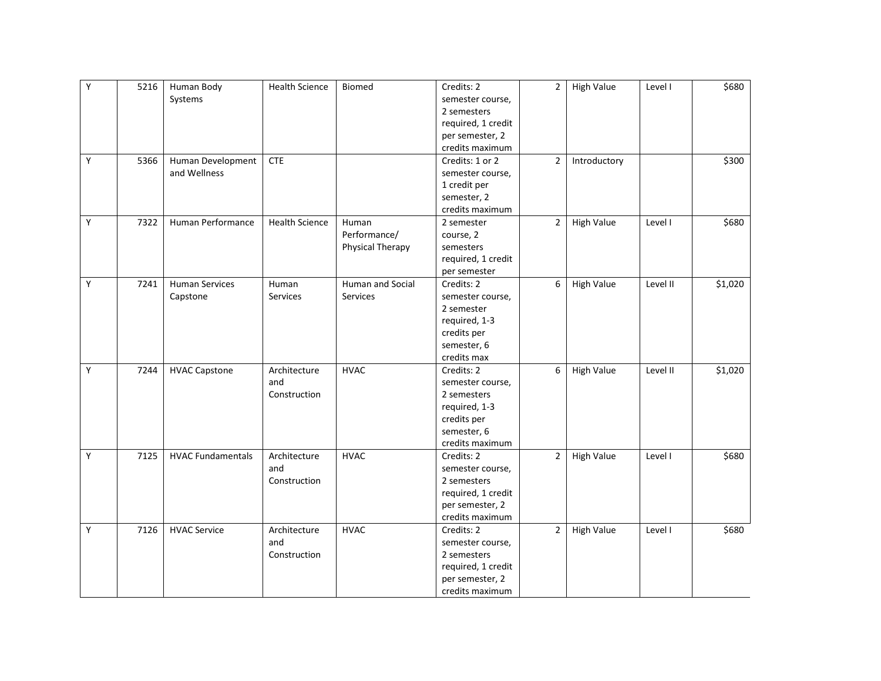| | | | | | | | | | |
|---|---|---|---|---|---|---|---|---|---|
| Y | 5216 | Human Body Systems | Health Science | Biomed | Credits: 2 semester course, 2 semesters required, 1 credit per semester, 2 credits maximum | 2 | High Value | Level I | $680 |
| Y | 5366 | Human Development and Wellness | CTE | | Credits: 1 or 2 semester course, 1 credit per semester, 2 credits maximum | 2 | Introductory | | $300 |
| Y | 7322 | Human Performance | Health Science | Human Performance/ Physical Therapy | 2 semester course, 2 semesters required, 1 credit per semester | 2 | High Value | Level I | $680 |
| Y | 7241 | Human Services Capstone | Human Services | Human and Social Services | Credits: 2 semester course, 2 semester required, 1-3 credits per semester, 6 credits max | 6 | High Value | Level II | $1,020 |
| Y | 7244 | HVAC Capstone | Architecture and Construction | HVAC | Credits: 2 semester course, 2 semesters required, 1-3 credits per semester, 6 credits maximum | 6 | High Value | Level II | $1,020 |
| Y | 7125 | HVAC Fundamentals | Architecture and Construction | HVAC | Credits: 2 semester course, 2 semesters required, 1 credit per semester, 2 credits maximum | 2 | High Value | Level I | $680 |
| Y | 7126 | HVAC Service | Architecture and Construction | HVAC | Credits: 2 semester course, 2 semesters required, 1 credit per semester, 2 credits maximum | 2 | High Value | Level I | $680 |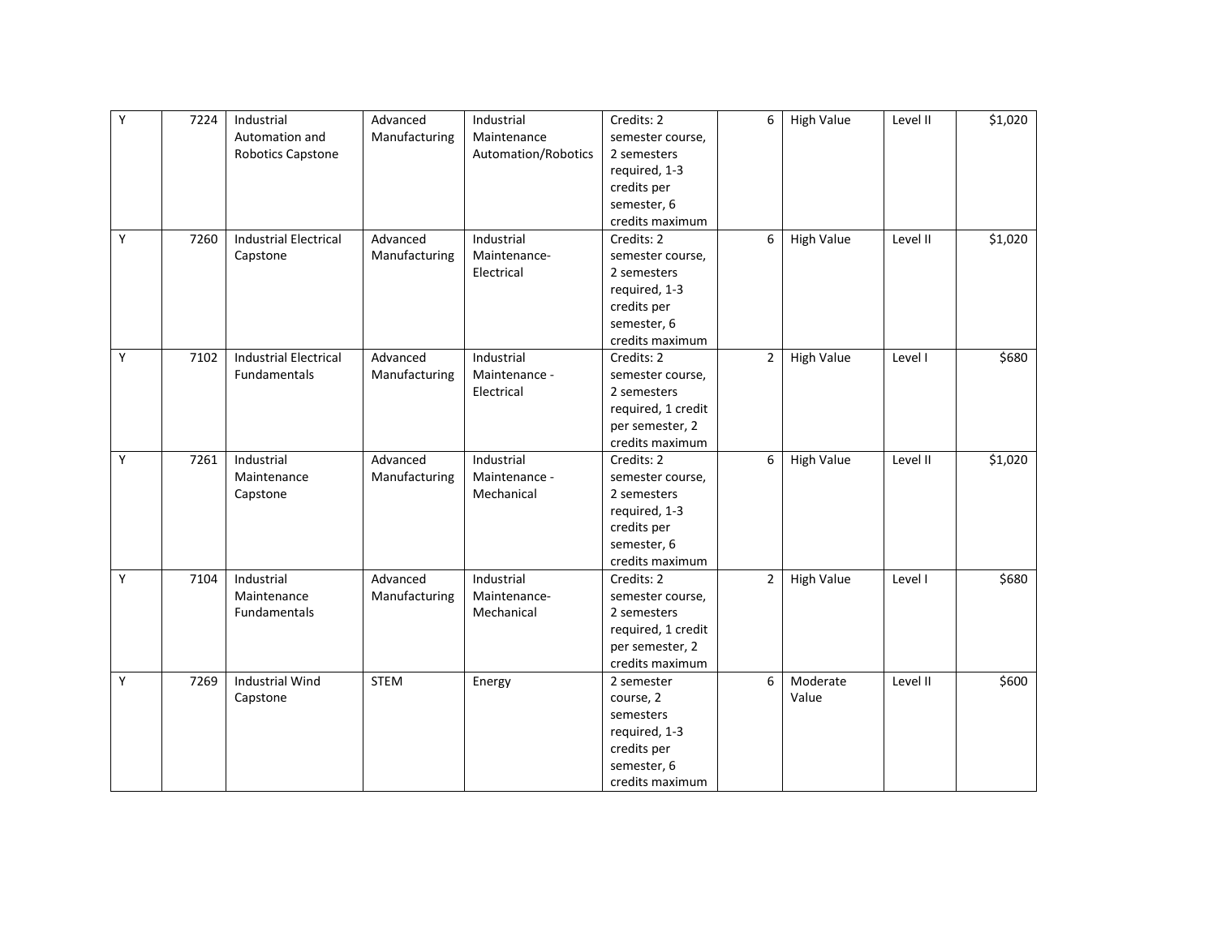| | | | | | | | | | |
|---|---|---|---|---|---|---|---|---|---|
| Y | 7224 | Industrial Automation and Robotics Capstone | Advanced Manufacturing | Industrial Maintenance Automation/Robotics | Credits: 2 semester course, 2 semesters required, 1-3 credits per semester, 6 credits maximum | 6 | High Value | Level II | $1,020 |
| Y | 7260 | Industrial Electrical Capstone | Advanced Manufacturing | Industrial Maintenance-Electrical | Credits: 2 semester course, 2 semesters required, 1-3 credits per semester, 6 credits maximum | 6 | High Value | Level II | $1,020 |
| Y | 7102 | Industrial Electrical Fundamentals | Advanced Manufacturing | Industrial Maintenance - Electrical | Credits: 2 semester course, 2 semesters required, 1 credit per semester, 2 credits maximum | 2 | High Value | Level I | $680 |
| Y | 7261 | Industrial Maintenance Capstone | Advanced Manufacturing | Industrial Maintenance - Mechanical | Credits: 2 semester course, 2 semesters required, 1-3 credits per semester, 6 credits maximum | 6 | High Value | Level II | $1,020 |
| Y | 7104 | Industrial Maintenance Fundamentals | Advanced Manufacturing | Industrial Maintenance-Mechanical | Credits: 2 semester course, 2 semesters required, 1 credit per semester, 2 credits maximum | 2 | High Value | Level I | $680 |
| Y | 7269 | Industrial Wind Capstone | STEM | Energy | 2 semester course, 2 semesters required, 1-3 credits per semester, 6 credits maximum | 6 | Moderate Value | Level II | $600 |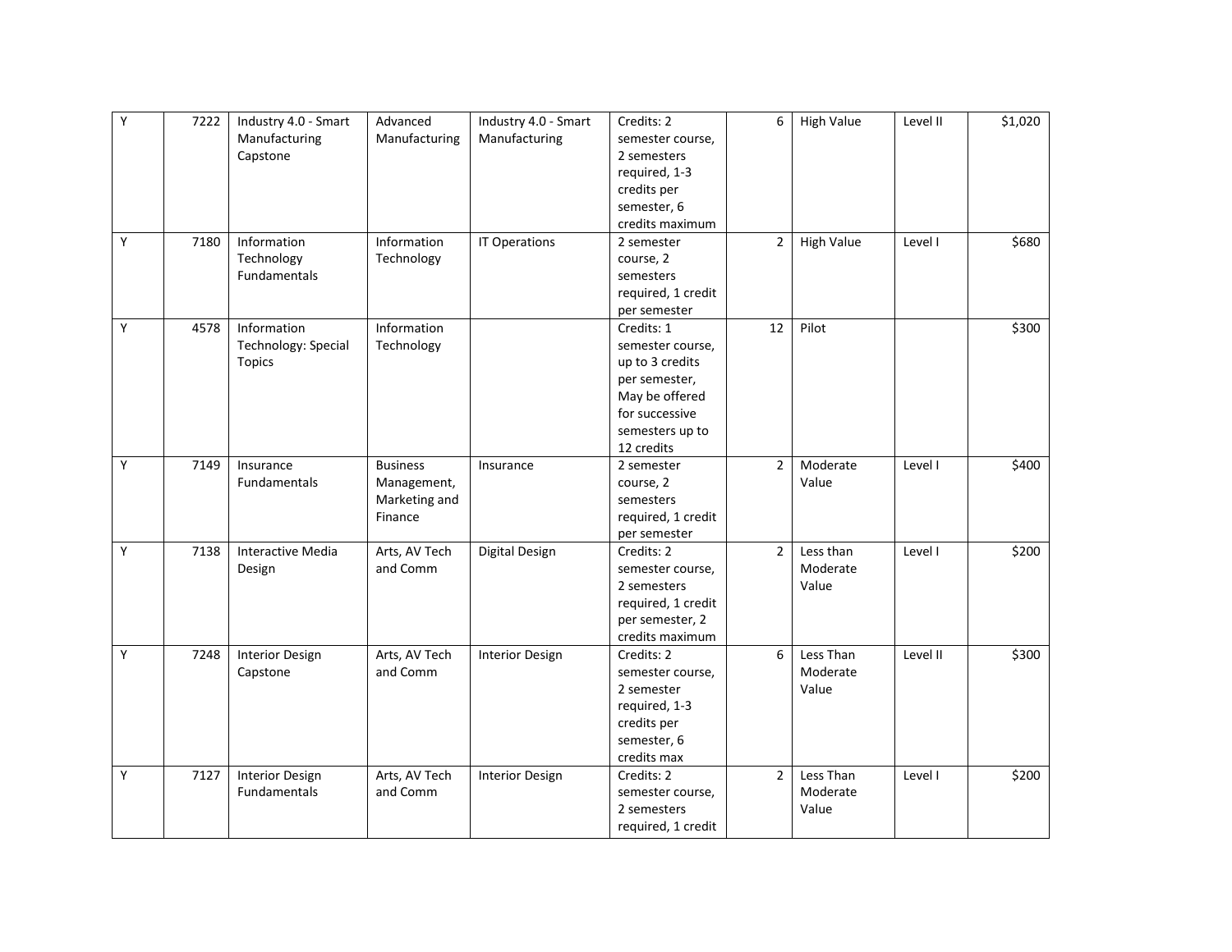| | | | | | | | | | |
|---|---|---|---|---|---|---|---|---|---|
| Y | 7222 | Industry 4.0 - Smart Manufacturing Capstone | Advanced Manufacturing | Industry 4.0 - Smart Manufacturing | Credits: 2 semester course, 2 semesters required, 1-3 credits per semester, 6 credits maximum | 6 | High Value | Level II | $1,020 |
| Y | 7180 | Information Technology Fundamentals | Information Technology | IT Operations | 2 semester course, 2 semesters required, 1 credit per semester | 2 | High Value | Level I | $680 |
| Y | 4578 | Information Technology: Special Topics | Information Technology | | Credits: 1 semester course, up to 3 credits per semester, May be offered for successive semesters up to 12 credits | 12 | Pilot | | $300 |
| Y | 7149 | Insurance Fundamentals | Business Management, Marketing and Finance | Insurance | 2 semester course, 2 semesters required, 1 credit per semester | 2 | Moderate Value | Level I | $400 |
| Y | 7138 | Interactive Media Design | Arts, AV Tech and Comm | Digital Design | Credits: 2 semester course, 2 semesters required, 1 credit per semester, 2 credits maximum | 2 | Less than Moderate Value | Level I | $200 |
| Y | 7248 | Interior Design Capstone | Arts, AV Tech and Comm | Interior Design | Credits: 2 semester course, 2 semester required, 1-3 credits per semester, 6 credits max | 6 | Less Than Moderate Value | Level II | $300 |
| Y | 7127 | Interior Design Fundamentals | Arts, AV Tech and Comm | Interior Design | Credits: 2 semester course, 2 semesters required, 1 credit | 2 | Less Than Moderate Value | Level I | $200 |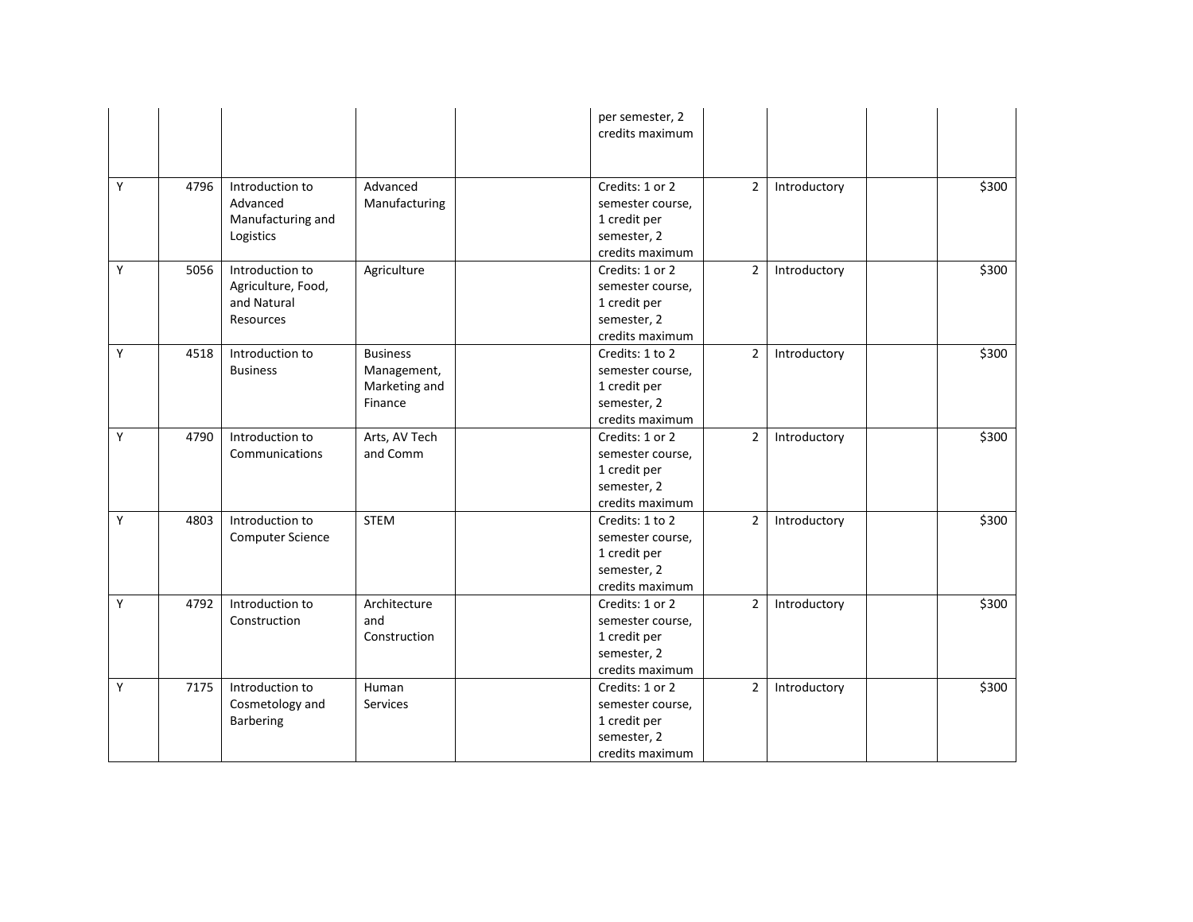| | | | | | | | | | |
|---|---|---|---|---|---|---|---|---|---|
| | | | | | per semester, 2 credits maximum | | | | |
| Y | 4796 | Introduction to Advanced Manufacturing and Logistics | Advanced Manufacturing | | Credits: 1 or 2 semester course, 1 credit per semester, 2 credits maximum | 2 | Introductory | | $300 |
| Y | 5056 | Introduction to Agriculture, Food, and Natural Resources | Agriculture | | Credits: 1 or 2 semester course, 1 credit per semester, 2 credits maximum | 2 | Introductory | | $300 |
| Y | 4518 | Introduction to Business | Business Management, Marketing and Finance | | Credits: 1 to 2 semester course, 1 credit per semester, 2 credits maximum | 2 | Introductory | | $300 |
| Y | 4790 | Introduction to Communications | Arts, AV Tech and Comm | | Credits: 1 or 2 semester course, 1 credit per semester, 2 credits maximum | 2 | Introductory | | $300 |
| Y | 4803 | Introduction to Computer Science | STEM | | Credits: 1 to 2 semester course, 1 credit per semester, 2 credits maximum | 2 | Introductory | | $300 |
| Y | 4792 | Introduction to Construction | Architecture and Construction | | Credits: 1 or 2 semester course, 1 credit per semester, 2 credits maximum | 2 | Introductory | | $300 |
| Y | 7175 | Introduction to Cosmetology and Barbering | Human Services | | Credits: 1 or 2 semester course, 1 credit per semester, 2 credits maximum | 2 | Introductory | | $300 |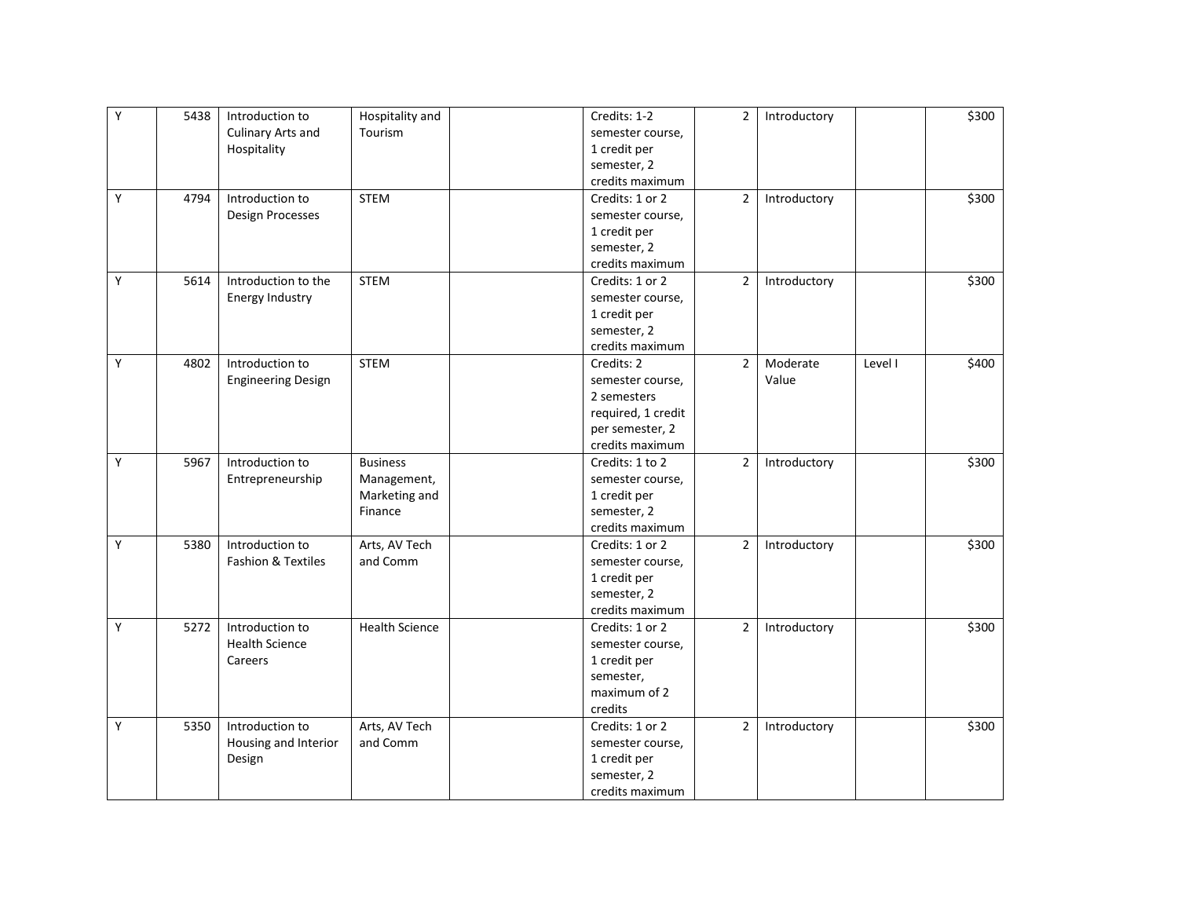| | | | | | | | | | |
|---|---|---|---|---|---|---|---|---|---|
| Y | 5438 | Introduction to Culinary Arts and Hospitality | Hospitality and Tourism | | Credits: 1-2 semester course, 1 credit per semester, 2 credits maximum | 2 | Introductory | | $300 |
| Y | 4794 | Introduction to Design Processes | STEM | | Credits: 1 or 2 semester course, 1 credit per semester, 2 credits maximum | 2 | Introductory | | $300 |
| Y | 5614 | Introduction to the Energy Industry | STEM | | Credits: 1 or 2 semester course, 1 credit per semester, 2 credits maximum | 2 | Introductory | | $300 |
| Y | 4802 | Introduction to Engineering Design | STEM | | Credits: 2 semester course, 2 semesters required, 1 credit per semester, 2 credits maximum | 2 | Moderate Value | Level I | $400 |
| Y | 5967 | Introduction to Entrepreneurship | Business Management, Marketing and Finance | | Credits: 1 to 2 semester course, 1 credit per semester, 2 credits maximum | 2 | Introductory | | $300 |
| Y | 5380 | Introduction to Fashion & Textiles | Arts, AV Tech and Comm | | Credits: 1 or 2 semester course, 1 credit per semester, 2 credits maximum | 2 | Introductory | | $300 |
| Y | 5272 | Introduction to Health Science Careers | Health Science | | Credits: 1 or 2 semester course, 1 credit per semester, maximum of 2 credits | 2 | Introductory | | $300 |
| Y | 5350 | Introduction to Housing and Interior Design | Arts, AV Tech and Comm | | Credits: 1 or 2 semester course, 1 credit per semester, 2 credits maximum | 2 | Introductory | | $300 |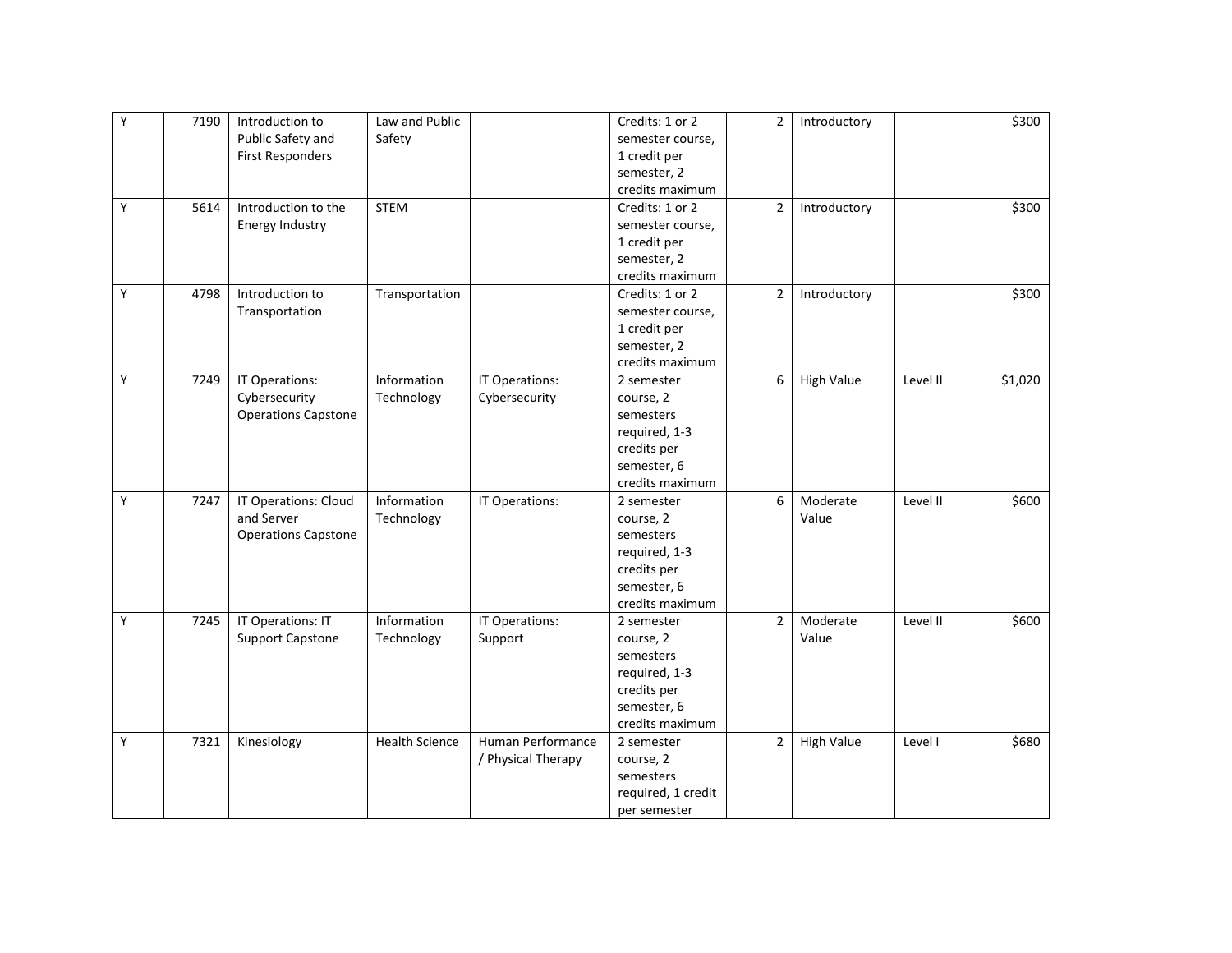| | | | | | | | | | |
|---|---|---|---|---|---|---|---|---|---|
| Y | 7190 | Introduction to Public Safety and First Responders | Law and Public Safety | | Credits: 1 or 2 semester course, 1 credit per semester, 2 credits maximum | 2 | Introductory | | $300 |
| Y | 5614 | Introduction to the Energy Industry | STEM | | Credits: 1 or 2 semester course, 1 credit per semester, 2 credits maximum | 2 | Introductory | | $300 |
| Y | 4798 | Introduction to Transportation | Transportation | | Credits: 1 or 2 semester course, 1 credit per semester, 2 credits maximum | 2 | Introductory | | $300 |
| Y | 7249 | IT Operations: Cybersecurity Operations Capstone | Information Technology | IT Operations: Cybersecurity | 2 semester course, 2 semesters required, 1-3 credits per semester, 6 credits maximum | 6 | High Value | Level II | $1,020 |
| Y | 7247 | IT Operations: Cloud and Server Operations Capstone | Information Technology | IT Operations: | 2 semester course, 2 semesters required, 1-3 credits per semester, 6 credits maximum | 6 | Moderate Value | Level II | $600 |
| Y | 7245 | IT Operations: IT Support Capstone | Information Technology | IT Operations: Support | 2 semester course, 2 semesters required, 1-3 credits per semester, 6 credits maximum | 2 | Moderate Value | Level II | $600 |
| Y | 7321 | Kinesiology | Health Science | Human Performance / Physical Therapy | 2 semester course, 2 semesters required, 1 credit per semester | 2 | High Value | Level I | $680 |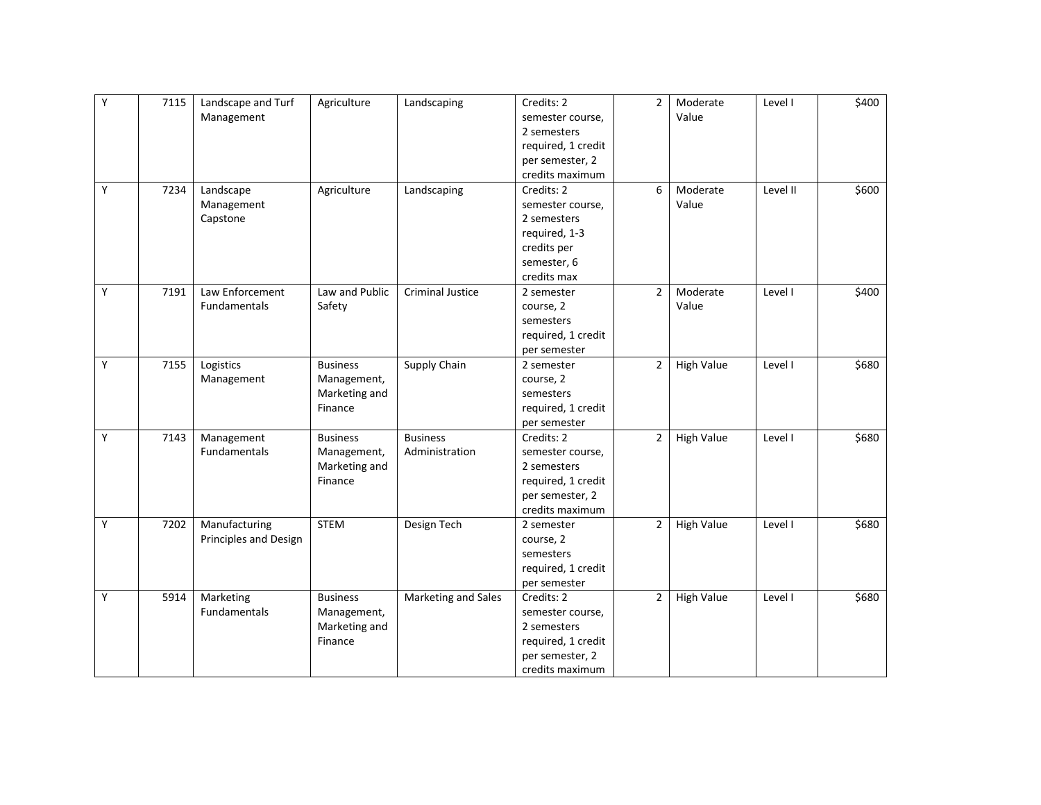| | | | | | | | | | |
|---|---|---|---|---|---|---|---|---|---|
| Y | 7115 | Landscape and Turf Management | Agriculture | Landscaping | Credits: 2 semester course, 2 semesters required, 1 credit per semester, 2 credits maximum | 2 | Moderate Value | Level I | $400 |
| Y | 7234 | Landscape Management Capstone | Agriculture | Landscaping | Credits: 2 semester course, 2 semesters required, 1-3 credits per semester, 6 credits max | 6 | Moderate Value | Level II | $600 |
| Y | 7191 | Law Enforcement Fundamentals | Law and Public Safety | Criminal Justice | 2 semester course, 2 semesters required, 1 credit per semester | 2 | Moderate Value | Level I | $400 |
| Y | 7155 | Logistics Management | Business Management, Marketing and Finance | Supply Chain | 2 semester course, 2 semesters required, 1 credit per semester | 2 | High Value | Level I | $680 |
| Y | 7143 | Management Fundamentals | Business Management, Marketing and Finance | Business Administration | Credits: 2 semester course, 2 semesters required, 1 credit per semester, 2 credits maximum | 2 | High Value | Level I | $680 |
| Y | 7202 | Manufacturing Principles and Design | STEM | Design Tech | 2 semester course, 2 semesters required, 1 credit per semester | 2 | High Value | Level I | $680 |
| Y | 5914 | Marketing Fundamentals | Business Management, Marketing and Finance | Marketing and Sales | Credits: 2 semester course, 2 semesters required, 1 credit per semester, 2 credits maximum | 2 | High Value | Level I | $680 |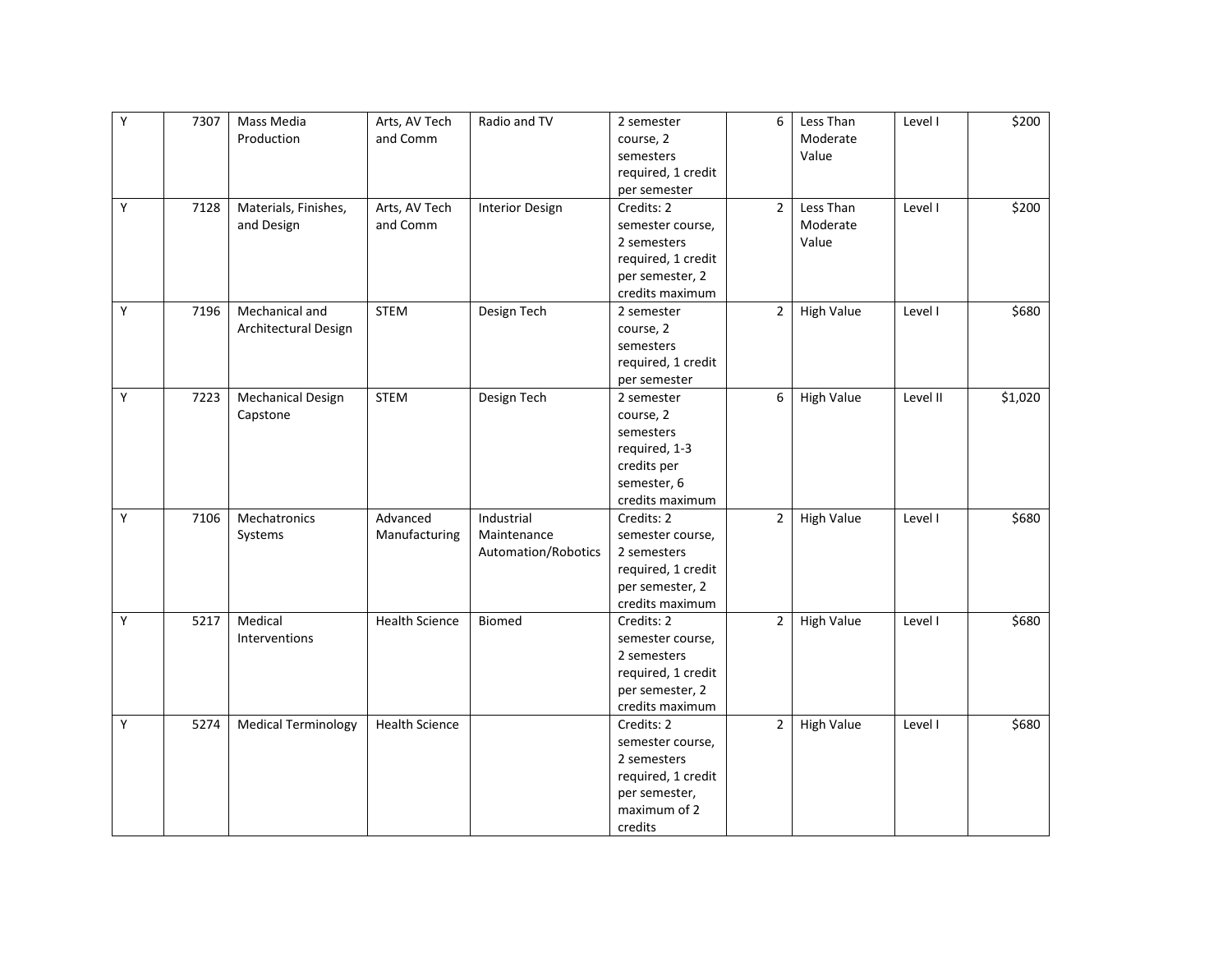| | | | | | | | | | |
|---|---|---|---|---|---|---|---|---|---|
| Y | 7307 | Mass Media Production | Arts, AV Tech and Comm | Radio and TV | 2 semester course, 2 semesters required, 1 credit per semester | 6 | Less Than Moderate Value | Level I | $200 |
| Y | 7128 | Materials, Finishes, and Design | Arts, AV Tech and Comm | Interior Design | Credits: 2 semester course, 2 semesters required, 1 credit per semester, 2 credits maximum | 2 | Less Than Moderate Value | Level I | $200 |
| Y | 7196 | Mechanical and Architectural Design | STEM | Design Tech | 2 semester course, 2 semesters required, 1 credit per semester | 2 | High Value | Level I | $680 |
| Y | 7223 | Mechanical Design Capstone | STEM | Design Tech | 2 semester course, 2 semesters required, 1-3 credits per semester, 6 credits maximum | 6 | High Value | Level II | $1,020 |
| Y | 7106 | Mechatronics Systems | Advanced Manufacturing | Industrial Maintenance Automation/Robotics | Credits: 2 semester course, 2 semesters required, 1 credit per semester, 2 credits maximum | 2 | High Value | Level I | $680 |
| Y | 5217 | Medical Interventions | Health Science | Biomed | Credits: 2 semester course, 2 semesters required, 1 credit per semester, 2 credits maximum | 2 | High Value | Level I | $680 |
| Y | 5274 | Medical Terminology | Health Science | | Credits: 2 semester course, 2 semesters required, 1 credit per semester, maximum of 2 credits | 2 | High Value | Level I | $680 |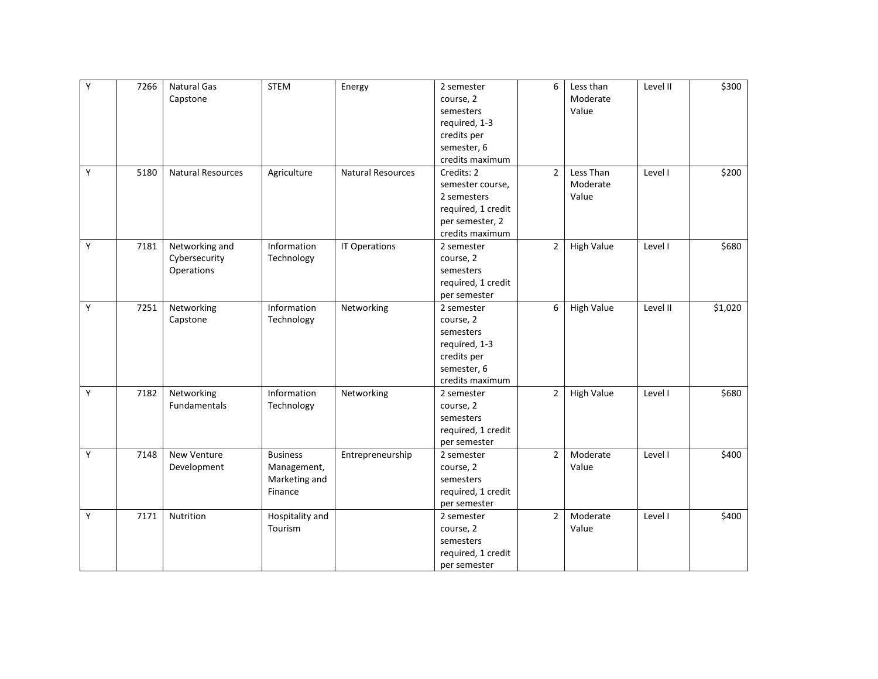| | | | | | | | | | |
|---|---|---|---|---|---|---|---|---|---|
| Y | 7266 | Natural Gas Capstone | STEM | Energy | 2 semester course, 2 semesters required, 1-3 credits per semester, 6 credits maximum | 6 | Less than Moderate Value | Level II | $300 |
| Y | 5180 | Natural Resources | Agriculture | Natural Resources | Credits: 2 semester course, 2 semesters required, 1 credit per semester, 2 credits maximum | 2 | Less Than Moderate Value | Level I | $200 |
| Y | 7181 | Networking and Cybersecurity Operations | Information Technology | IT Operations | 2 semester course, 2 semesters required, 1 credit per semester | 2 | High Value | Level I | $680 |
| Y | 7251 | Networking Capstone | Information Technology | Networking | 2 semester course, 2 semesters required, 1-3 credits per semester, 6 credits maximum | 6 | High Value | Level II | $1,020 |
| Y | 7182 | Networking Fundamentals | Information Technology | Networking | 2 semester course, 2 semesters required, 1 credit per semester | 2 | High Value | Level I | $680 |
| Y | 7148 | New Venture Development | Business Management, Marketing and Finance | Entrepreneurship | 2 semester course, 2 semesters required, 1 credit per semester | 2 | Moderate Value | Level I | $400 |
| Y | 7171 | Nutrition | Hospitality and Tourism | | 2 semester course, 2 semesters required, 1 credit per semester | 2 | Moderate Value | Level I | $400 |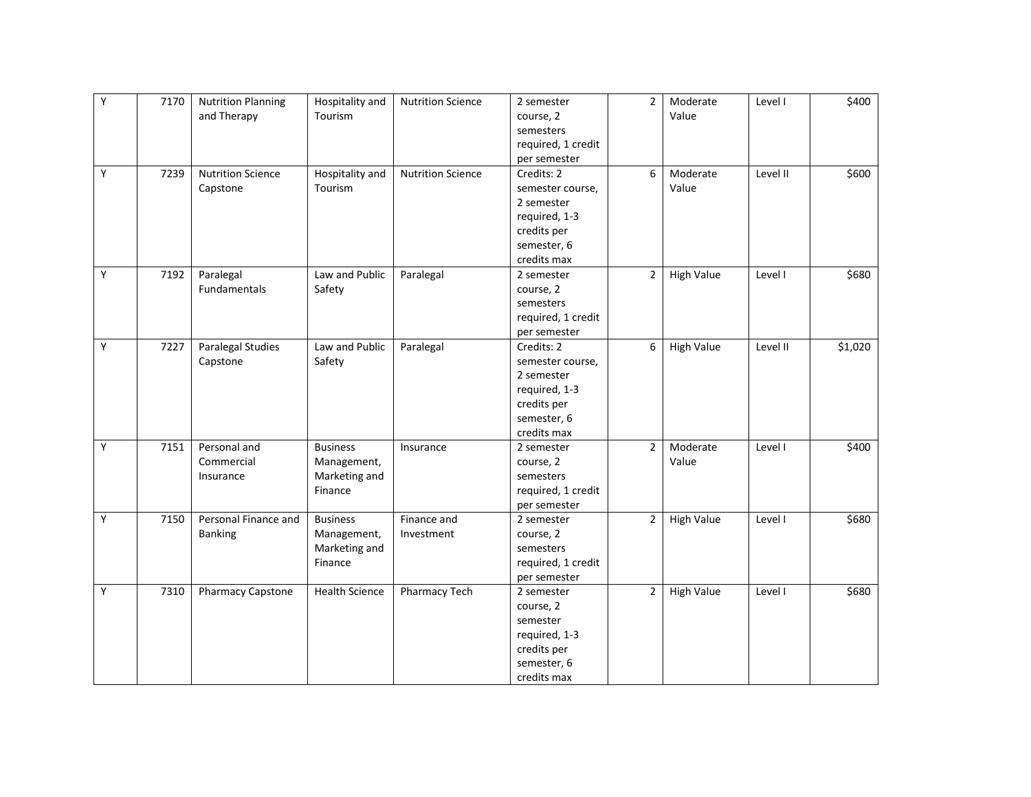| | | | | | | | | | |
|---|---|---|---|---|---|---|---|---|---|
| Y | 7170 | Nutrition Planning and Therapy | Hospitality and Tourism | Nutrition Science | 2 semester course, 2 semesters required, 1 credit per semester | 2 | Moderate Value | Level I | $400 |
| Y | 7239 | Nutrition Science Capstone | Hospitality and Tourism | Nutrition Science | Credits: 2 semester course, 2 semester required, 1-3 credits per semester, 6 credits max | 6 | Moderate Value | Level II | $600 |
| Y | 7192 | Paralegal Fundamentals | Law and Public Safety | Paralegal | 2 semester course, 2 semesters required, 1 credit per semester | 2 | High Value | Level I | $680 |
| Y | 7227 | Paralegal Studies Capstone | Law and Public Safety | Paralegal | Credits: 2 semester course, 2 semester required, 1-3 credits per semester, 6 credits max | 6 | High Value | Level II | $1,020 |
| Y | 7151 | Personal and Commercial Insurance | Business Management, Marketing and Finance | Insurance | 2 semester course, 2 semesters required, 1 credit per semester | 2 | Moderate Value | Level I | $400 |
| Y | 7150 | Personal Finance and Banking | Business Management, Marketing and Finance | Finance and Investment | 2 semester course, 2 semesters required, 1 credit per semester | 2 | High Value | Level I | $680 |
| Y | 7310 | Pharmacy Capstone | Health Science | Pharmacy Tech | 2 semester course, 2 semester required, 1-3 credits per semester, 6 credits max | 2 | High Value | Level I | $680 |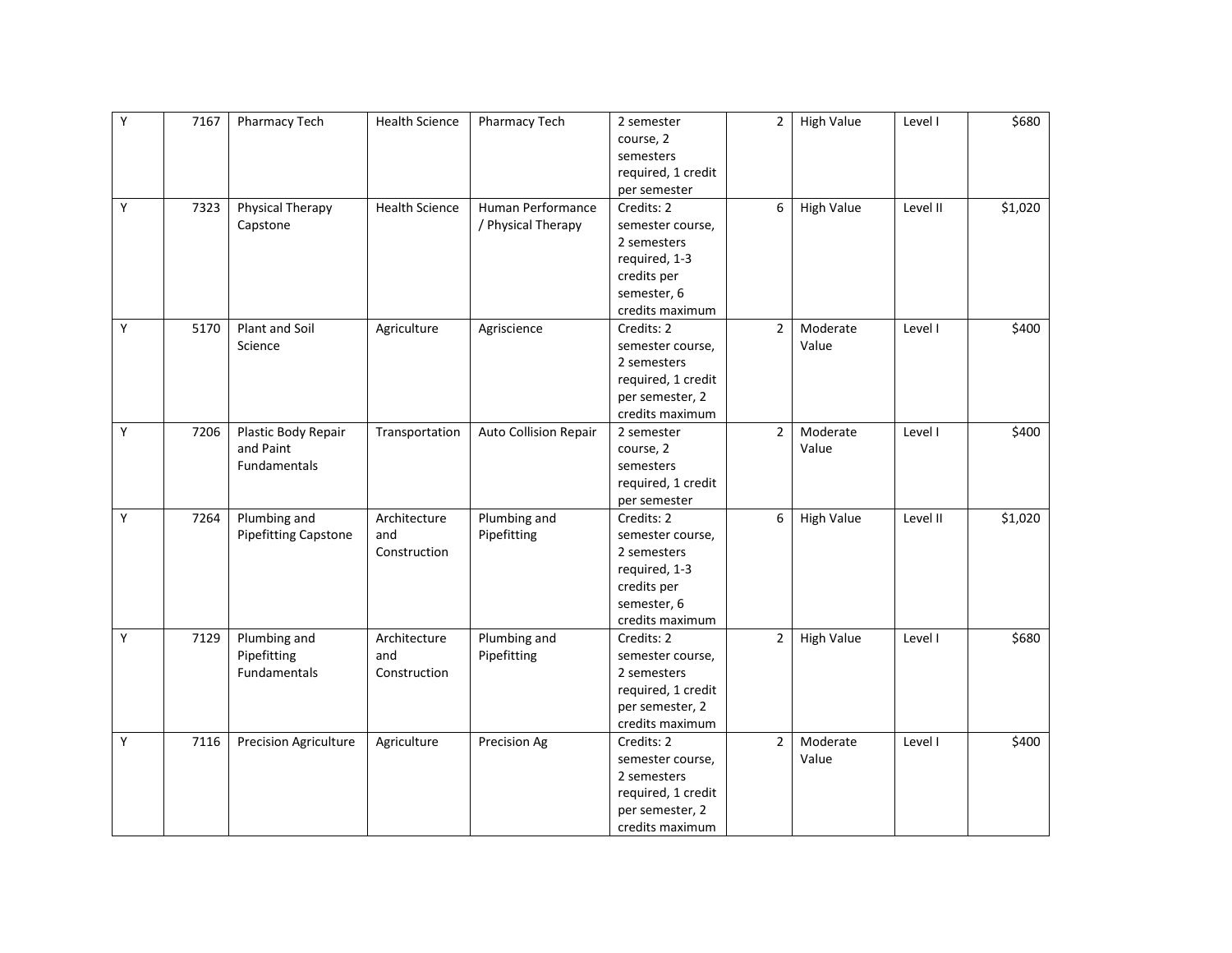| | | | | | | | | | |
|---|---|---|---|---|---|---|---|---|---|
| Y | 7167 | Pharmacy Tech | Health Science | Pharmacy Tech | 2 semester course, 2 semesters required, 1 credit per semester | 2 | High Value | Level I | $680 |
| Y | 7323 | Physical Therapy Capstone | Health Science | Human Performance / Physical Therapy | Credits: 2 semester course, 2 semesters required, 1-3 credits per semester, 6 credits maximum | 6 | High Value | Level II | $1,020 |
| Y | 5170 | Plant and Soil Science | Agriculture | Agriscience | Credits: 2 semester course, 2 semesters required, 1 credit per semester, 2 credits maximum | 2 | Moderate Value | Level I | $400 |
| Y | 7206 | Plastic Body Repair and Paint Fundamentals | Transportation | Auto Collision Repair | 2 semester course, 2 semesters required, 1 credit per semester | 2 | Moderate Value | Level I | $400 |
| Y | 7264 | Plumbing and Pipefitting Capstone | Architecture and Construction | Plumbing and Pipefitting | Credits: 2 semester course, 2 semesters required, 1-3 credits per semester, 6 credits maximum | 6 | High Value | Level II | $1,020 |
| Y | 7129 | Plumbing and Pipefitting Fundamentals | Architecture and Construction | Plumbing and Pipefitting | Credits: 2 semester course, 2 semesters required, 1 credit per semester, 2 credits maximum | 2 | High Value | Level I | $680 |
| Y | 7116 | Precision Agriculture | Agriculture | Precision Ag | Credits: 2 semester course, 2 semesters required, 1 credit per semester, 2 credits maximum | 2 | Moderate Value | Level I | $400 |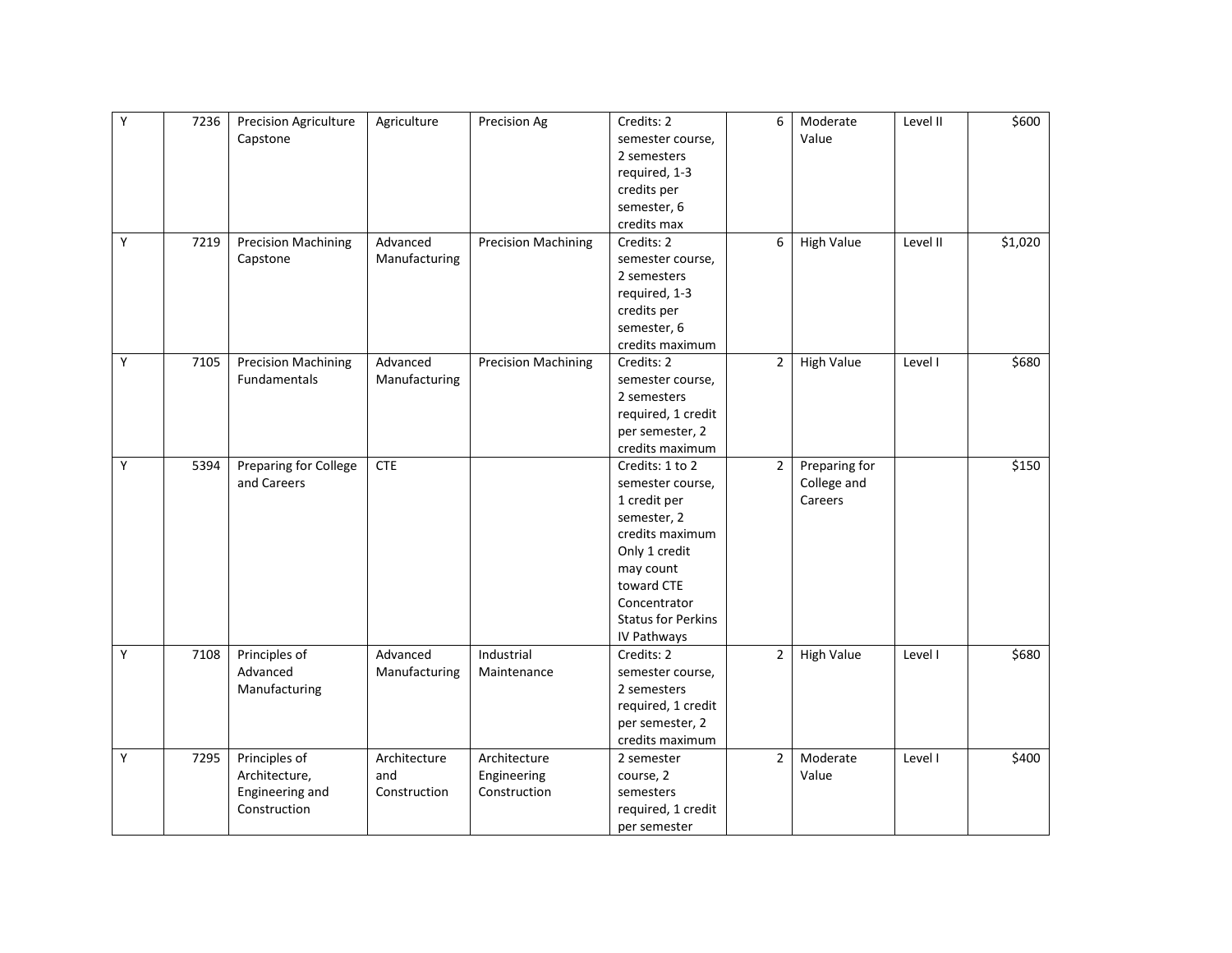| | | | | | | | | | |
|---|---|---|---|---|---|---|---|---|---|
| Y | 7236 | Precision Agriculture Capstone | Agriculture | Precision Ag | Credits: 2 semester course, 2 semesters required, 1-3 credits per semester, 6 credits max | 6 | Moderate Value | Level II | $600 |
| Y | 7219 | Precision Machining Capstone | Advanced Manufacturing | Precision Machining | Credits: 2 semester course, 2 semesters required, 1-3 credits per semester, 6 credits maximum | 6 | High Value | Level II | $1,020 |
| Y | 7105 | Precision Machining Fundamentals | Advanced Manufacturing | Precision Machining | Credits: 2 semester course, 2 semesters required, 1 credit per semester, 2 credits maximum | 2 | High Value | Level I | $680 |
| Y | 5394 | Preparing for College and Careers | CTE | | Credits: 1 to 2 semester course, 1 credit per semester, 2 credits maximum Only 1 credit may count toward CTE Concentrator Status for Perkins IV Pathways | 2 | Preparing for College and Careers | | $150 |
| Y | 7108 | Principles of Advanced Manufacturing | Advanced Manufacturing | Industrial Maintenance | Credits: 2 semester course, 2 semesters required, 1 credit per semester, 2 credits maximum | 2 | High Value | Level I | $680 |
| Y | 7295 | Principles of Architecture, Engineering and Construction | Architecture and Construction | Architecture Engineering Construction | 2 semester course, 2 semesters required, 1 credit per semester | 2 | Moderate Value | Level I | $400 |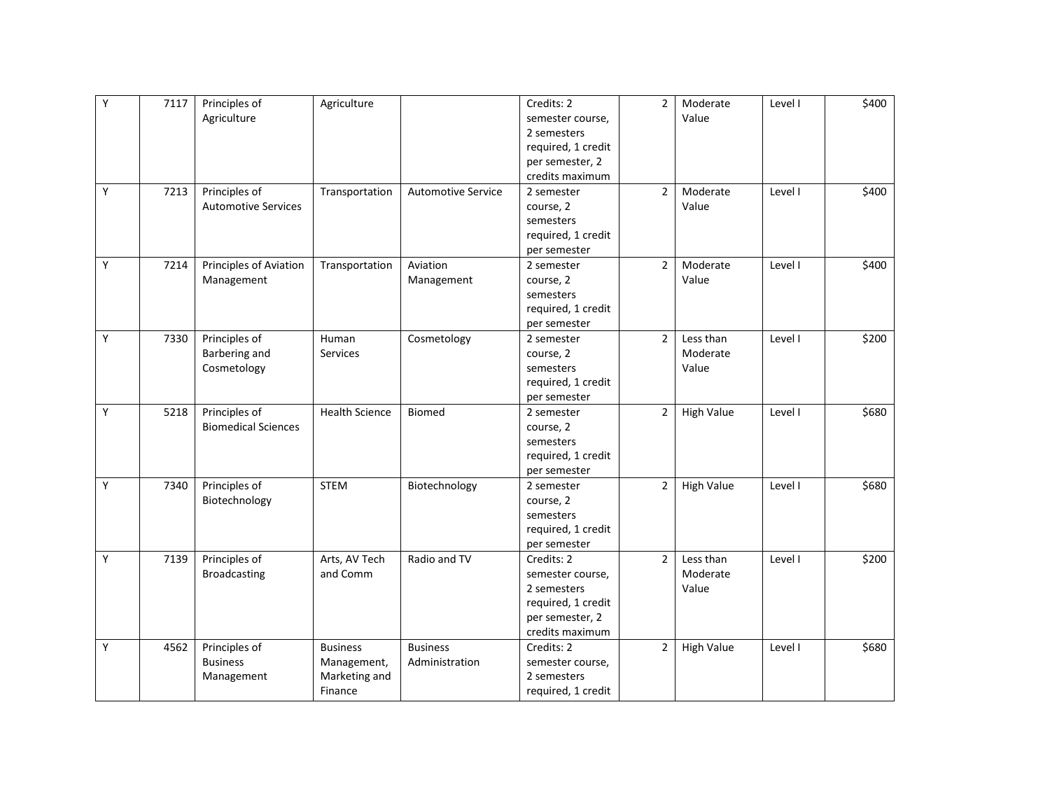| | | | | | | | | | |
|---|---|---|---|---|---|---|---|---|---|
| Y | 7117 | Principles of Agriculture | Agriculture | | Credits: 2 semester course, 2 semesters required, 1 credit per semester, 2 credits maximum | 2 | Moderate Value | Level I | $400 |
| Y | 7213 | Principles of Automotive Services | Transportation | Automotive Service | 2 semester course, 2 semesters required, 1 credit per semester | 2 | Moderate Value | Level I | $400 |
| Y | 7214 | Principles of Aviation Management | Transportation | Aviation Management | 2 semester course, 2 semesters required, 1 credit per semester | 2 | Moderate Value | Level I | $400 |
| Y | 7330 | Principles of Barbering and Cosmetology | Human Services | Cosmetology | 2 semester course, 2 semesters required, 1 credit per semester | 2 | Less than Moderate Value | Level I | $200 |
| Y | 5218 | Principles of Biomedical Sciences | Health Science | Biomed | 2 semester course, 2 semesters required, 1 credit per semester | 2 | High Value | Level I | $680 |
| Y | 7340 | Principles of Biotechnology | STEM | Biotechnology | 2 semester course, 2 semesters required, 1 credit per semester | 2 | High Value | Level I | $680 |
| Y | 7139 | Principles of Broadcasting | Arts, AV Tech and Comm | Radio and TV | Credits: 2 semester course, 2 semesters required, 1 credit per semester, 2 credits maximum | 2 | Less than Moderate Value | Level I | $200 |
| Y | 4562 | Principles of Business Management | Business Management, Marketing and Finance | Business Administration | Credits: 2 semester course, 2 semesters required, 1 credit | 2 | High Value | Level I | $680 |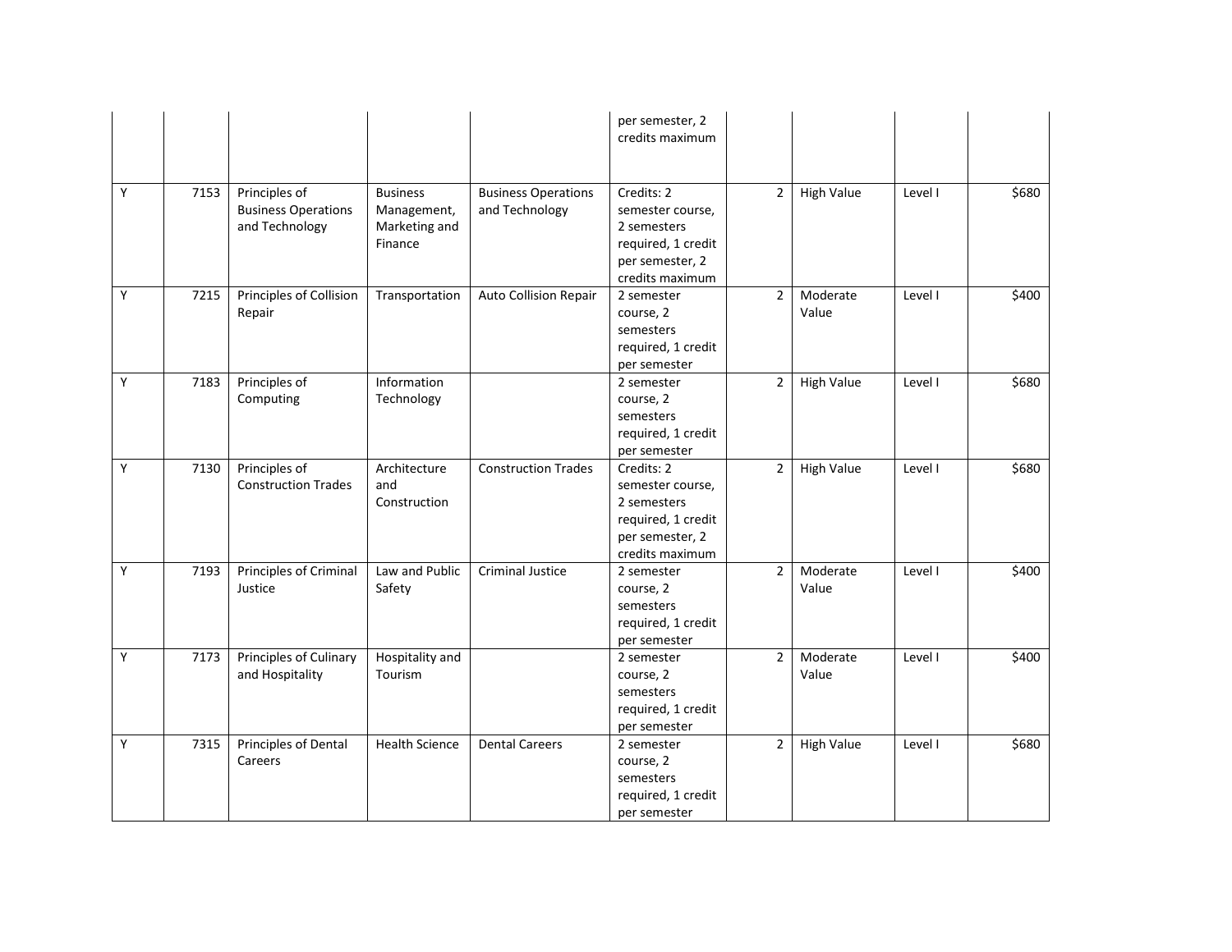| | | | | | | | | | |
|---|---|---|---|---|---|---|---|---|---|
| | | | | | per semester, 2 credits maximum | | | | |
| Y | 7153 | Principles of Business Operations and Technology | Business Management, Marketing and Finance | Business Operations and Technology | Credits: 2 semester course, 2 semesters required, 1 credit per semester, 2 credits maximum | 2 | High Value | Level I | $680 |
| Y | 7215 | Principles of Collision Repair | Transportation | Auto Collision Repair | 2 semester course, 2 semesters required, 1 credit per semester | 2 | Moderate Value | Level I | $400 |
| Y | 7183 | Principles of Computing | Information Technology | | 2 semester course, 2 semesters required, 1 credit per semester | 2 | High Value | Level I | $680 |
| Y | 7130 | Principles of Construction Trades | Architecture and Construction | Construction Trades | Credits: 2 semester course, 2 semesters required, 1 credit per semester, 2 credits maximum | 2 | High Value | Level I | $680 |
| Y | 7193 | Principles of Criminal Justice | Law and Public Safety | Criminal Justice | 2 semester course, 2 semesters required, 1 credit per semester | 2 | Moderate Value | Level I | $400 |
| Y | 7173 | Principles of Culinary and Hospitality | Hospitality and Tourism | | 2 semester course, 2 semesters required, 1 credit per semester | 2 | Moderate Value | Level I | $400 |
| Y | 7315 | Principles of Dental Careers | Health Science | Dental Careers | 2 semester course, 2 semesters required, 1 credit per semester | 2 | High Value | Level I | $680 |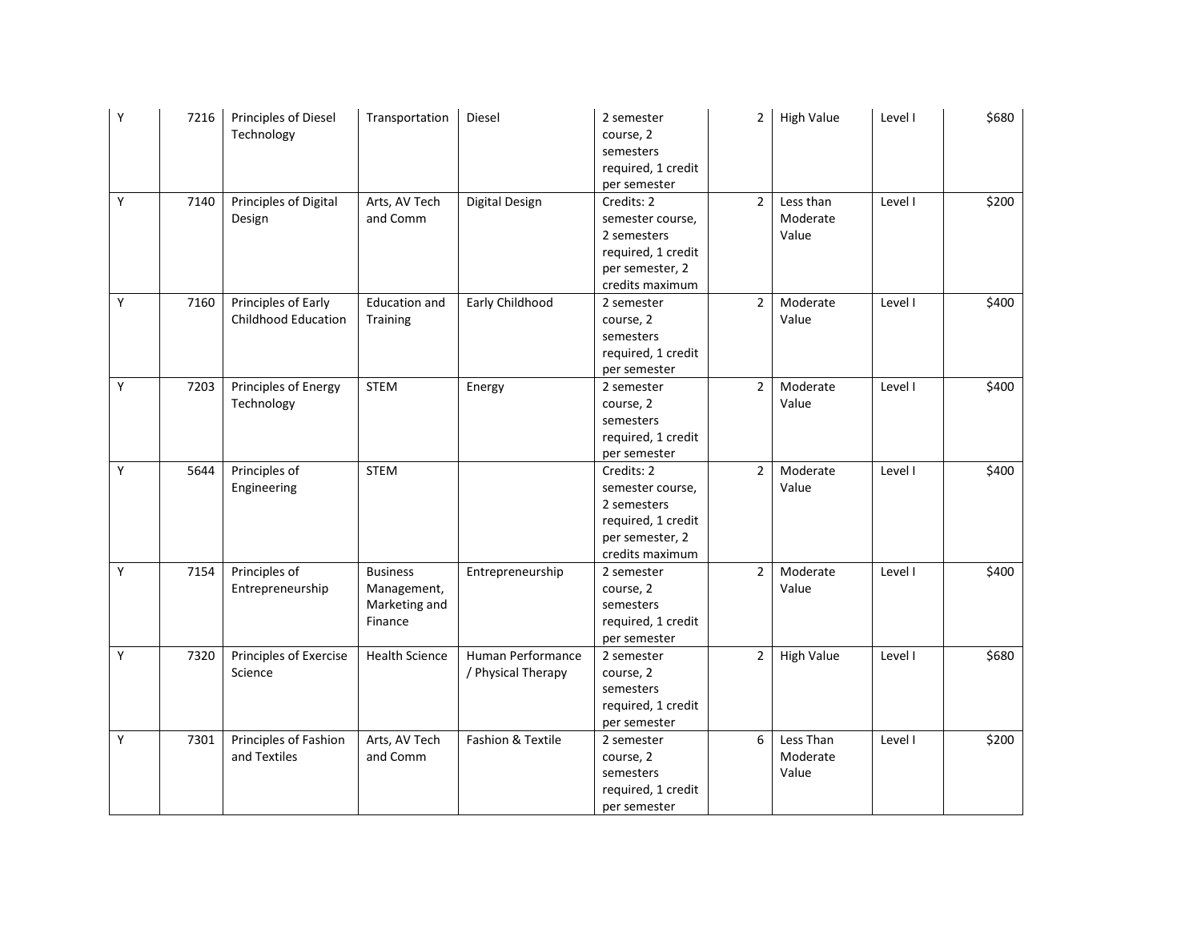| | | | | | | | | | |
|---|---|---|---|---|---|---|---|---|---|
| Y | 7216 | Principles of Diesel Technology | Transportation | Diesel | 2 semester course, 2 semesters required, 1 credit per semester | 2 | High Value | Level I | $680 |
| Y | 7140 | Principles of Digital Design | Arts, AV Tech and Comm | Digital Design | Credits: 2 semester course, 2 semesters required, 1 credit per semester, 2 credits maximum | 2 | Less than Moderate Value | Level I | $200 |
| Y | 7160 | Principles of Early Childhood Education | Education and Training | Early Childhood | 2 semester course, 2 semesters required, 1 credit per semester | 2 | Moderate Value | Level I | $400 |
| Y | 7203 | Principles of Energy Technology | STEM | Energy | 2 semester course, 2 semesters required, 1 credit per semester | 2 | Moderate Value | Level I | $400 |
| Y | 5644 | Principles of Engineering | STEM | | Credits: 2 semester course, 2 semesters required, 1 credit per semester, 2 credits maximum | 2 | Moderate Value | Level I | $400 |
| Y | 7154 | Principles of Entrepreneurship | Business Management, Marketing and Finance | Entrepreneurship | 2 semester course, 2 semesters required, 1 credit per semester | 2 | Moderate Value | Level I | $400 |
| Y | 7320 | Principles of Exercise Science | Health Science | Human Performance / Physical Therapy | 2 semester course, 2 semesters required, 1 credit per semester | 2 | High Value | Level I | $680 |
| Y | 7301 | Principles of Fashion and Textiles | Arts, AV Tech and Comm | Fashion & Textile | 2 semester course, 2 semesters required, 1 credit per semester | 6 | Less Than Moderate Value | Level I | $200 |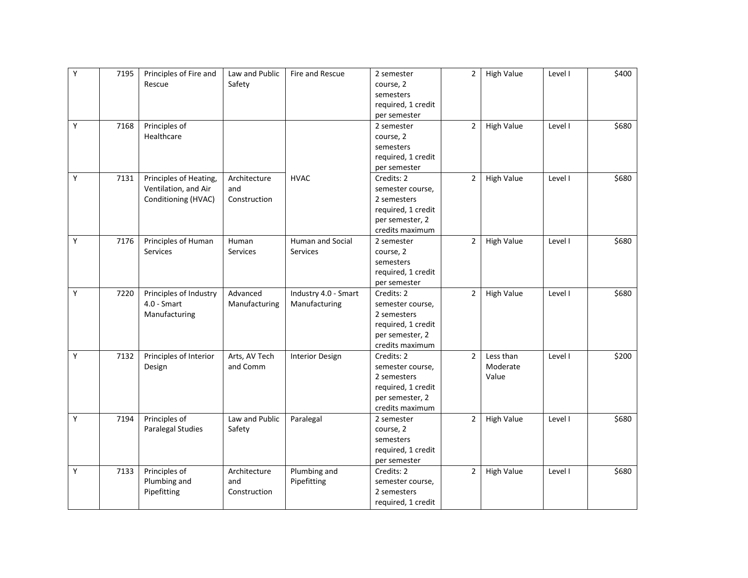| | | | | | | | | | |
|---|---|---|---|---|---|---|---|---|---|
| Y | 7195 | Principles of Fire and Rescue | Law and Public Safety | Fire and Rescue | 2 semester course, 2 semesters required, 1 credit per semester | 2 | High Value | Level I | $400 |
| Y | 7168 | Principles of Healthcare | | | 2 semester course, 2 semesters required, 1 credit per semester | 2 | High Value | Level I | $680 |
| Y | 7131 | Principles of Heating, Ventilation, and Air Conditioning (HVAC) | Architecture and Construction | HVAC | Credits: 2 semester course, 2 semesters required, 1 credit per semester, 2 credits maximum | 2 | High Value | Level I | $680 |
| Y | 7176 | Principles of Human Services | Human Services | Human and Social Services | 2 semester course, 2 semesters required, 1 credit per semester | 2 | High Value | Level I | $680 |
| Y | 7220 | Principles of Industry 4.0 - Smart Manufacturing | Advanced Manufacturing | Industry 4.0 - Smart Manufacturing | Credits: 2 semester course, 2 semesters required, 1 credit per semester, 2 credits maximum | 2 | High Value | Level I | $680 |
| Y | 7132 | Principles of Interior Design | Arts, AV Tech and Comm | Interior Design | Credits: 2 semester course, 2 semesters required, 1 credit per semester, 2 credits maximum | 2 | Less than Moderate Value | Level I | $200 |
| Y | 7194 | Principles of Paralegal Studies | Law and Public Safety | Paralegal | 2 semester course, 2 semesters required, 1 credit per semester | 2 | High Value | Level I | $680 |
| Y | 7133 | Principles of Plumbing and Pipefitting | Architecture and Construction | Plumbing and Pipefitting | Credits: 2 semester course, 2 semesters required, 1 credit | 2 | High Value | Level I | $680 |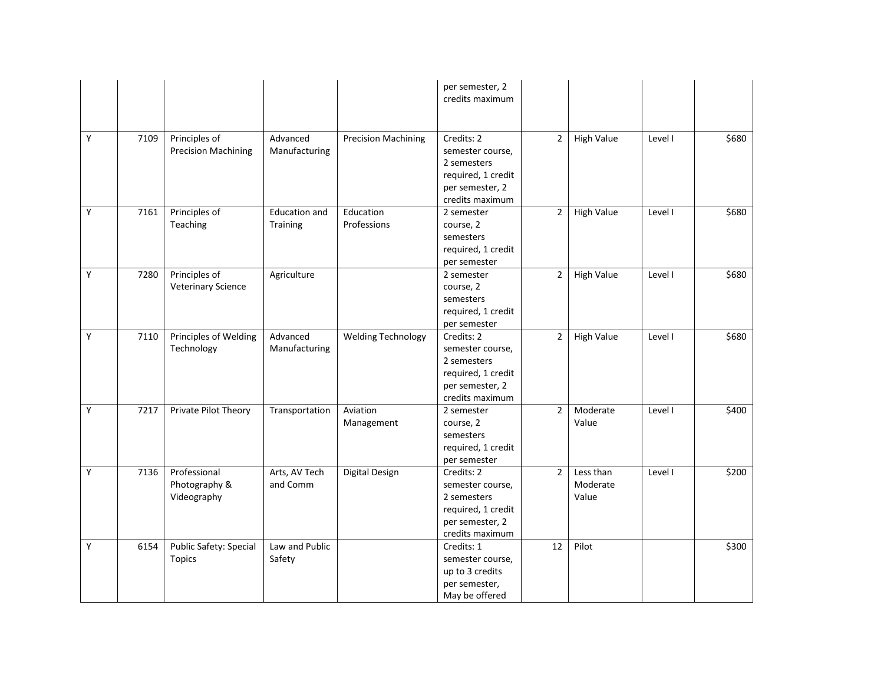| | | | | | | | | | |
|---|---|---|---|---|---|---|---|---|---|
| | | | | | per semester, 2 credits maximum | | | | |
| Y | 7109 | Principles of Precision Machining | Advanced Manufacturing | Precision Machining | Credits: 2 semester course, 2 semesters required, 1 credit per semester, 2 credits maximum | 2 | High Value | Level I | $680 |
| Y | 7161 | Principles of Teaching | Education and Training | Education Professions | 2 semester course, 2 semesters required, 1 credit per semester | 2 | High Value | Level I | $680 |
| Y | 7280 | Principles of Veterinary Science | Agriculture | | 2 semester course, 2 semesters required, 1 credit per semester | 2 | High Value | Level I | $680 |
| Y | 7110 | Principles of Welding Technology | Advanced Manufacturing | Welding Technology | Credits: 2 semester course, 2 semesters required, 1 credit per semester, 2 credits maximum | 2 | High Value | Level I | $680 |
| Y | 7217 | Private Pilot Theory | Transportation | Aviation Management | 2 semester course, 2 semesters required, 1 credit per semester | 2 | Moderate Value | Level I | $400 |
| Y | 7136 | Professional Photography & Videography | Arts, AV Tech and Comm | Digital Design | Credits: 2 semester course, 2 semesters required, 1 credit per semester, 2 credits maximum | 2 | Less than Moderate Value | Level I | $200 |
| Y | 6154 | Public Safety: Special Topics | Law and Public Safety | | Credits: 1 semester course, up to 3 credits per semester, May be offered | 12 | Pilot | | $300 |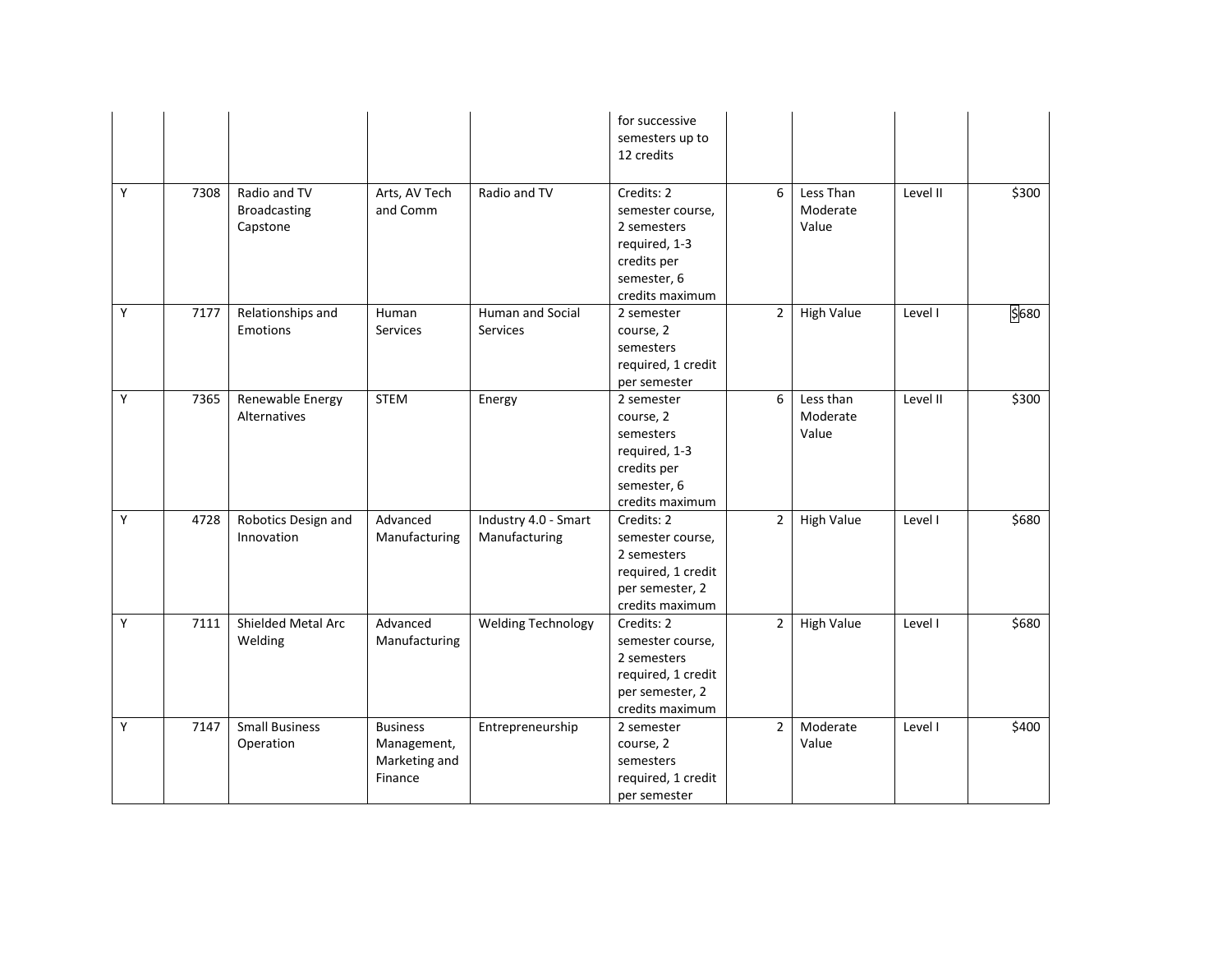| | | | | | for successive semesters up to 12 credits | | | | |
|---|---|---|---|---|---|---|---|---|---|
| Y | 7308 | Radio and TV Broadcasting Capstone | Arts, AV Tech and Comm | Radio and TV | Credits: 2 semester course, 2 semesters required, 1-3 credits per semester, 6 credits maximum | 6 | Less Than Moderate Value | Level II | $300 |
| Y | 7177 | Relationships and Emotions | Human Services | Human and Social Services | 2 semester course, 2 semesters required, 1 credit per semester | 2 | High Value | Level I | $680 |
| Y | 7365 | Renewable Energy Alternatives | STEM | Energy | 2 semester course, 2 semesters required, 1-3 credits per semester, 6 credits maximum | 6 | Less than Moderate Value | Level II | $300 |
| Y | 4728 | Robotics Design and Innovation | Advanced Manufacturing | Industry 4.0 - Smart Manufacturing | Credits: 2 semester course, 2 semesters required, 1 credit per semester, 2 credits maximum | 2 | High Value | Level I | $680 |
| Y | 7111 | Shielded Metal Arc Welding | Advanced Manufacturing | Welding Technology | Credits: 2 semester course, 2 semesters required, 1 credit per semester, 2 credits maximum | 2 | High Value | Level I | $680 |
| Y | 7147 | Small Business Operation | Business Management, Marketing and Finance | Entrepreneurship | 2 semester course, 2 semesters required, 1 credit per semester | 2 | Moderate Value | Level I | $400 |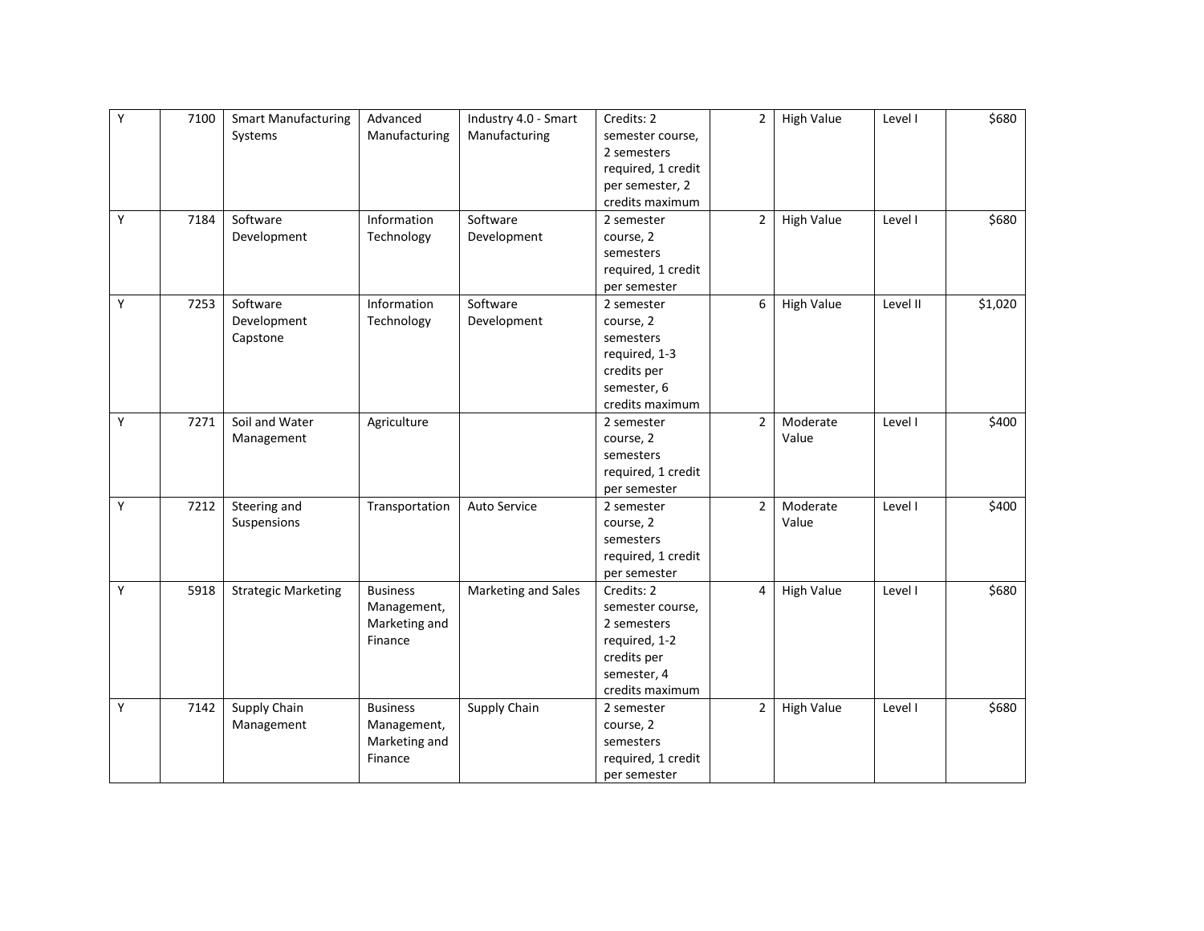| | | | | | | | | | |
|---|---|---|---|---|---|---|---|---|---|
| Y | 7100 | Smart Manufacturing Systems | Advanced Manufacturing | Industry 4.0 - Smart Manufacturing | Credits: 2 semester course, 2 semesters required, 1 credit per semester, 2 credits maximum | 2 | High Value | Level I | $680 |
| Y | 7184 | Software Development | Information Technology | Software Development | 2 semester course, 2 semesters required, 1 credit per semester | 2 | High Value | Level I | $680 |
| Y | 7253 | Software Development Capstone | Information Technology | Software Development | 2 semester course, 2 semesters required, 1-3 credits per semester, 6 credits maximum | 6 | High Value | Level II | $1,020 |
| Y | 7271 | Soil and Water Management | Agriculture | | 2 semester course, 2 semesters required, 1 credit per semester | 2 | Moderate Value | Level I | $400 |
| Y | 7212 | Steering and Suspensions | Transportation | Auto Service | 2 semester course, 2 semesters required, 1 credit per semester | 2 | Moderate Value | Level I | $400 |
| Y | 5918 | Strategic Marketing | Business Management, Marketing and Finance | Marketing and Sales | Credits: 2 semester course, 2 semesters required, 1-2 credits per semester, 4 credits maximum | 4 | High Value | Level I | $680 |
| Y | 7142 | Supply Chain Management | Business Management, Marketing and Finance | Supply Chain | 2 semester course, 2 semesters required, 1 credit per semester | 2 | High Value | Level I | $680 |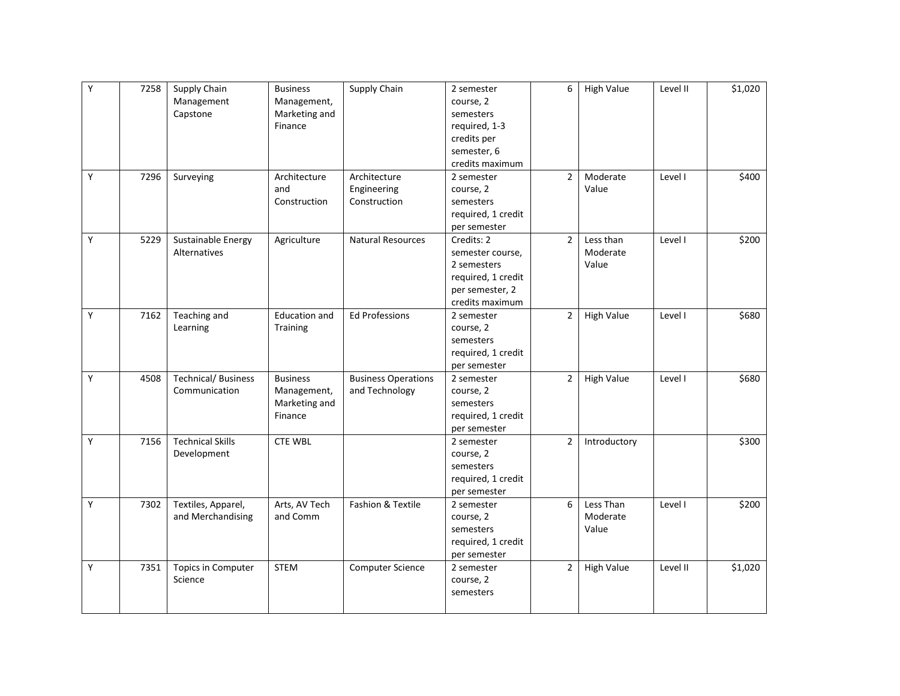| | | | | | | | | | |
|---|---|---|---|---|---|---|---|---|---|
| Y | 7258 | Supply Chain Management Capstone | Business Management, Marketing and Finance | Supply Chain | 2 semester course, 2 semesters required, 1-3 credits per semester, 6 credits maximum | 6 | High Value | Level II | $1,020 |
| Y | 7296 | Surveying | Architecture and Construction | Architecture Engineering Construction | 2 semester course, 2 semesters required, 1 credit per semester | 2 | Moderate Value | Level I | $400 |
| Y | 5229 | Sustainable Energy Alternatives | Agriculture | Natural Resources | Credits: 2 semester course, 2 semesters required, 1 credit per semester, 2 credits maximum | 2 | Less than Moderate Value | Level I | $200 |
| Y | 7162 | Teaching and Learning | Education and Training | Ed Professions | 2 semester course, 2 semesters required, 1 credit per semester | 2 | High Value | Level I | $680 |
| Y | 4508 | Technical/ Business Communication | Business Management, Marketing and Finance | Business Operations and Technology | 2 semester course, 2 semesters required, 1 credit per semester | 2 | High Value | Level I | $680 |
| Y | 7156 | Technical Skills Development | CTE WBL | | 2 semester course, 2 semesters required, 1 credit per semester | 2 | Introductory | | $300 |
| Y | 7302 | Textiles, Apparel, and Merchandising | Arts, AV Tech and Comm | Fashion & Textile | 2 semester course, 2 semesters required, 1 credit per semester | 6 | Less Than Moderate Value | Level I | $200 |
| Y | 7351 | Topics in Computer Science | STEM | Computer Science | 2 semester course, 2 semesters | 2 | High Value | Level II | $1,020 |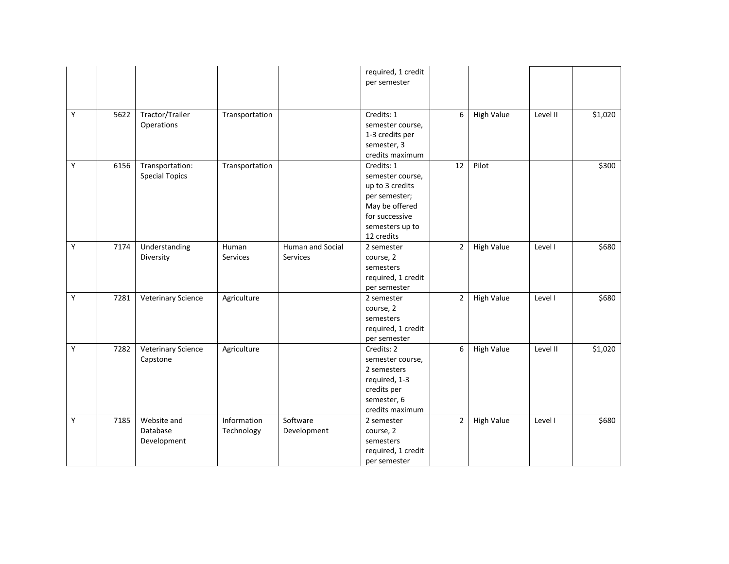| | | | | | | | | | |
|---|---|---|---|---|---|---|---|---|---|
| | | | | | required, 1 credit per semester | | | | |
| Y | 5622 | Tractor/Trailer Operations | Transportation | | Credits: 1 semester course, 1-3 credits per semester, 3 credits maximum | 6 | High Value | Level II | $1,020 |
| Y | 6156 | Transportation: Special Topics | Transportation | | Credits: 1 semester course, up to 3 credits per semester; May be offered for successive semesters up to 12 credits | 12 | Pilot | | $300 |
| Y | 7174 | Understanding Diversity | Human Services | Human and Social Services | 2 semester course, 2 semesters required, 1 credit per semester | 2 | High Value | Level I | $680 |
| Y | 7281 | Veterinary Science | Agriculture | | 2 semester course, 2 semesters required, 1 credit per semester | 2 | High Value | Level I | $680 |
| Y | 7282 | Veterinary Science Capstone | Agriculture | | Credits: 2 semester course, 2 semesters required, 1-3 credits per semester, 6 credits maximum | 6 | High Value | Level II | $1,020 |
| Y | 7185 | Website and Database Development | Information Technology | Software Development | 2 semester course, 2 semesters required, 1 credit per semester | 2 | High Value | Level I | $680 |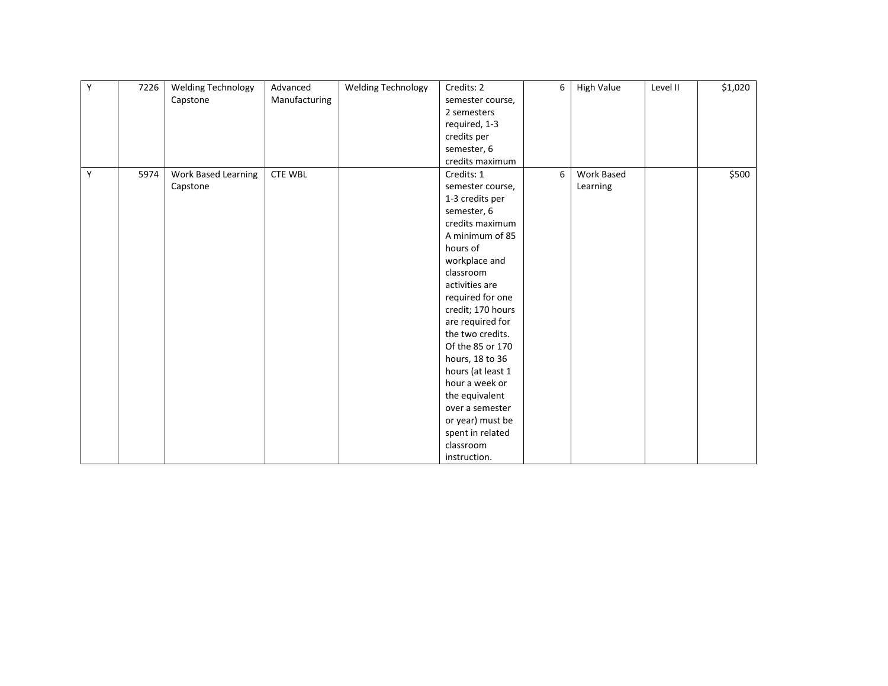| | | | | | | | | | |
|---|---|---|---|---|---|---|---|---|---|
| Y | 7226 | Welding Technology Capstone | Advanced Manufacturing | Welding Technology | Credits: 2 semester course, 2 semesters required, 1-3 credits per semester, 6 credits maximum | 6 | High Value | Level II | $1,020 |
| Y | 5974 | Work Based Learning Capstone | CTE WBL | | Credits: 1 semester course, 1-3 credits per semester, 6 credits maximum A minimum of 85 hours of workplace and classroom activities are required for one credit; 170 hours are required for the two credits. Of the 85 or 170 hours, 18 to 36 hours (at least 1 hour a week or the equivalent over a semester or year) must be spent in related classroom instruction. | 6 | Work Based Learning | | $500 |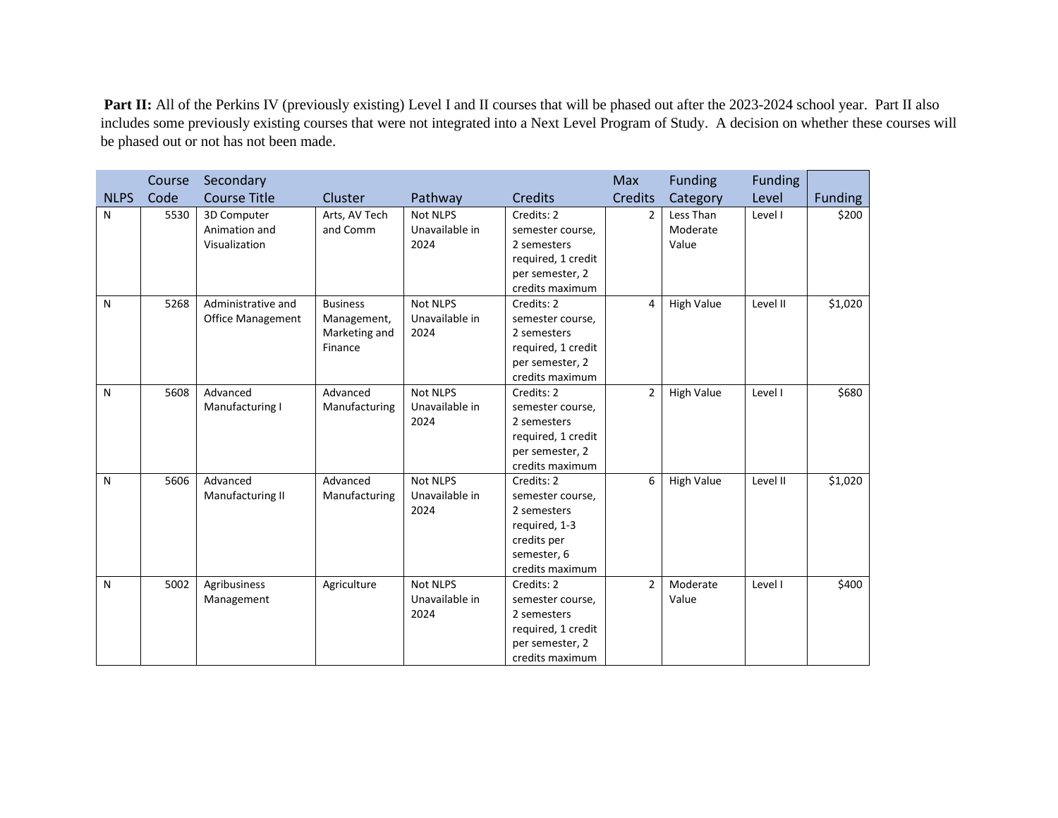**Part II:** All of the Perkins IV (previously existing) Level I and II courses that will be phased out after the 2023-2024 school year. Part II also includes some previously existing courses that were not integrated into a Next Level Program of Study. A decision on whether these courses will be phased out or not has not been made.

| NLPS | Course Code | Secondary Course Title | Cluster | Pathway | Credits | Max Credits | Funding Category | Funding Level | Funding |
|---|---|---|---|---|---|---|---|---|---|
| N | 5530 | 3D Computer Animation and Visualization | Arts, AV Tech and Comm | Not NLPS Unavailable in 2024 | Credits: 2 semester course, 2 semesters required, 1 credit per semester, 2 credits maximum | 2 | Less Than Moderate Value | Level I | $200 |
| N | 5268 | Administrative and Office Management | Business Management, Marketing and Finance | Not NLPS Unavailable in 2024 | Credits: 2 semester course, 2 semesters required, 1 credit per semester, 2 credits maximum | 4 | High Value | Level II | $1,020 |
| N | 5608 | Advanced Manufacturing I | Advanced Manufacturing | Not NLPS Unavailable in 2024 | Credits: 2 semester course, 2 semesters required, 1 credit per semester, 2 credits maximum | 2 | High Value | Level I | $680 |
| N | 5606 | Advanced Manufacturing II | Advanced Manufacturing | Not NLPS Unavailable in 2024 | Credits: 2 semester course, 2 semesters required, 1-3 credits per semester, 6 credits maximum | 6 | High Value | Level II | $1,020 |
| N | 5002 | Agribusiness Management | Agriculture | Not NLPS Unavailable in 2024 | Credits: 2 semester course, 2 semesters required, 1 credit per semester, 2 credits maximum | 2 | Moderate Value | Level I | $400 |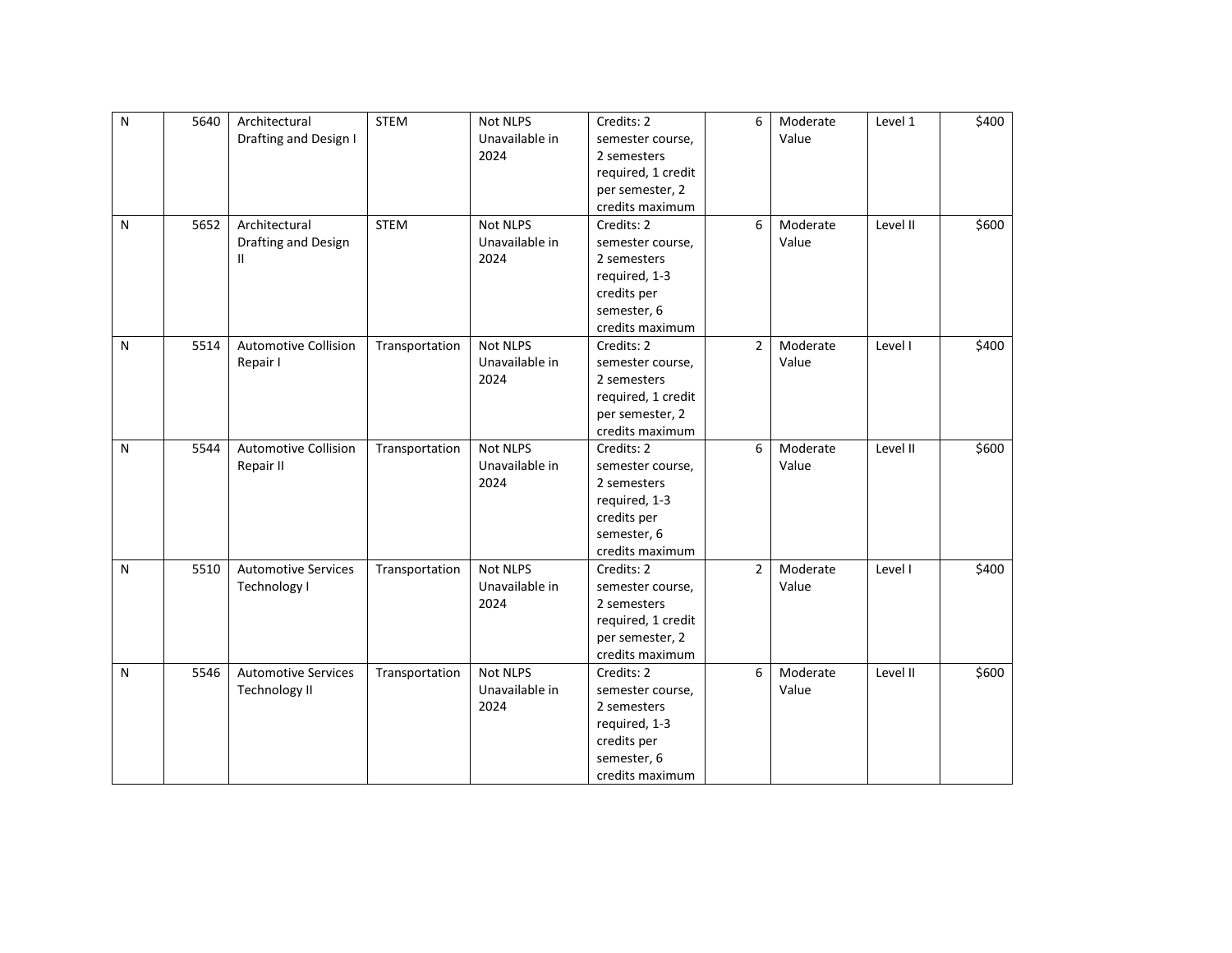| | | | | | | | | | |
|---|---|---|---|---|---|---|---|---|---|
| N | 5640 | Architectural Drafting and Design I | STEM | Not NLPS Unavailable in 2024 | Credits: 2 semester course, 2 semesters required, 1 credit per semester, 2 credits maximum | 6 | Moderate Value | Level 1 | $400 |
| N | 5652 | Architectural Drafting and Design II | STEM | Not NLPS Unavailable in 2024 | Credits: 2 semester course, 2 semesters required, 1-3 credits per semester, 6 credits maximum | 6 | Moderate Value | Level II | $600 |
| N | 5514 | Automotive Collision Repair I | Transportation | Not NLPS Unavailable in 2024 | Credits: 2 semester course, 2 semesters required, 1 credit per semester, 2 credits maximum | 2 | Moderate Value | Level I | $400 |
| N | 5544 | Automotive Collision Repair II | Transportation | Not NLPS Unavailable in 2024 | Credits: 2 semester course, 2 semesters required, 1-3 credits per semester, 6 credits maximum | 6 | Moderate Value | Level II | $600 |
| N | 5510 | Automotive Services Technology I | Transportation | Not NLPS Unavailable in 2024 | Credits: 2 semester course, 2 semesters required, 1 credit per semester, 2 credits maximum | 2 | Moderate Value | Level I | $400 |
| N | 5546 | Automotive Services Technology II | Transportation | Not NLPS Unavailable in 2024 | Credits: 2 semester course, 2 semesters required, 1-3 credits per semester, 6 credits maximum | 6 | Moderate Value | Level II | $600 |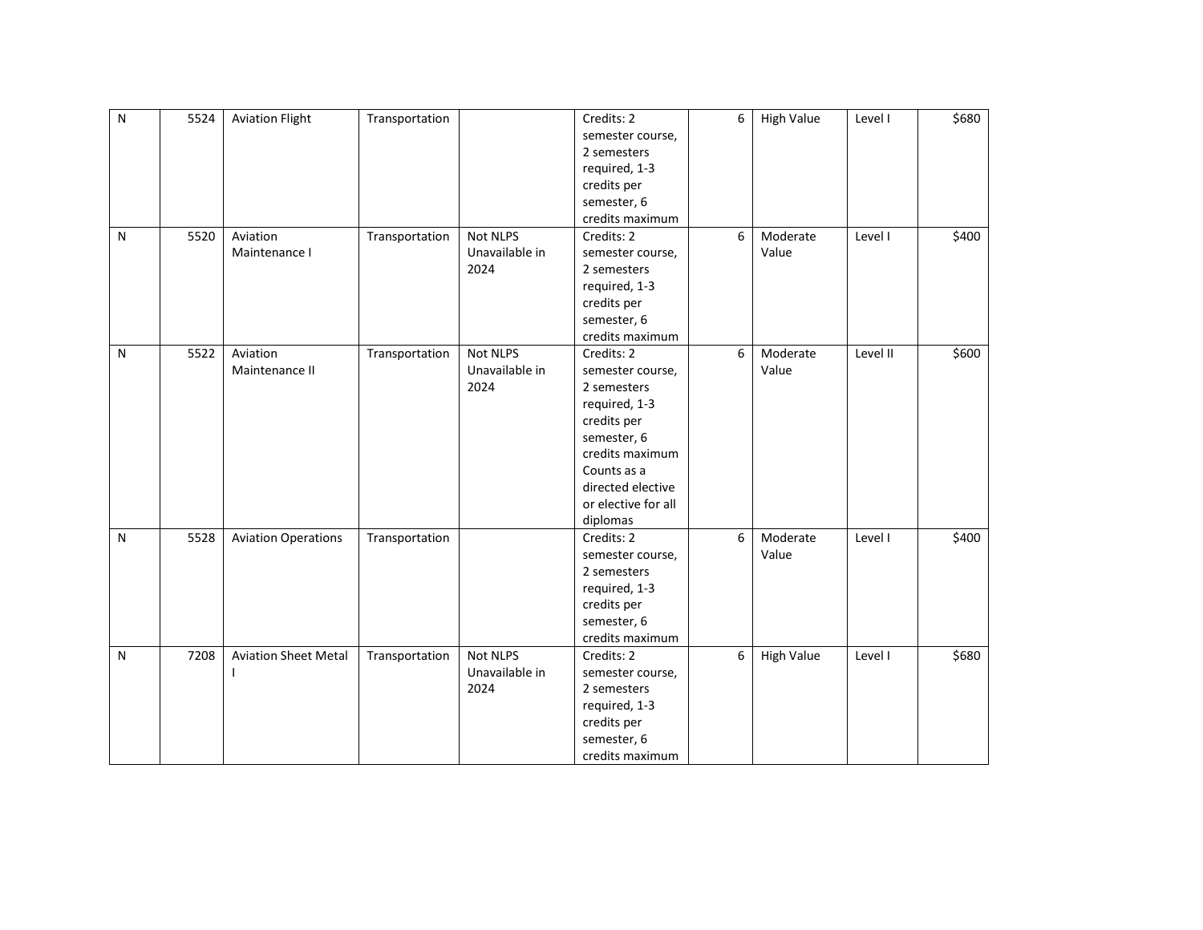| | | | | | | | | | |
|---|---|---|---|---|---|---|---|---|---|
| N | 5524 | Aviation Flight | Transportation | | Credits: 2 semester course, 2 semesters required, 1-3 credits per semester, 6 credits maximum | 6 | High Value | Level I | $680 |
| N | 5520 | Aviation Maintenance I | Transportation | Not NLPS Unavailable in 2024 | Credits: 2 semester course, 2 semesters required, 1-3 credits per semester, 6 credits maximum | 6 | Moderate Value | Level I | $400 |
| N | 5522 | Aviation Maintenance II | Transportation | Not NLPS Unavailable in 2024 | Credits: 2 semester course, 2 semesters required, 1-3 credits per semester, 6 credits maximum Counts as a directed elective or elective for all diplomas | 6 | Moderate Value | Level II | $600 |
| N | 5528 | Aviation Operations | Transportation | | Credits: 2 semester course, 2 semesters required, 1-3 credits per semester, 6 credits maximum | 6 | Moderate Value | Level I | $400 |
| N | 7208 | Aviation Sheet Metal I | Transportation | Not NLPS Unavailable in 2024 | Credits: 2 semester course, 2 semesters required, 1-3 credits per semester, 6 credits maximum | 6 | High Value | Level I | $680 |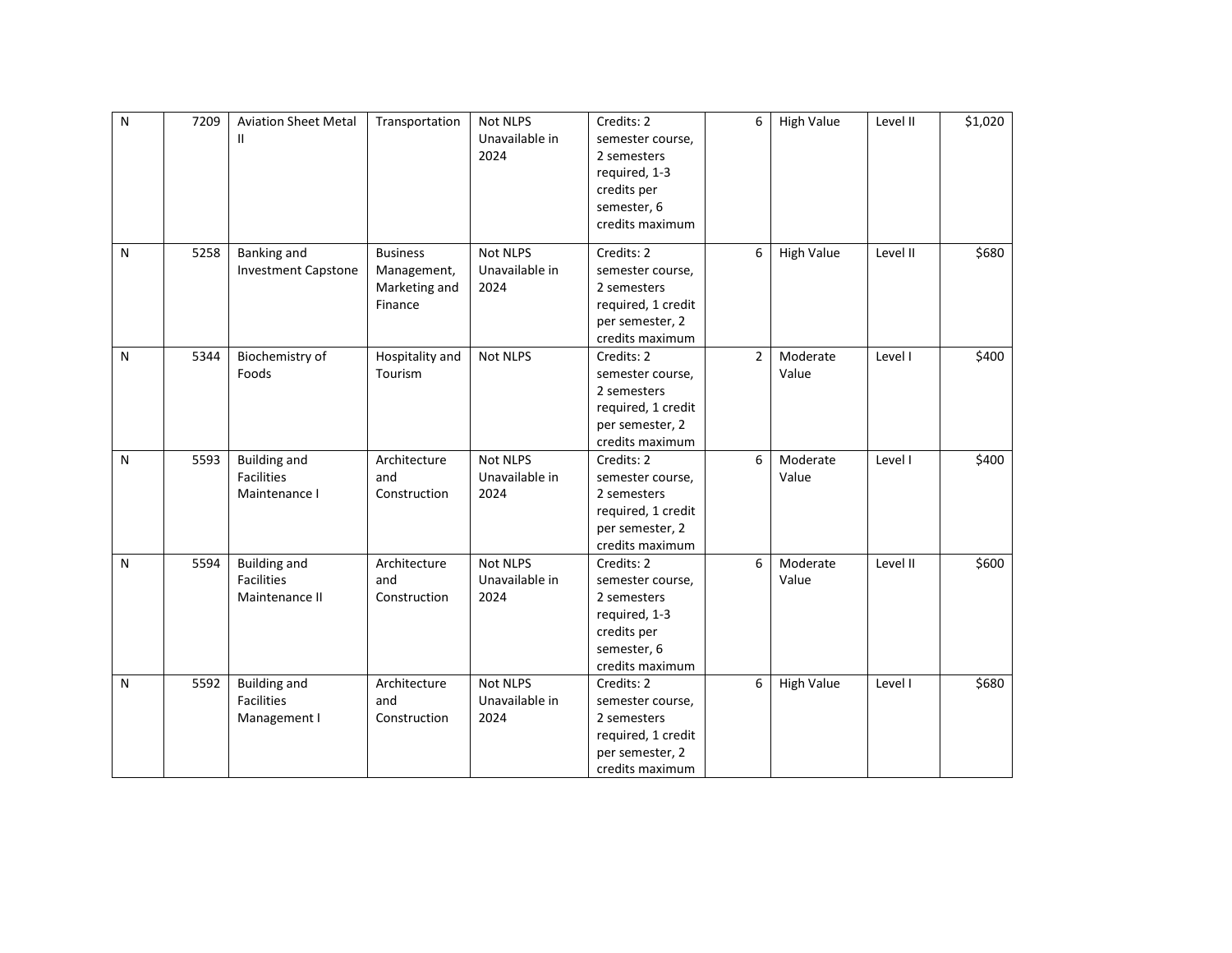| N | 7209 | Aviation Sheet Metal II | Transportation | Not NLPS Unavailable in 2024 | Credits: 2 semester course, 2 semesters required, 1-3 credits per semester, 6 credits maximum | 6 | High Value | Level II | $1,020 |
|---|---|---|---|---|---|---|---|---|---|
| N | 5258 | Banking and Investment Capstone | Business Management, Marketing and Finance | Not NLPS Unavailable in 2024 | Credits: 2 semester course, 2 semesters required, 1 credit per semester, 2 credits maximum | 6 | High Value | Level II | $680 |
| N | 5344 | Biochemistry of Foods | Hospitality and Tourism | Not NLPS | Credits: 2 semester course, 2 semesters required, 1 credit per semester, 2 credits maximum | 2 | Moderate Value | Level I | $400 |
| N | 5593 | Building and Facilities Maintenance I | Architecture and Construction | Not NLPS Unavailable in 2024 | Credits: 2 semester course, 2 semesters required, 1 credit per semester, 2 credits maximum | 6 | Moderate Value | Level I | $400 |
| N | 5594 | Building and Facilities Maintenance II | Architecture and Construction | Not NLPS Unavailable in 2024 | Credits: 2 semester course, 2 semesters required, 1-3 credits per semester, 6 credits maximum | 6 | Moderate Value | Level II | $600 |
| N | 5592 | Building and Facilities Management I | Architecture and Construction | Not NLPS Unavailable in 2024 | Credits: 2 semester course, 2 semesters required, 1 credit per semester, 2 credits maximum | 6 | High Value | Level I | $680 |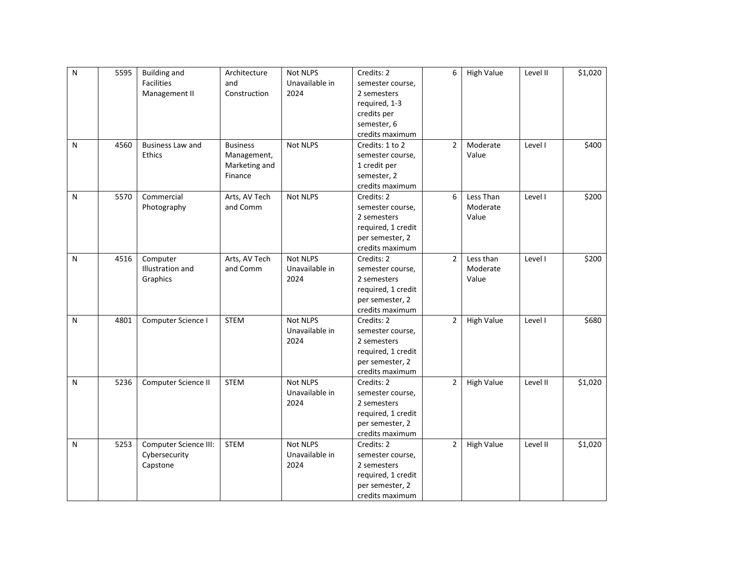| | | | | | | | | | |
|---|---|---|---|---|---|---|---|---|---|
| N | 5595 | Building and Facilities Management II | Architecture and Construction | Not NLPS Unavailable in 2024 | Credits: 2 semester course, 2 semesters required, 1-3 credits per semester, 6 credits maximum | 6 | High Value | Level II | $1,020 |
| N | 4560 | Business Law and Ethics | Business Management, Marketing and Finance | Not NLPS | Credits: 1 to 2 semester course, 1 credit per semester, 2 credits maximum | 2 | Moderate Value | Level I | $400 |
| N | 5570 | Commercial Photography | Arts, AV Tech and Comm | Not NLPS | Credits: 2 semester course, 2 semesters required, 1 credit per semester, 2 credits maximum | 6 | Less Than Moderate Value | Level I | $200 |
| N | 4516 | Computer Illustration and Graphics | Arts, AV Tech and Comm | Not NLPS Unavailable in 2024 | Credits: 2 semester course, 2 semesters required, 1 credit per semester, 2 credits maximum | 2 | Less than Moderate Value | Level I | $200 |
| N | 4801 | Computer Science I | STEM | Not NLPS Unavailable in 2024 | Credits: 2 semester course, 2 semesters required, 1 credit per semester, 2 credits maximum | 2 | High Value | Level I | $680 |
| N | 5236 | Computer Science II | STEM | Not NLPS Unavailable in 2024 | Credits: 2 semester course, 2 semesters required, 1 credit per semester, 2 credits maximum | 2 | High Value | Level II | $1,020 |
| N | 5253 | Computer Science III: Cybersecurity Capstone | STEM | Not NLPS Unavailable in 2024 | Credits: 2 semester course, 2 semesters required, 1 credit per semester, 2 credits maximum | 2 | High Value | Level II | $1,020 |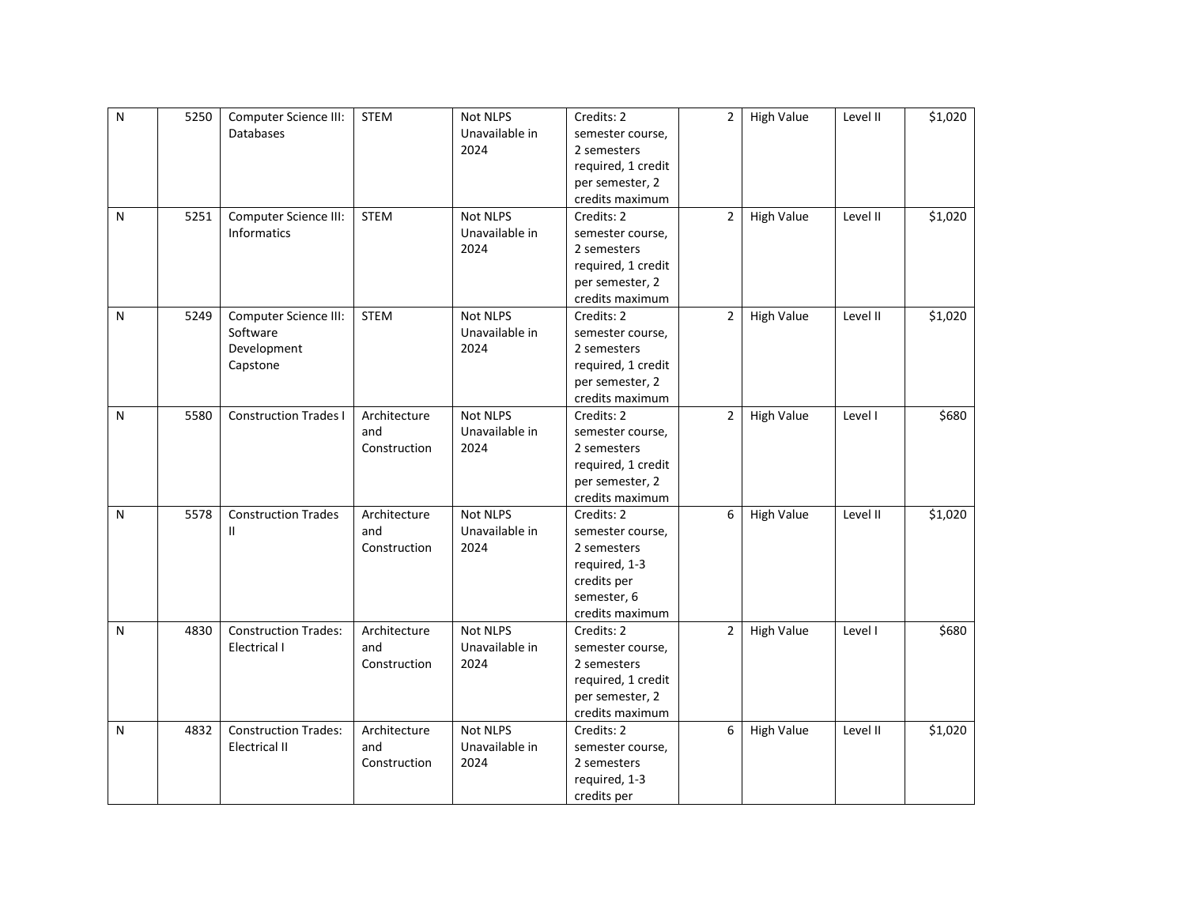| N | 5250 | Computer Science III: Databases | STEM | Not NLPS Unavailable in 2024 | Credits: 2 semester course, 2 semesters required, 1 credit per semester, 2 credits maximum | 2 | High Value | Level II | $1,020 |
|---|---|---|---|---|---|---|---|---|---|
| N | 5251 | Computer Science III: Informatics | STEM | Not NLPS Unavailable in 2024 | Credits: 2 semester course, 2 semesters required, 1 credit per semester, 2 credits maximum | 2 | High Value | Level II | $1,020 |
| N | 5249 | Computer Science III: Software Development Capstone | STEM | Not NLPS Unavailable in 2024 | Credits: 2 semester course, 2 semesters required, 1 credit per semester, 2 credits maximum | 2 | High Value | Level II | $1,020 |
| N | 5580 | Construction Trades I | Architecture and Construction | Not NLPS Unavailable in 2024 | Credits: 2 semester course, 2 semesters required, 1 credit per semester, 2 credits maximum | 2 | High Value | Level I | $680 |
| N | 5578 | Construction Trades II | Architecture and Construction | Not NLPS Unavailable in 2024 | Credits: 2 semester course, 2 semesters required, 1-3 credits per semester, 6 credits maximum | 6 | High Value | Level II | $1,020 |
| N | 4830 | Construction Trades: Electrical I | Architecture and Construction | Not NLPS Unavailable in 2024 | Credits: 2 semester course, 2 semesters required, 1 credit per semester, 2 credits maximum | 2 | High Value | Level I | $680 |
| N | 4832 | Construction Trades: Electrical II | Architecture and Construction | Not NLPS Unavailable in 2024 | Credits: 2 semester course, 2 semesters required, 1-3 credits per | 6 | High Value | Level II | $1,020 |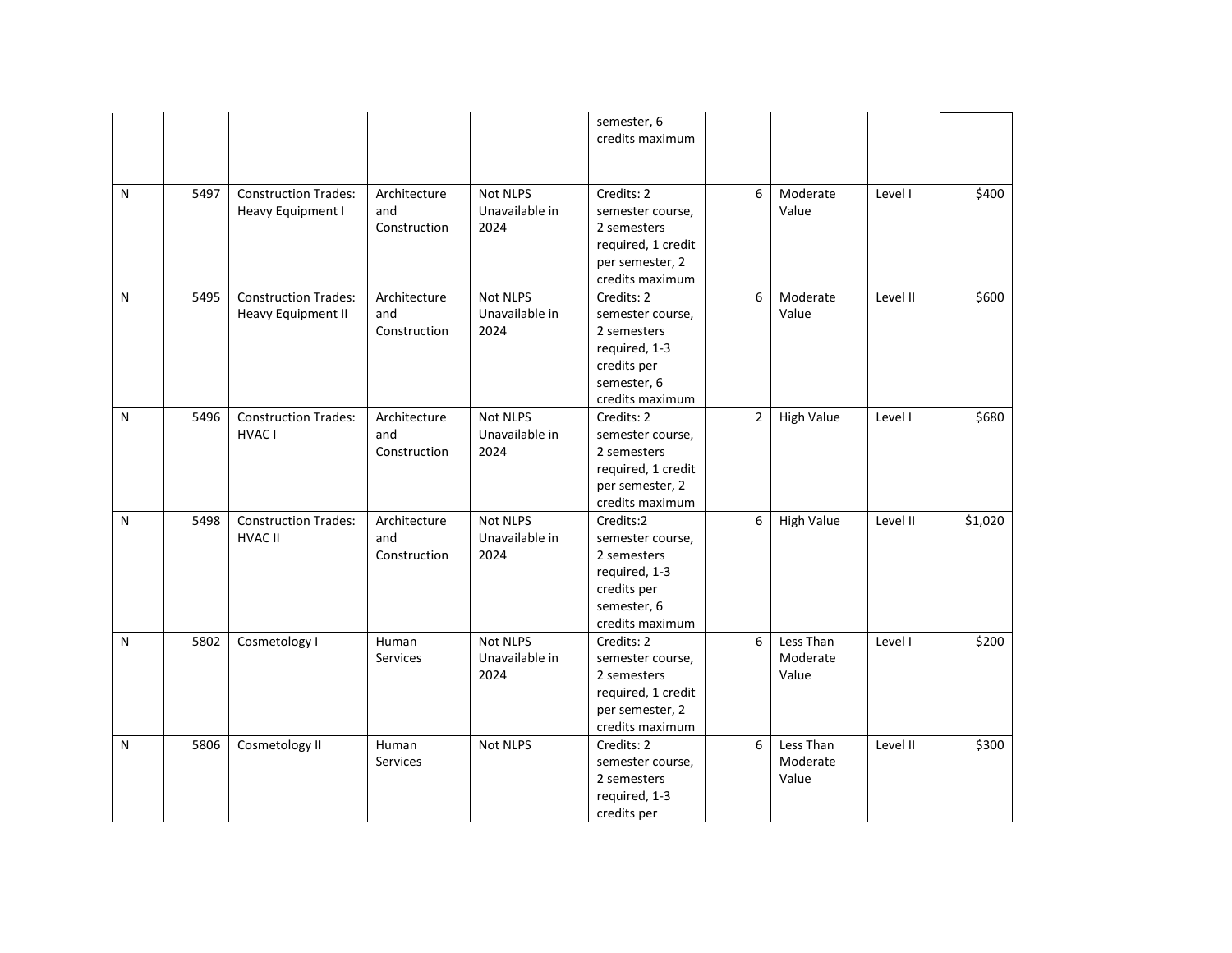| | | | | | semester, 6 credits maximum | | | | |
|---|---|---|---|---|---|---|---|---|---|
| N | 5497 | Construction Trades: Heavy Equipment I | Architecture and Construction | Not NLPS Unavailable in 2024 | Credits: 2 semester course, 2 semesters required, 1 credit per semester, 2 credits maximum | 6 | Moderate Value | Level I | $400 |
| N | 5495 | Construction Trades: Heavy Equipment II | Architecture and Construction | Not NLPS Unavailable in 2024 | Credits: 2 semester course, 2 semesters required, 1-3 credits per semester, 6 credits maximum | 6 | Moderate Value | Level II | $600 |
| N | 5496 | Construction Trades: HVAC I | Architecture and Construction | Not NLPS Unavailable in 2024 | Credits: 2 semester course, 2 semesters required, 1 credit per semester, 2 credits maximum | 2 | High Value | Level I | $680 |
| N | 5498 | Construction Trades: HVAC II | Architecture and Construction | Not NLPS Unavailable in 2024 | Credits:2 semester course, 2 semesters required, 1-3 credits per semester, 6 credits maximum | 6 | High Value | Level II | $1,020 |
| N | 5802 | Cosmetology I | Human Services | Not NLPS Unavailable in 2024 | Credits: 2 semester course, 2 semesters required, 1 credit per semester, 2 credits maximum | 6 | Less Than Moderate Value | Level I | $200 |
| N | 5806 | Cosmetology II | Human Services | Not NLPS | Credits: 2 semester course, 2 semesters required, 1-3 credits per | 6 | Less Than Moderate Value | Level II | $300 |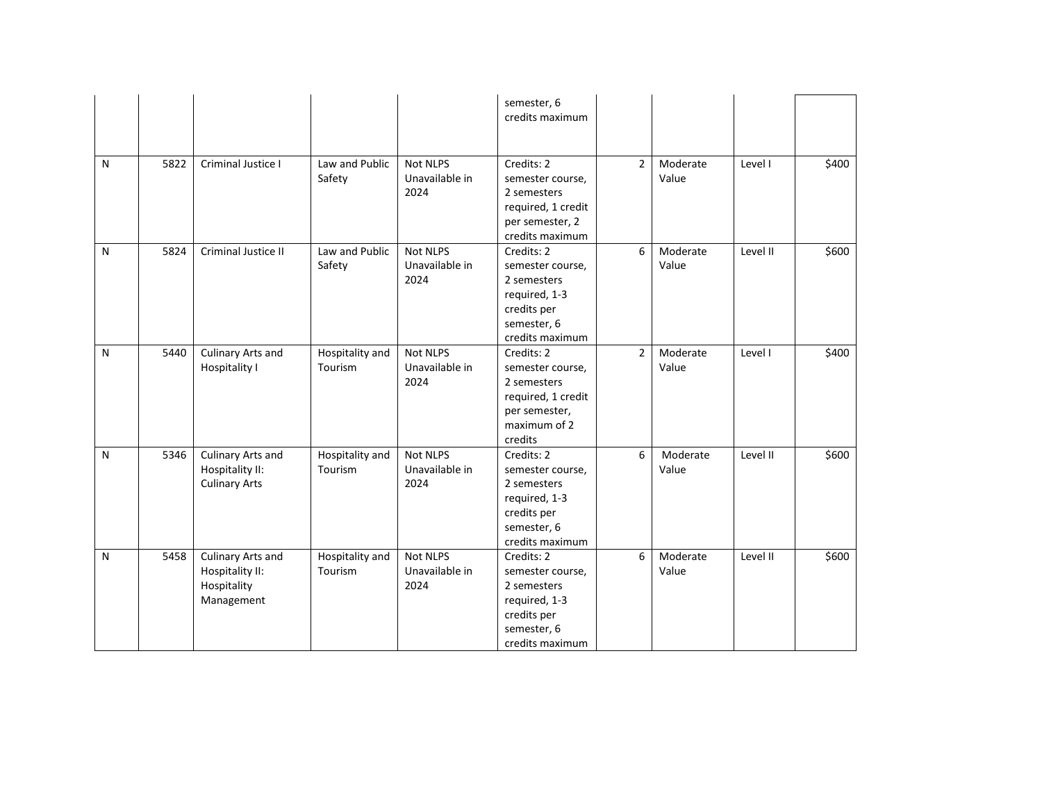| | | | | | | | | | |
|---|---|---|---|---|---|---|---|---|---|
| | | | | | semester, 6 credits maximum | | | | |
| N | 5822 | Criminal Justice I | Law and Public Safety | Not NLPS Unavailable in 2024 | Credits: 2 semester course, 2 semesters required, 1 credit per semester, 2 credits maximum | 2 | Moderate Value | Level I | $400 |
| N | 5824 | Criminal Justice II | Law and Public Safety | Not NLPS Unavailable in 2024 | Credits: 2 semester course, 2 semesters required, 1-3 credits per semester, 6 credits maximum | 6 | Moderate Value | Level II | $600 |
| N | 5440 | Culinary Arts and Hospitality I | Hospitality and Tourism | Not NLPS Unavailable in 2024 | Credits: 2 semester course, 2 semesters required, 1 credit per semester, maximum of 2 credits | 2 | Moderate Value | Level I | $400 |
| N | 5346 | Culinary Arts and Hospitality II: Culinary Arts | Hospitality and Tourism | Not NLPS Unavailable in 2024 | Credits: 2 semester course, 2 semesters required, 1-3 credits per semester, 6 credits maximum | 6 | Moderate Value | Level II | $600 |
| N | 5458 | Culinary Arts and Hospitality II: Hospitality Management | Hospitality and Tourism | Not NLPS Unavailable in 2024 | Credits: 2 semester course, 2 semesters required, 1-3 credits per semester, 6 credits maximum | 6 | Moderate Value | Level II | $600 |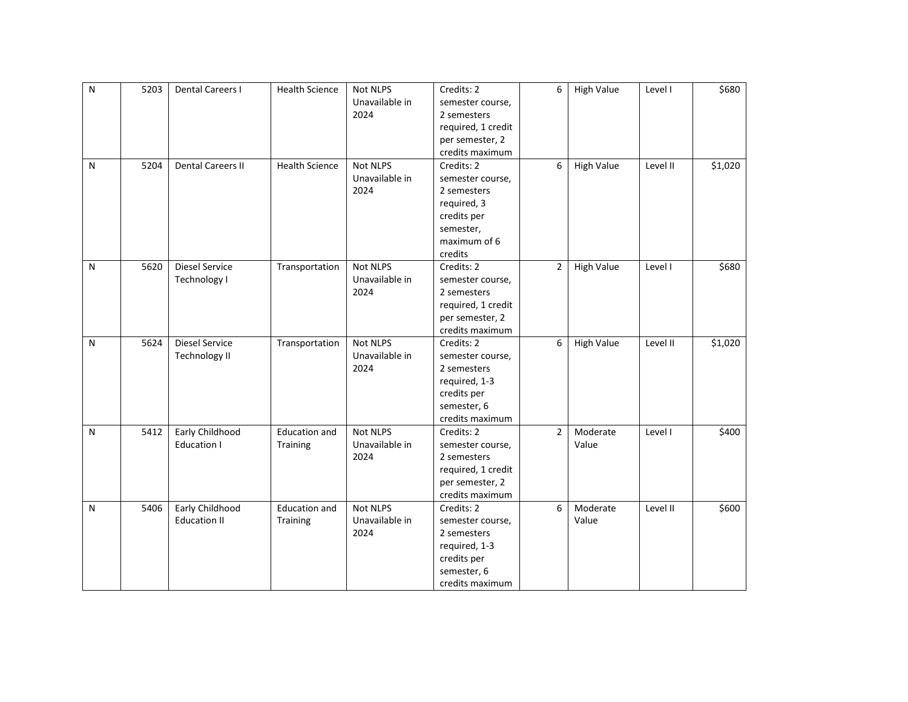| | | | | | | | | | |
|---|---|---|---|---|---|---|---|---|---|
| N | 5203 | Dental Careers I | Health Science | Not NLPS Unavailable in 2024 | Credits: 2 semester course, 2 semesters required, 1 credit per semester, 2 credits maximum | 6 | High Value | Level I | $680 |
| N | 5204 | Dental Careers II | Health Science | Not NLPS Unavailable in 2024 | Credits: 2 semester course, 2 semesters required, 3 credits per semester, maximum of 6 credits | 6 | High Value | Level II | $1,020 |
| N | 5620 | Diesel Service Technology I | Transportation | Not NLPS Unavailable in 2024 | Credits: 2 semester course, 2 semesters required, 1 credit per semester, 2 credits maximum | 2 | High Value | Level I | $680 |
| N | 5624 | Diesel Service Technology II | Transportation | Not NLPS Unavailable in 2024 | Credits: 2 semester course, 2 semesters required, 1-3 credits per semester, 6 credits maximum | 6 | High Value | Level II | $1,020 |
| N | 5412 | Early Childhood Education I | Education and Training | Not NLPS Unavailable in 2024 | Credits: 2 semester course, 2 semesters required, 1 credit per semester, 2 credits maximum | 2 | Moderate Value | Level I | $400 |
| N | 5406 | Early Childhood Education II | Education and Training | Not NLPS Unavailable in 2024 | Credits: 2 semester course, 2 semesters required, 1-3 credits per semester, 6 credits maximum | 6 | Moderate Value | Level II | $600 |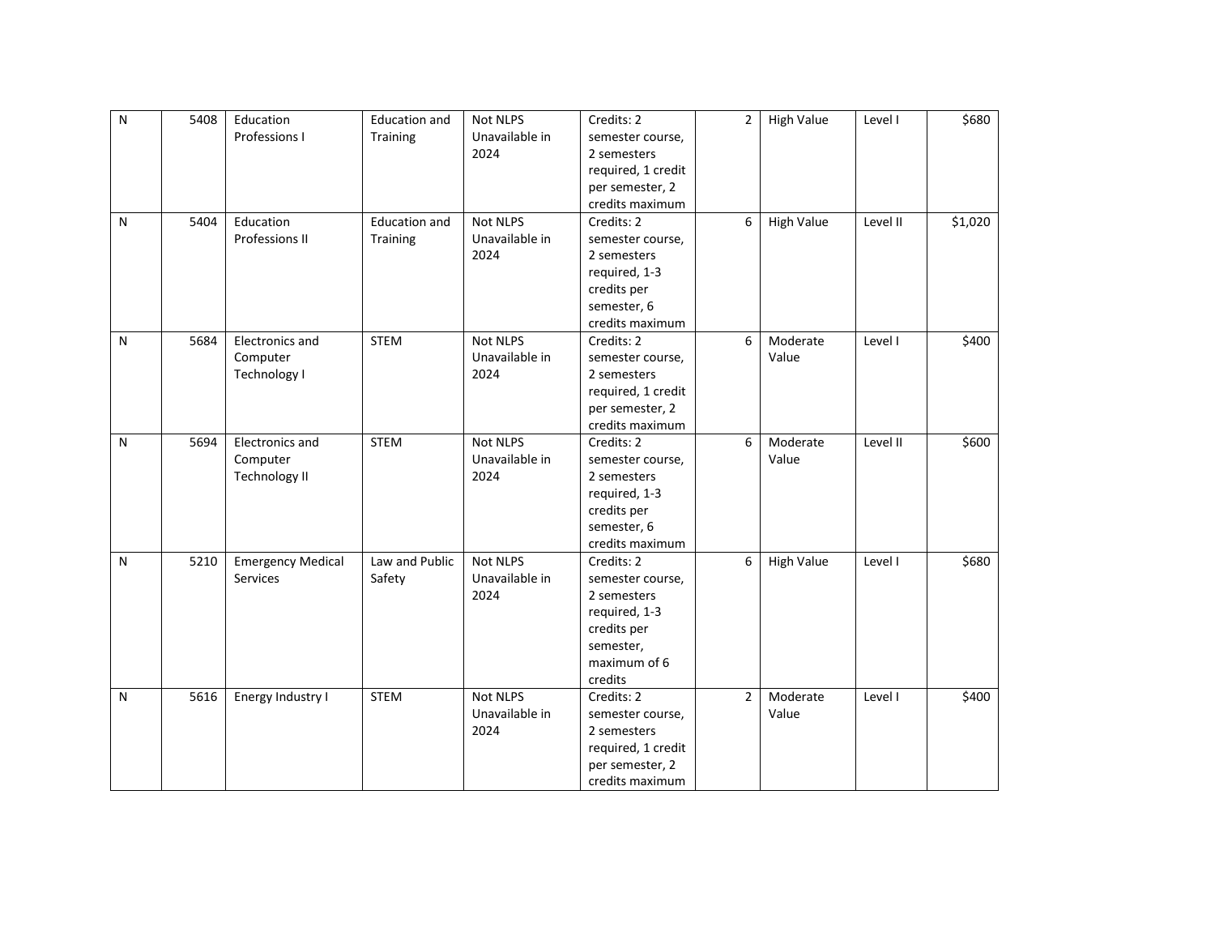| | | | | | | | | | |
|---|---|---|---|---|---|---|---|---|---|
| N | 5408 | Education Professions I | Education and Training | Not NLPS Unavailable in 2024 | Credits: 2 semester course, 2 semesters required, 1 credit per semester, 2 credits maximum | 2 | High Value | Level I | $680 |
| N | 5404 | Education Professions II | Education and Training | Not NLPS Unavailable in 2024 | Credits: 2 semester course, 2 semesters required, 1-3 credits per semester, 6 credits maximum | 6 | High Value | Level II | $1,020 |
| N | 5684 | Electronics and Computer Technology I | STEM | Not NLPS Unavailable in 2024 | Credits: 2 semester course, 2 semesters required, 1 credit per semester, 2 credits maximum | 6 | Moderate Value | Level I | $400 |
| N | 5694 | Electronics and Computer Technology II | STEM | Not NLPS Unavailable in 2024 | Credits: 2 semester course, 2 semesters required, 1-3 credits per semester, 6 credits maximum | 6 | Moderate Value | Level II | $600 |
| N | 5210 | Emergency Medical Services | Law and Public Safety | Not NLPS Unavailable in 2024 | Credits: 2 semester course, 2 semesters required, 1-3 credits per semester, maximum of 6 credits | 6 | High Value | Level I | $680 |
| N | 5616 | Energy Industry I | STEM | Not NLPS Unavailable in 2024 | Credits: 2 semester course, 2 semesters required, 1 credit per semester, 2 credits maximum | 2 | Moderate Value | Level I | $400 |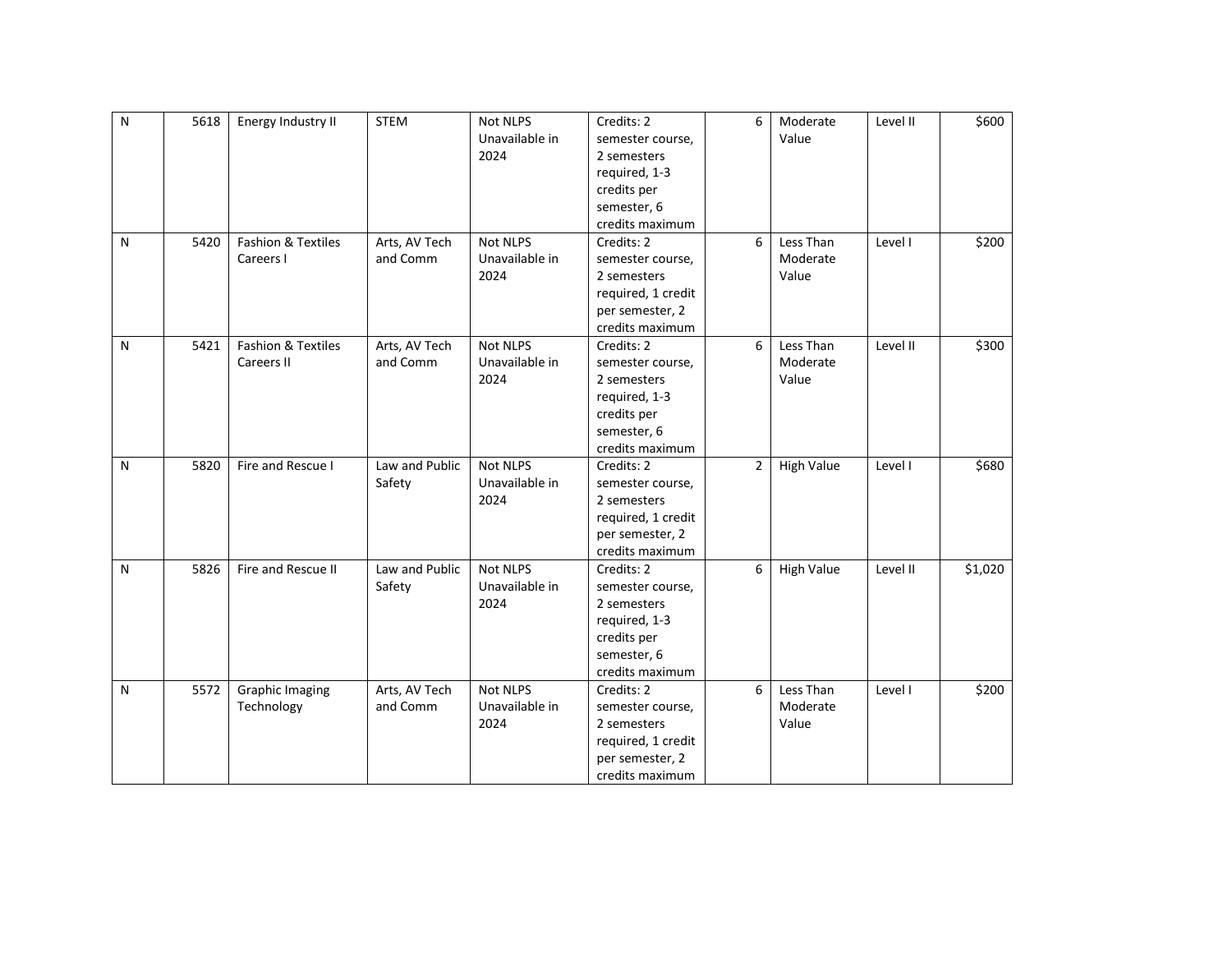| | | | | | | | | | |
|---|---|---|---|---|---|---|---|---|---|
| N | 5618 | Energy Industry II | STEM | Not NLPS Unavailable in 2024 | Credits: 2 semester course, 2 semesters required, 1-3 credits per semester, 6 credits maximum | 6 | Moderate Value | Level II | $600 |
| N | 5420 | Fashion & Textiles Careers I | Arts, AV Tech and Comm | Not NLPS Unavailable in 2024 | Credits: 2 semester course, 2 semesters required, 1 credit per semester, 2 credits maximum | 6 | Less Than Moderate Value | Level I | $200 |
| N | 5421 | Fashion & Textiles Careers II | Arts, AV Tech and Comm | Not NLPS Unavailable in 2024 | Credits: 2 semester course, 2 semesters required, 1-3 credits per semester, 6 credits maximum | 6 | Less Than Moderate Value | Level II | $300 |
| N | 5820 | Fire and Rescue I | Law and Public Safety | Not NLPS Unavailable in 2024 | Credits: 2 semester course, 2 semesters required, 1 credit per semester, 2 credits maximum | 2 | High Value | Level I | $680 |
| N | 5826 | Fire and Rescue II | Law and Public Safety | Not NLPS Unavailable in 2024 | Credits: 2 semester course, 2 semesters required, 1-3 credits per semester, 6 credits maximum | 6 | High Value | Level II | $1,020 |
| N | 5572 | Graphic Imaging Technology | Arts, AV Tech and Comm | Not NLPS Unavailable in 2024 | Credits: 2 semester course, 2 semesters required, 1 credit per semester, 2 credits maximum | 6 | Less Than Moderate Value | Level I | $200 |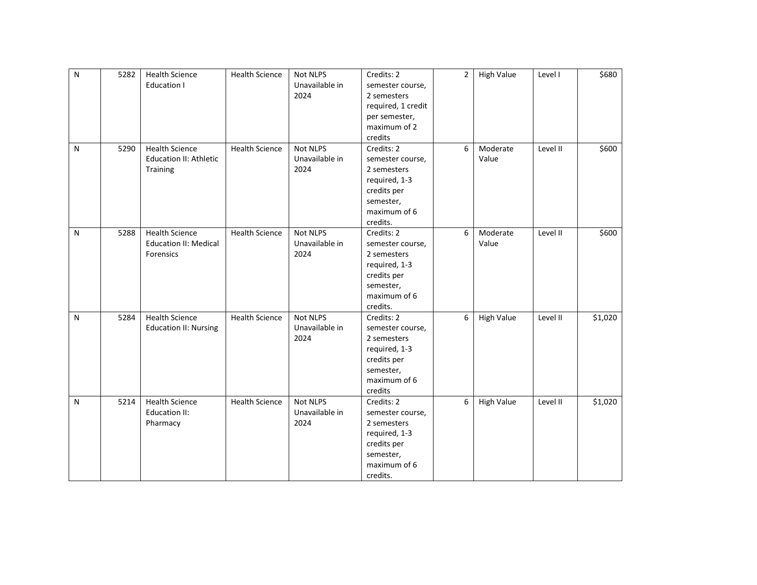| N | 5282 | Health Science Education I | Health Science | Not NLPS Unavailable in 2024 | Credits: 2 semester course, 2 semesters required, 1 credit per semester, maximum of 2 credits | 2 | High Value | Level I | $680 |
|---|---|---|---|---|---|---|---|---|---|
| N | 5290 | Health Science Education II: Athletic Training | Health Science | Not NLPS Unavailable in 2024 | Credits: 2 semester course, 2 semesters required, 1-3 credits per semester, maximum of 6 credits. | 6 | Moderate Value | Level II | $600 |
| N | 5288 | Health Science Education II: Medical Forensics | Health Science | Not NLPS Unavailable in 2024 | Credits: 2 semester course, 2 semesters required, 1-3 credits per semester, maximum of 6 credits. | 6 | Moderate Value | Level II | $600 |
| N | 5284 | Health Science Education II: Nursing | Health Science | Not NLPS Unavailable in 2024 | Credits: 2 semester course, 2 semesters required, 1-3 credits per semester, maximum of 6 credits | 6 | High Value | Level II | $1,020 |
| N | 5214 | Health Science Education II: Pharmacy | Health Science | Not NLPS Unavailable in 2024 | Credits: 2 semester course, 2 semesters required, 1-3 credits per semester, maximum of 6 credits. | 6 | High Value | Level II | $1,020 |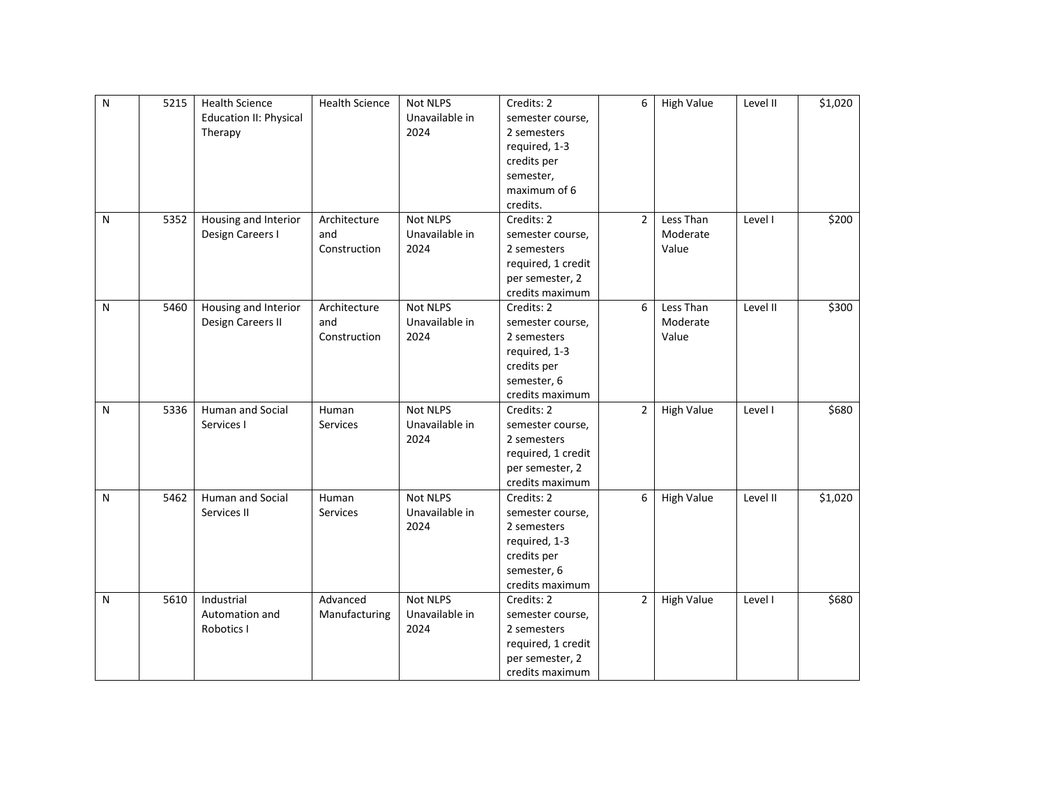| | | | | | | | | | |
|---|---|---|---|---|---|---|---|---|---|
| N | 5215 | Health Science Education II: Physical Therapy | Health Science | Not NLPS Unavailable in 2024 | Credits: 2 semester course, 2 semesters required, 1-3 credits per semester, maximum of 6 credits. | 6 | High Value | Level II | $1,020 |
| N | 5352 | Housing and Interior Design Careers I | Architecture and Construction | Not NLPS Unavailable in 2024 | Credits: 2 semester course, 2 semesters required, 1 credit per semester, 2 credits maximum | 2 | Less Than Moderate Value | Level I | $200 |
| N | 5460 | Housing and Interior Design Careers II | Architecture and Construction | Not NLPS Unavailable in 2024 | Credits: 2 semester course, 2 semesters required, 1-3 credits per semester, 6 credits maximum | 6 | Less Than Moderate Value | Level II | $300 |
| N | 5336 | Human and Social Services I | Human Services | Not NLPS Unavailable in 2024 | Credits: 2 semester course, 2 semesters required, 1 credit per semester, 2 credits maximum | 2 | High Value | Level I | $680 |
| N | 5462 | Human and Social Services II | Human Services | Not NLPS Unavailable in 2024 | Credits: 2 semester course, 2 semesters required, 1-3 credits per semester, 6 credits maximum | 6 | High Value | Level II | $1,020 |
| N | 5610 | Industrial Automation and Robotics I | Advanced Manufacturing | Not NLPS Unavailable in 2024 | Credits: 2 semester course, 2 semesters required, 1 credit per semester, 2 credits maximum | 2 | High Value | Level I | $680 |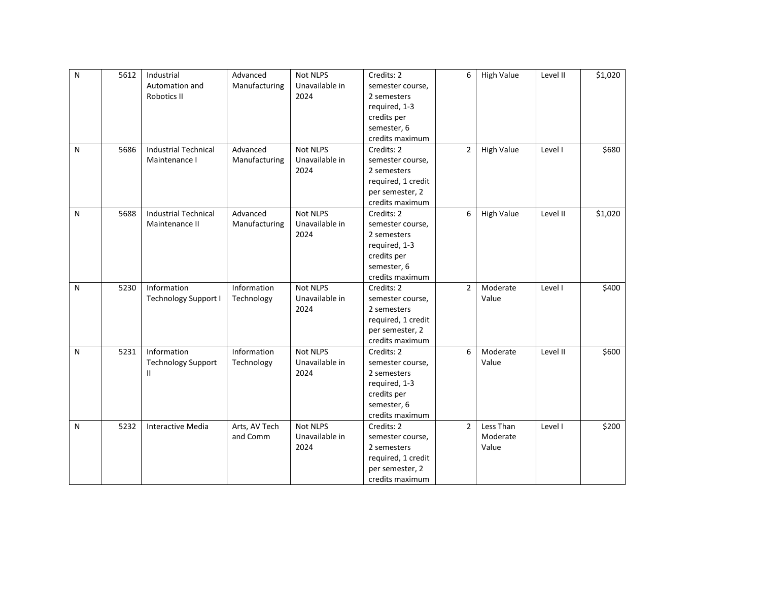| | | | | | | | | | |
|---|---|---|---|---|---|---|---|---|---|
| N | 5612 | Industrial Automation and Robotics II | Advanced Manufacturing | Not NLPS Unavailable in 2024 | Credits: 2 semester course, 2 semesters required, 1-3 credits per semester, 6 credits maximum | 6 | High Value | Level II | $1,020 |
| N | 5686 | Industrial Technical Maintenance I | Advanced Manufacturing | Not NLPS Unavailable in 2024 | Credits: 2 semester course, 2 semesters required, 1 credit per semester, 2 credits maximum | 2 | High Value | Level I | $680 |
| N | 5688 | Industrial Technical Maintenance II | Advanced Manufacturing | Not NLPS Unavailable in 2024 | Credits: 2 semester course, 2 semesters required, 1-3 credits per semester, 6 credits maximum | 6 | High Value | Level II | $1,020 |
| N | 5230 | Information Technology Support I | Information Technology | Not NLPS Unavailable in 2024 | Credits: 2 semester course, 2 semesters required, 1 credit per semester, 2 credits maximum | 2 | Moderate Value | Level I | $400 |
| N | 5231 | Information Technology Support II | Information Technology | Not NLPS Unavailable in 2024 | Credits: 2 semester course, 2 semesters required, 1-3 credits per semester, 6 credits maximum | 6 | Moderate Value | Level II | $600 |
| N | 5232 | Interactive Media | Arts, AV Tech and Comm | Not NLPS Unavailable in 2024 | Credits: 2 semester course, 2 semesters required, 1 credit per semester, 2 credits maximum | 2 | Less Than Moderate Value | Level I | $200 |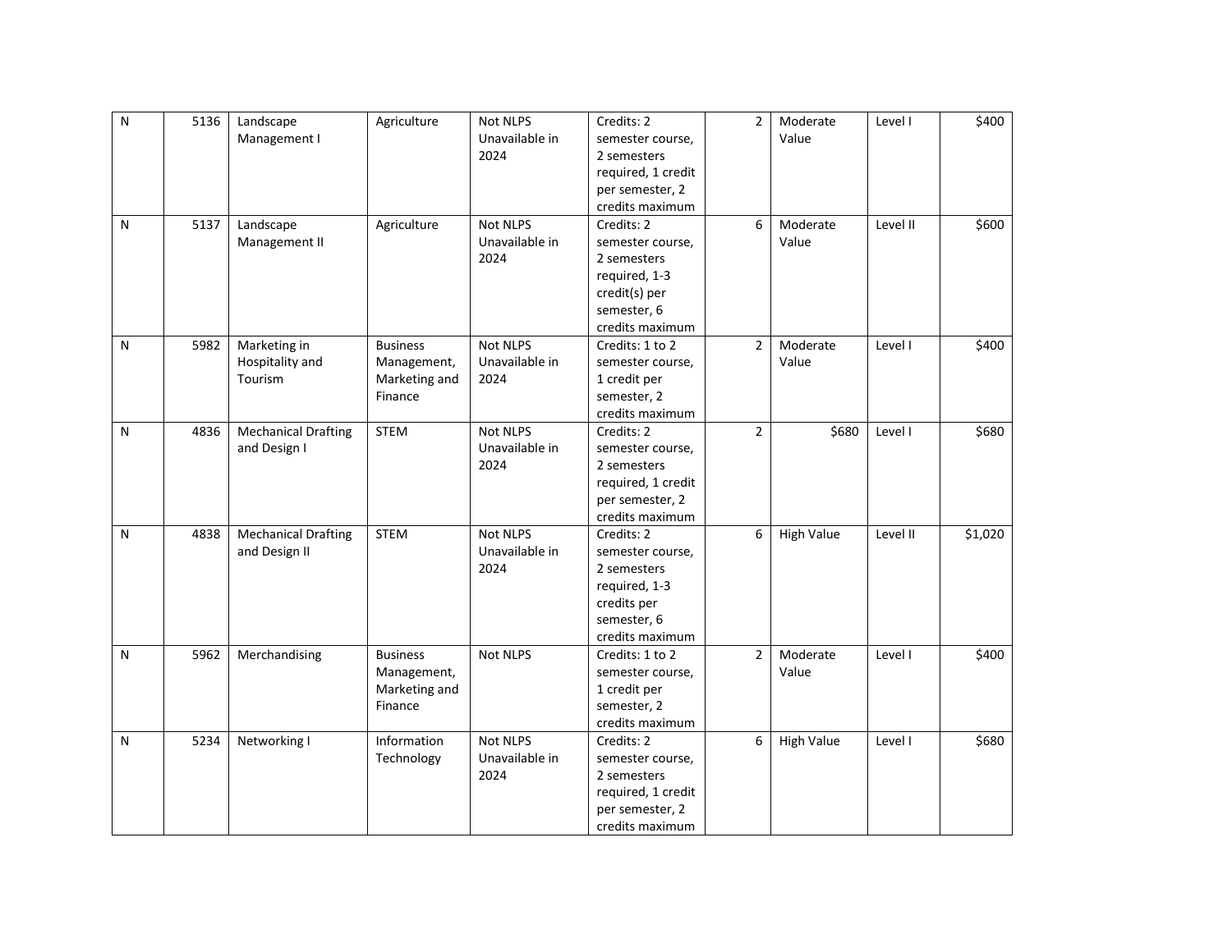| | | | | | | | | | |
|---|---|---|---|---|---|---|---|---|---|
| N | 5136 | Landscape Management I | Agriculture | Not NLPS Unavailable in 2024 | Credits: 2 semester course, 2 semesters required, 1 credit per semester, 2 credits maximum | 2 | Moderate Value | Level I | $400 |
| N | 5137 | Landscape Management II | Agriculture | Not NLPS Unavailable in 2024 | Credits: 2 semester course, 2 semesters required, 1-3 credit(s) per semester, 6 credits maximum | 6 | Moderate Value | Level II | $600 |
| N | 5982 | Marketing in Hospitality and Tourism | Business Management, Marketing and Finance | Not NLPS Unavailable in 2024 | Credits: 1 to 2 semester course, 1 credit per semester, 2 credits maximum | 2 | Moderate Value | Level I | $400 |
| N | 4836 | Mechanical Drafting and Design I | STEM | Not NLPS Unavailable in 2024 | Credits: 2 semester course, 2 semesters required, 1 credit per semester, 2 credits maximum | 2 | $680 | Level I | $680 |
| N | 4838 | Mechanical Drafting and Design II | STEM | Not NLPS Unavailable in 2024 | Credits: 2 semester course, 2 semesters required, 1-3 credits per semester, 6 credits maximum | 6 | High Value | Level II | $1,020 |
| N | 5962 | Merchandising | Business Management, Marketing and Finance | Not NLPS | Credits: 1 to 2 semester course, 1 credit per semester, 2 credits maximum | 2 | Moderate Value | Level I | $400 |
| N | 5234 | Networking I | Information Technology | Not NLPS Unavailable in 2024 | Credits: 2 semester course, 2 semesters required, 1 credit per semester, 2 credits maximum | 6 | High Value | Level I | $680 |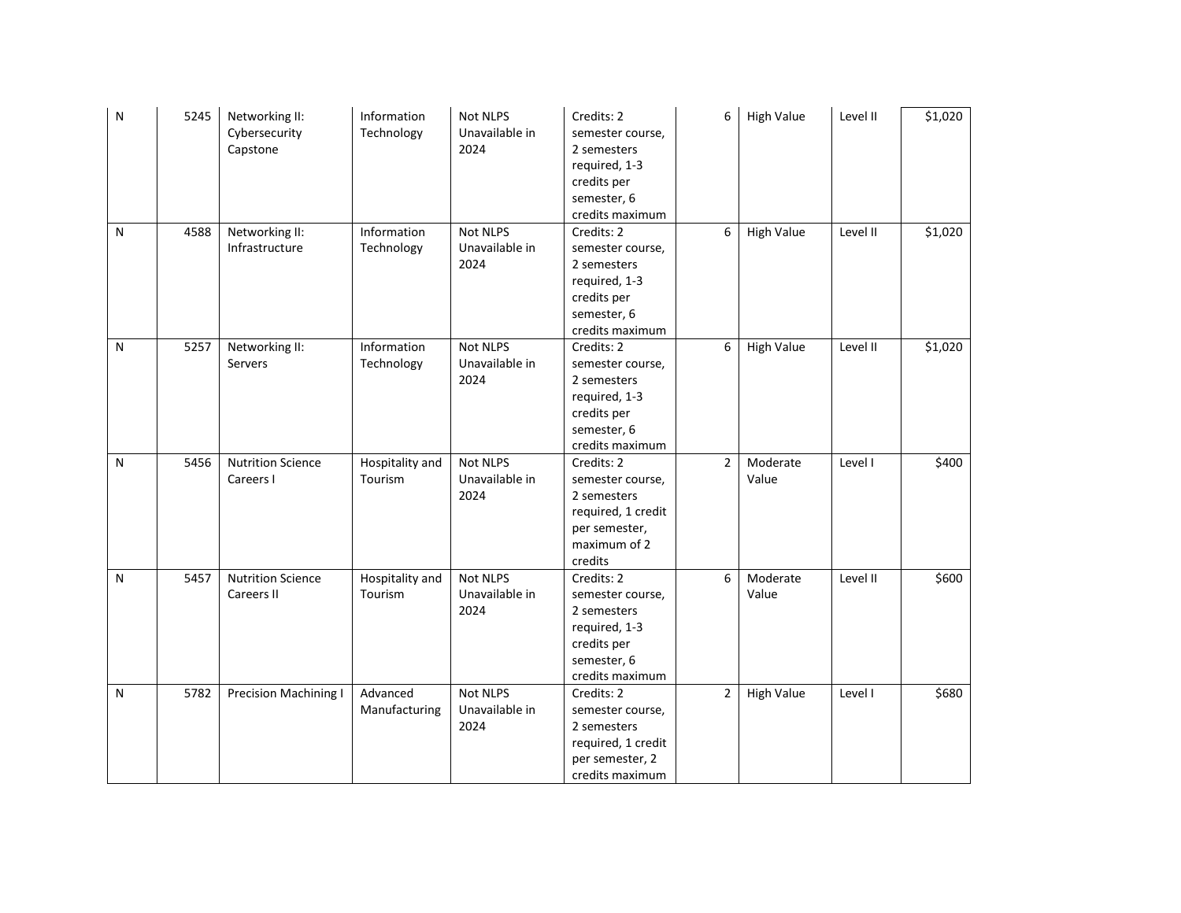| | | | | | | | | | |
|---|---|---|---|---|---|---|---|---|---|
| N | 5245 | Networking II: Cybersecurity Capstone | Information Technology | Not NLPS Unavailable in 2024 | Credits: 2 semester course, 2 semesters required, 1-3 credits per semester, 6 credits maximum | 6 | High Value | Level II | $1,020 |
| N | 4588 | Networking II: Infrastructure | Information Technology | Not NLPS Unavailable in 2024 | Credits: 2 semester course, 2 semesters required, 1-3 credits per semester, 6 credits maximum | 6 | High Value | Level II | $1,020 |
| N | 5257 | Networking II: Servers | Information Technology | Not NLPS Unavailable in 2024 | Credits: 2 semester course, 2 semesters required, 1-3 credits per semester, 6 credits maximum | 6 | High Value | Level II | $1,020 |
| N | 5456 | Nutrition Science Careers I | Hospitality and Tourism | Not NLPS Unavailable in 2024 | Credits: 2 semester course, 2 semesters required, 1 credit per semester, maximum of 2 credits | 2 | Moderate Value | Level I | $400 |
| N | 5457 | Nutrition Science Careers II | Hospitality and Tourism | Not NLPS Unavailable in 2024 | Credits: 2 semester course, 2 semesters required, 1-3 credits per semester, 6 credits maximum | 6 | Moderate Value | Level II | $600 |
| N | 5782 | Precision Machining I | Advanced Manufacturing | Not NLPS Unavailable in 2024 | Credits: 2 semester course, 2 semesters required, 1 credit per semester, 2 credits maximum | 2 | High Value | Level I | $680 |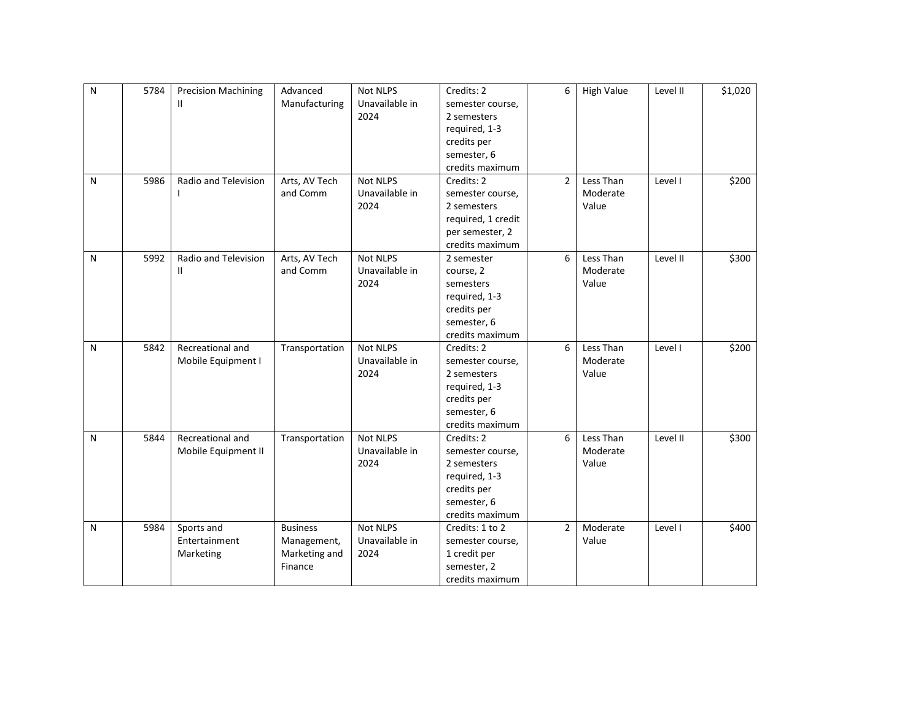| | | | | | | | | | |
|---|---|---|---|---|---|---|---|---|---|
| N | 5784 | Precision Machining II | Advanced Manufacturing | Not NLPS Unavailable in 2024 | Credits: 2 semester course, 2 semesters required, 1-3 credits per semester, 6 credits maximum | 6 | High Value | Level II | $1,020 |
| N | 5986 | Radio and Television I | Arts, AV Tech and Comm | Not NLPS Unavailable in 2024 | Credits: 2 semester course, 2 semesters required, 1 credit per semester, 2 credits maximum | 2 | Less Than Moderate Value | Level I | $200 |
| N | 5992 | Radio and Television II | Arts, AV Tech and Comm | Not NLPS Unavailable in 2024 | 2 semester course, 2 semesters required, 1-3 credits per semester, 6 credits maximum | 6 | Less Than Moderate Value | Level II | $300 |
| N | 5842 | Recreational and Mobile Equipment I | Transportation | Not NLPS Unavailable in 2024 | Credits: 2 semester course, 2 semesters required, 1-3 credits per semester, 6 credits maximum | 6 | Less Than Moderate Value | Level I | $200 |
| N | 5844 | Recreational and Mobile Equipment II | Transportation | Not NLPS Unavailable in 2024 | Credits: 2 semester course, 2 semesters required, 1-3 credits per semester, 6 credits maximum | 6 | Less Than Moderate Value | Level II | $300 |
| N | 5984 | Sports and Entertainment Marketing | Business Management, Marketing and Finance | Not NLPS Unavailable in 2024 | Credits: 1 to 2 semester course, 1 credit per semester, 2 credits maximum | 2 | Moderate Value | Level I | $400 |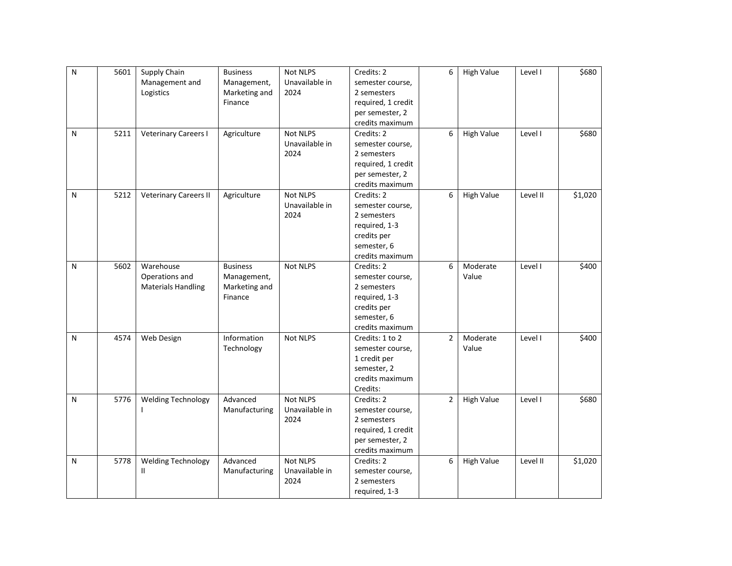| | | | | | | | | | |
|---|---|---|---|---|---|---|---|---|---|
| N | 5601 | Supply Chain Management and Logistics | Business Management, Marketing and Finance | Not NLPS Unavailable in 2024 | Credits: 2 semester course, 2 semesters required, 1 credit per semester, 2 credits maximum | 6 | High Value | Level I | $680 |
| N | 5211 | Veterinary Careers I | Agriculture | Not NLPS Unavailable in 2024 | Credits: 2 semester course, 2 semesters required, 1 credit per semester, 2 credits maximum | 6 | High Value | Level I | $680 |
| N | 5212 | Veterinary Careers II | Agriculture | Not NLPS Unavailable in 2024 | Credits: 2 semester course, 2 semesters required, 1-3 credits per semester, 6 credits maximum | 6 | High Value | Level II | $1,020 |
| N | 5602 | Warehouse Operations and Materials Handling | Business Management, Marketing and Finance | Not NLPS | Credits: 2 semester course, 2 semesters required, 1-3 credits per semester, 6 credits maximum | 6 | Moderate Value | Level I | $400 |
| N | 4574 | Web Design | Information Technology | Not NLPS | Credits: 1 to 2 semester course, 1 credit per semester, 2 credits maximum Credits: | 2 | Moderate Value | Level I | $400 |
| N | 5776 | Welding Technology I | Advanced Manufacturing | Not NLPS Unavailable in 2024 | Credits: 2 semester course, 2 semesters required, 1 credit per semester, 2 credits maximum | 2 | High Value | Level I | $680 |
| N | 5778 | Welding Technology II | Advanced Manufacturing | Not NLPS Unavailable in 2024 | Credits: 2 semester course, 2 semesters required, 1-3 | 6 | High Value | Level II | $1,020 |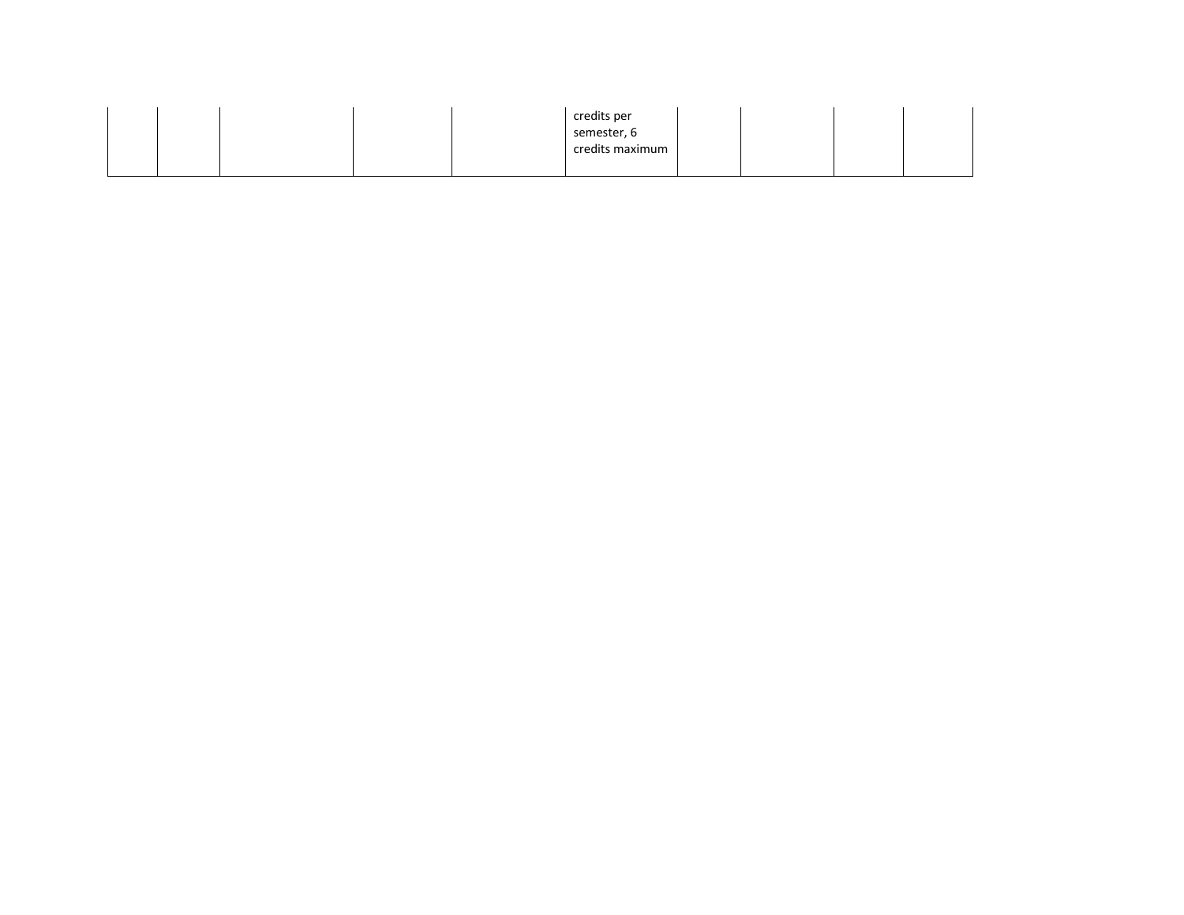| | | | | | | | | | |
|---|---|---|---|---|---|---|---|---|---|
| | | | | | credits per semester, 6 credits maximum | | | | |